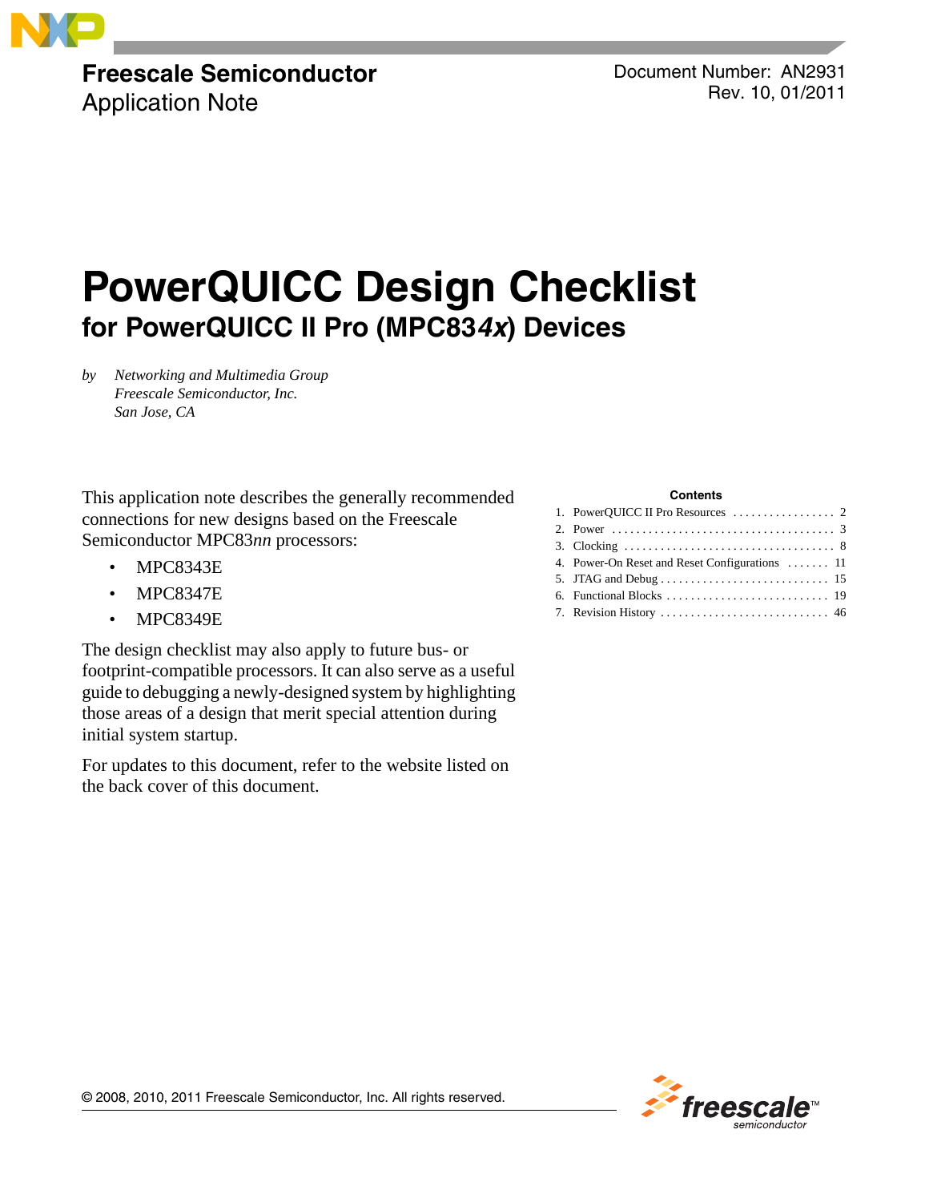**Freescale Semiconductor**
Application Note

Document Number: AN2931
Rev. 10, 01/2011

# PowerQUICC Design Checklist
## for PowerQUICC II Pro (MPC83*4x*) Devices

*by Networking and Multimedia Group*
*Freescale Semiconductor, Inc.*
*San Jose, CA*

This application note describes the generally recommended connections for new designs based on the Freescale Semiconductor MPC83*nn* processors:

- MPC8343E
- MPC8347E
- MPC8349E

The design checklist may also apply to future bus- or footprint-compatible processors. It can also serve as a useful guide to debugging a newly-designed system by highlighting those areas of a design that merit special attention during initial system startup.

For updates to this document, refer to the website listed on the back cover of this document.

**Contents**

1. PowerQUICC II Pro Resources . . . . . . . . . . . . . . . . . 2
2. Power . . . . . . . . . . . . . . . . . . . . . . . . . . . . . . . . . . . . . 3
3. Clocking . . . . . . . . . . . . . . . . . . . . . . . . . . . . . . . . . . . 8
4. Power-On Reset and Reset Configurations . . . . . . . 11
5. JTAG and Debug . . . . . . . . . . . . . . . . . . . . . . . . . . . . 15
6. Functional Blocks . . . . . . . . . . . . . . . . . . . . . . . . . . . 19
7. Revision History . . . . . . . . . . . . . . . . . . . . . . . . . . . . 46

© 2008, 2010, 2011 Freescale Semiconductor, Inc. All rights reserved.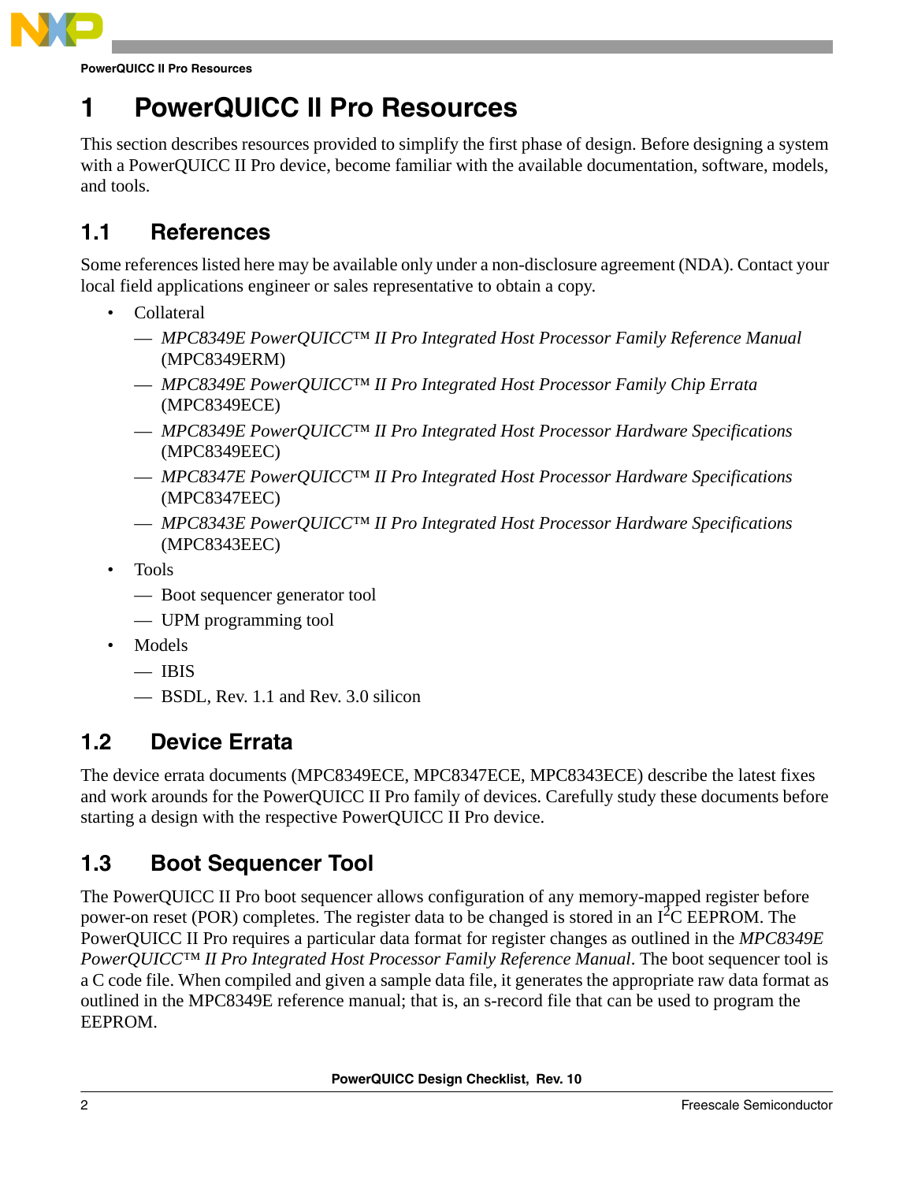# 1 PowerQUICC II Pro Resources

This section describes resources provided to simplify the first phase of design. Before designing a system with a PowerQUICC II Pro device, become familiar with the available documentation, software, models, and tools.

## 1.1 References

Some references listed here may be available only under a non-disclosure agreement (NDA). Contact your local field applications engineer or sales representative to obtain a copy.

- Collateral
  - *MPC8349E PowerQUICC™ II Pro Integrated Host Processor Family Reference Manual* (MPC8349ERM)
  - *MPC8349E PowerQUICC™ II Pro Integrated Host Processor Family Chip Errata* (MPC8349ECE)
  - *MPC8349E PowerQUICC™ II Pro Integrated Host Processor Hardware Specifications* (MPC8349EEC)
  - *MPC8347E PowerQUICC™ II Pro Integrated Host Processor Hardware Specifications* (MPC8347EEC)
  - *MPC8343E PowerQUICC™ II Pro Integrated Host Processor Hardware Specifications* (MPC8343EEC)
- Tools
  - Boot sequencer generator tool
  - UPM programming tool
- Models
  - IBIS
  - BSDL, Rev. 1.1 and Rev. 3.0 silicon

## 1.2 Device Errata

The device errata documents (MPC8349ECE, MPC8347ECE, MPC8343ECE) describe the latest fixes and work arounds for the PowerQUICC II Pro family of devices. Carefully study these documents before starting a design with the respective PowerQUICC II Pro device.

## 1.3 Boot Sequencer Tool

The PowerQUICC II Pro boot sequencer allows configuration of any memory-mapped register before power-on reset (POR) completes. The register data to be changed is stored in an $I^2C$ EEPROM. The PowerQUICC II Pro requires a particular data format for register changes as outlined in the *MPC8349E PowerQUICC™ II Pro Integrated Host Processor Family Reference Manual*. The boot sequencer tool is a C code file. When compiled and given a sample data file, it generates the appropriate raw data format as outlined in the MPC8349E reference manual; that is, an s-record file that can be used to program the EEPROM.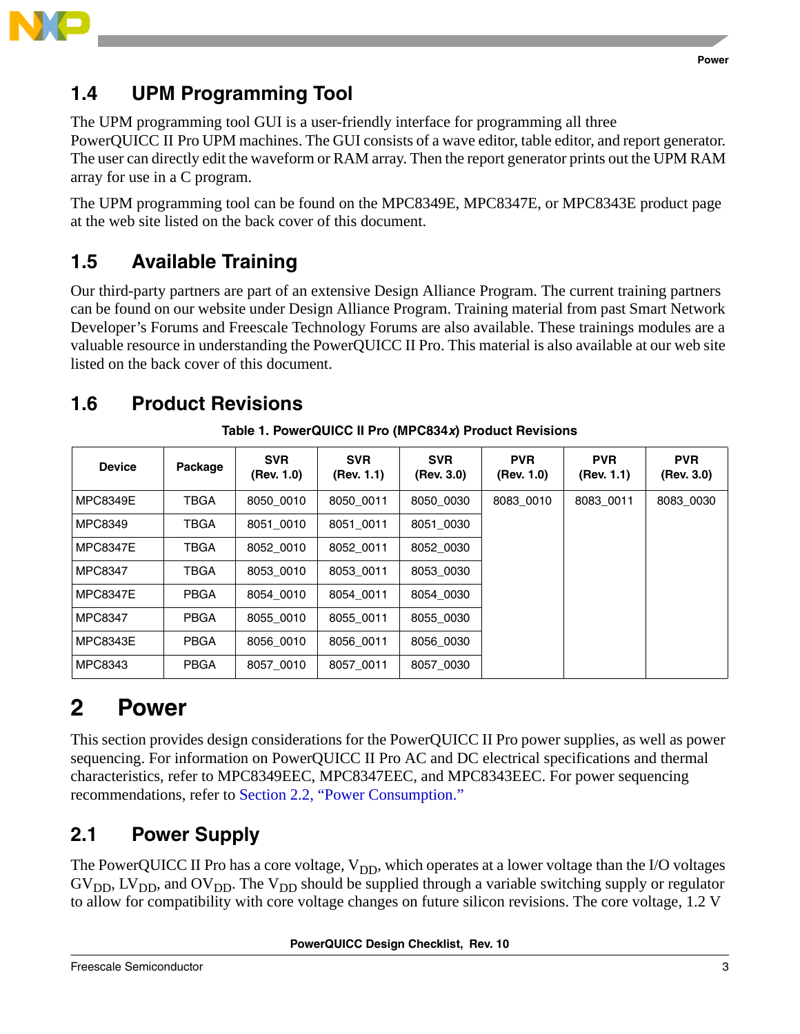## 1.4 UPM Programming Tool

The UPM programming tool GUI is a user-friendly interface for programming all three PowerQUICC II Pro UPM machines. The GUI consists of a wave editor, table editor, and report generator. The user can directly edit the waveform or RAM array. Then the report generator prints out the UPM RAM array for use in a C program.

The UPM programming tool can be found on the MPC8349E, MPC8347E, or MPC8343E product page at the web site listed on the back cover of this document.

## 1.5 Available Training

Our third-party partners are part of an extensive Design Alliance Program. The current training partners can be found on our website under Design Alliance Program. Training material from past Smart Network Developer's Forums and Freescale Technology Forums are also available. These trainings modules are a valuable resource in understanding the PowerQUICC II Pro. This material is also available at our web site listed on the back cover of this document.

## 1.6 Product Revisions

**Table 1. PowerQUICC II Pro (MPC834*x*) Product Revisions**

| Device | Package | SVR (Rev. 1.0) | SVR (Rev. 1.1) | SVR (Rev. 3.0) | PVR (Rev. 1.0) | PVR (Rev. 1.1) | PVR (Rev. 3.0) |
|---|---|---|---|---|---|---|---|
| MPC8349E | TBGA | 8050_0010 | 8050_0011 | 8050_0030 | 8083_0010 | 8083_0011 | 8083_0030 |
| MPC8349 | TBGA | 8051_0010 | 8051_0011 | 8051_0030 | | | |
| MPC8347E | TBGA | 8052_0010 | 8052_0011 | 8052_0030 | | | |
| MPC8347 | TBGA | 8053_0010 | 8053_0011 | 8053_0030 | | | |
| MPC8347E | PBGA | 8054_0010 | 8054_0011 | 8054_0030 | | | |
| MPC8347 | PBGA | 8055_0010 | 8055_0011 | 8055_0030 | | | |
| MPC8343E | PBGA | 8056_0010 | 8056_0011 | 8056_0030 | | | |
| MPC8343 | PBGA | 8057_0010 | 8057_0011 | 8057_0030 | | | |

# 2 Power

This section provides design considerations for the PowerQUICC II Pro power supplies, as well as power sequencing. For information on PowerQUICC II Pro AC and DC electrical specifications and thermal characteristics, refer to MPC8349EEC, MPC8347EEC, and MPC8343EEC. For power sequencing recommendations, refer to Section 2.2, "Power Consumption."

## 2.1 Power Supply

The PowerQUICC II Pro has a core voltage, $V_{DD}$, which operates at a lower voltage than the I/O voltages $GV_{DD}$, $LV_{DD}$, and $OV_{DD}$. The $V_{DD}$ should be supplied through a variable switching supply or regulator to allow for compatibility with core voltage changes on future silicon revisions. The core voltage, 1.2 V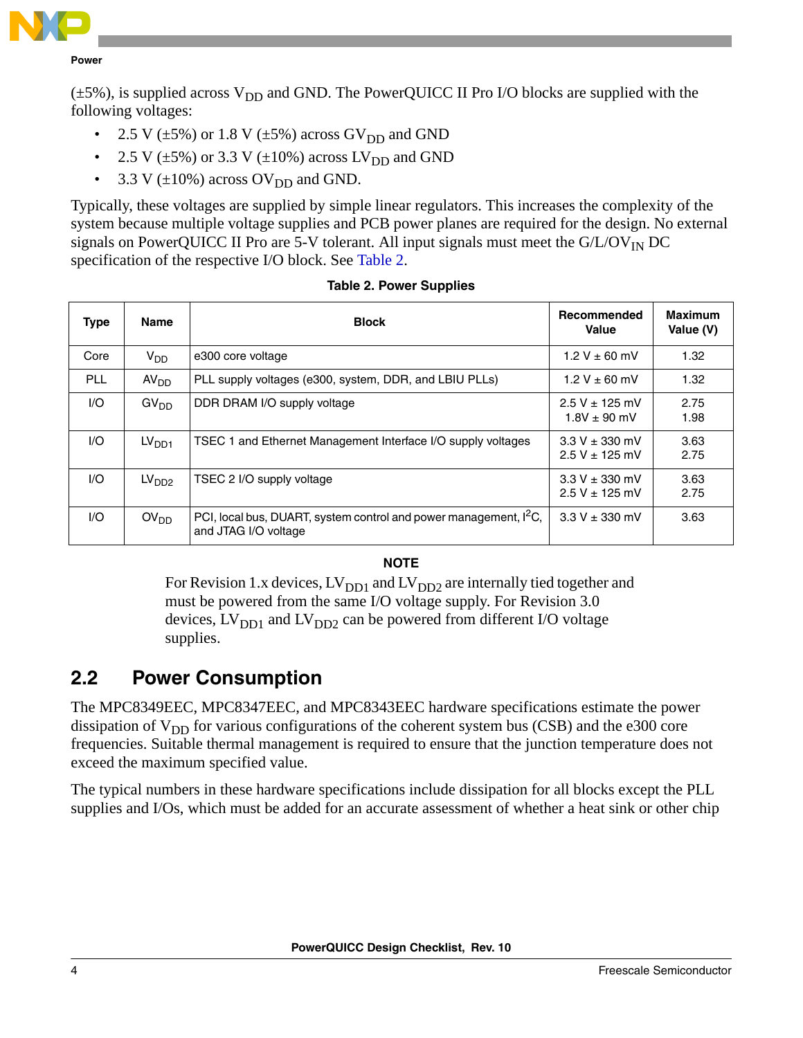(±5%), is supplied across $V_{DD}$ and GND. The PowerQUICC II Pro I/O blocks are supplied with the following voltages:

- 2.5 V (±5%) or 1.8 V (±5%) across $GV_{DD}$ and GND
- 2.5 V (±5%) or 3.3 V (±10%) across $LV_{DD}$ and GND
- 3.3 V (±10%) across $OV_{DD}$ and GND.

Typically, these voltages are supplied by simple linear regulators. This increases the complexity of the system because multiple voltage supplies and PCB power planes are required for the design. No external signals on PowerQUICC II Pro are 5-V tolerant. All input signals must meet the $G/L/OV_{IN}$ DC specification of the respective I/O block. See Table 2.

**Table 2. Power Supplies**

| Type | Name | Block | Recommended Value | Maximum Value (V) |
|---|---|---|---|---|
| Core | $V_{DD}$ | e300 core voltage | 1.2 V ± 60 mV | 1.32 |
| PLL | $AV_{DD}$ | PLL supply voltages (e300, system, DDR, and LBIU PLLs) | 1.2 V ± 60 mV | 1.32 |
| I/O | $GV_{DD}$ | DDR DRAM I/O supply voltage | 2.5 V ± 125 mV<br>1.8V ± 90 mV | 2.75<br>1.98 |
| I/O | $LV_{DD1}$ | TSEC 1 and Ethernet Management Interface I/O supply voltages | 3.3 V ± 330 mV<br>2.5 V ± 125 mV | 3.63<br>2.75 |
| I/O | $LV_{DD2}$ | TSEC 2 I/O supply voltage | 3.3 V ± 330 mV<br>2.5 V ± 125 mV | 3.63<br>2.75 |
| I/O | $OV_{DD}$ | PCI, local bus, DUART, system control and power management, $I^2C$, and JTAG I/O voltage | 3.3 V ± 330 mV | 3.63 |

**NOTE**

For Revision 1.x devices, $LV_{DD1}$ and $LV_{DD2}$ are internally tied together and must be powered from the same I/O voltage supply. For Revision 3.0 devices, $LV_{DD1}$ and $LV_{DD2}$ can be powered from different I/O voltage supplies.

## 2.2 Power Consumption

The MPC8349EEC, MPC8347EEC, and MPC8343EEC hardware specifications estimate the power dissipation of $V_{DD}$ for various configurations of the coherent system bus (CSB) and the e300 core frequencies. Suitable thermal management is required to ensure that the junction temperature does not exceed the maximum specified value.

The typical numbers in these hardware specifications include dissipation for all blocks except the PLL supplies and I/Os, which must be added for an accurate assessment of whether a heat sink or other chip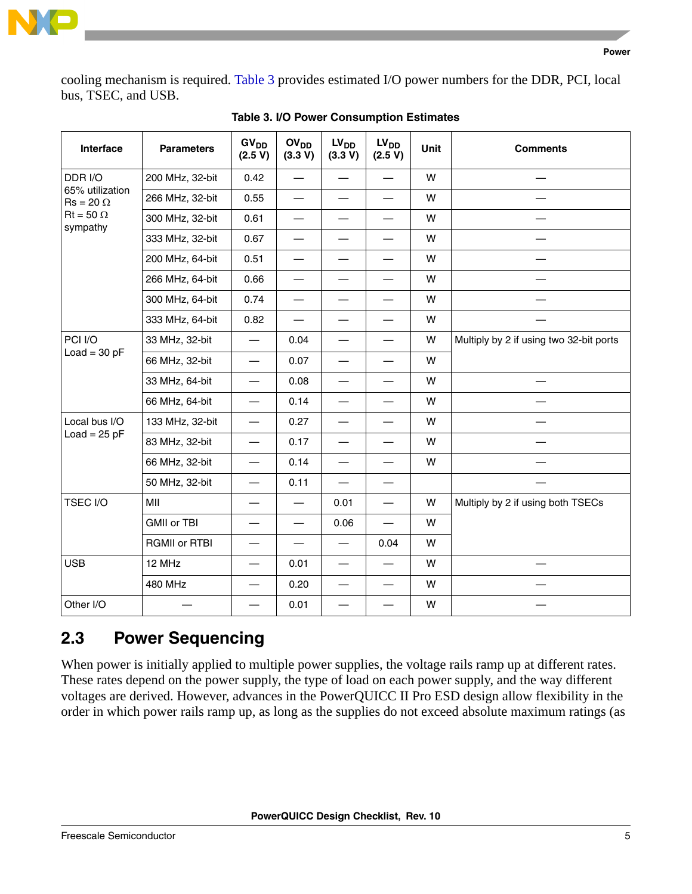cooling mechanism is required. Table 3 provides estimated I/O power numbers for the DDR, PCI, local bus, TSEC, and USB.

**Table 3. I/O Power Consumption Estimates**

| Interface | Parameters | $GV_{DD}$ (2.5 V) | $OV_{DD}$ (3.3 V) | $LV_{DD}$ (3.3 V) | $LV_{DD}$ (2.5 V) | Unit | Comments |
|---|---|---|---|---|---|---|---|
| DDR I/O 65% utilization Rs = 20 Ω Rt = 50 Ω sympathy | 200 MHz, 32-bit | 0.42 | — | — | — | W | — |
| | 266 MHz, 32-bit | 0.55 | — | — | — | W | — |
| | 300 MHz, 32-bit | 0.61 | — | — | — | W | — |
| | 333 MHz, 32-bit | 0.67 | — | — | — | W | — |
| | 200 MHz, 64-bit | 0.51 | — | — | — | W | — |
| | 266 MHz, 64-bit | 0.66 | — | — | — | W | — |
| | 300 MHz, 64-bit | 0.74 | — | — | — | W | — |
| | 333 MHz, 64-bit | 0.82 | — | — | — | W | — |
| PCI I/O Load = 30 pF | 33 MHz, 32-bit | — | 0.04 | — | — | W | Multiply by 2 if using two 32-bit ports |
| | 66 MHz, 32-bit | — | 0.07 | — | — | W | |
| | 33 MHz, 64-bit | — | 0.08 | — | — | W | — |
| | 66 MHz, 64-bit | — | 0.14 | — | — | W | — |
| Local bus I/O Load = 25 pF | 133 MHz, 32-bit | — | 0.27 | — | — | W | — |
| | 83 MHz, 32-bit | — | 0.17 | — | — | W | — |
| | 66 MHz, 32-bit | — | 0.14 | — | — | W | — |
| | 50 MHz, 32-bit | — | 0.11 | — | — | | — |
| TSEC I/O | MII | — | — | 0.01 | — | W | Multiply by 2 if using both TSECs |
| | GMII or TBI | — | — | 0.06 | — | W | |
| | RGMII or RTBI | — | — | — | 0.04 | W | |
| USB | 12 MHz | — | 0.01 | — | — | W | — |
| | 480 MHz | — | 0.20 | — | — | W | — |
| Other I/O | — | — | 0.01 | — | — | W | — |

## 2.3 Power Sequencing

When power is initially applied to multiple power supplies, the voltage rails ramp up at different rates. These rates depend on the power supply, the type of load on each power supply, and the way different voltages are derived. However, advances in the PowerQUICC II Pro ESD design allow flexibility in the order in which power rails ramp up, as long as the supplies do not exceed absolute maximum ratings (as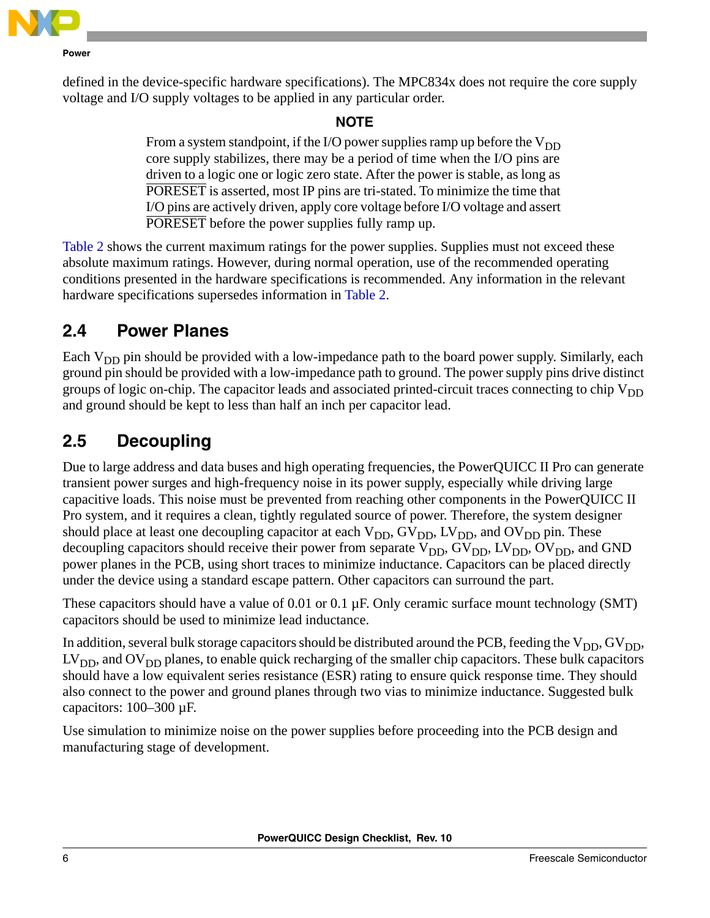defined in the device-specific hardware specifications). The MPC834x does not require the core supply voltage and I/O supply voltages to be applied in any particular order.

**NOTE**

From a system standpoint, if the I/O power supplies ramp up before the $V_{DD}$ core supply stabilizes, there may be a period of time when the I/O pins are driven to a logic one or logic zero state. After the power is stable, as long as $\overline{\text{PORESET}}$ is asserted, most IP pins are tri-stated. To minimize the time that I/O pins are actively driven, apply core voltage before I/O voltage and assert $\overline{\text{PORESET}}$ before the power supplies fully ramp up.

Table 2 shows the current maximum ratings for the power supplies. Supplies must not exceed these absolute maximum ratings. However, during normal operation, use of the recommended operating conditions presented in the hardware specifications is recommended. Any information in the relevant hardware specifications supersedes information in Table 2.

## 2.4 Power Planes

Each $V_{DD}$ pin should be provided with a low-impedance path to the board power supply. Similarly, each ground pin should be provided with a low-impedance path to ground. The power supply pins drive distinct groups of logic on-chip. The capacitor leads and associated printed-circuit traces connecting to chip $V_{DD}$ and ground should be kept to less than half an inch per capacitor lead.

## 2.5 Decoupling

Due to large address and data buses and high operating frequencies, the PowerQUICC II Pro can generate transient power surges and high-frequency noise in its power supply, especially while driving large capacitive loads. This noise must be prevented from reaching other components in the PowerQUICC II Pro system, and it requires a clean, tightly regulated source of power. Therefore, the system designer should place at least one decoupling capacitor at each $V_{DD}$, $GV_{DD}$, $LV_{DD}$, and $OV_{DD}$ pin. These decoupling capacitors should receive their power from separate $V_{DD}$, $GV_{DD}$, $LV_{DD}$, $OV_{DD}$, and GND power planes in the PCB, using short traces to minimize inductance. Capacitors can be placed directly under the device using a standard escape pattern. Other capacitors can surround the part.

These capacitors should have a value of 0.01 or 0.1 µF. Only ceramic surface mount technology (SMT) capacitors should be used to minimize lead inductance.

In addition, several bulk storage capacitors should be distributed around the PCB, feeding the $V_{DD}$, $GV_{DD}$, $LV_{DD}$, and $OV_{DD}$ planes, to enable quick recharging of the smaller chip capacitors. These bulk capacitors should have a low equivalent series resistance (ESR) rating to ensure quick response time. They should also connect to the power and ground planes through two vias to minimize inductance. Suggested bulk capacitors: 100–300 µF.

Use simulation to minimize noise on the power supplies before proceeding into the PCB design and manufacturing stage of development.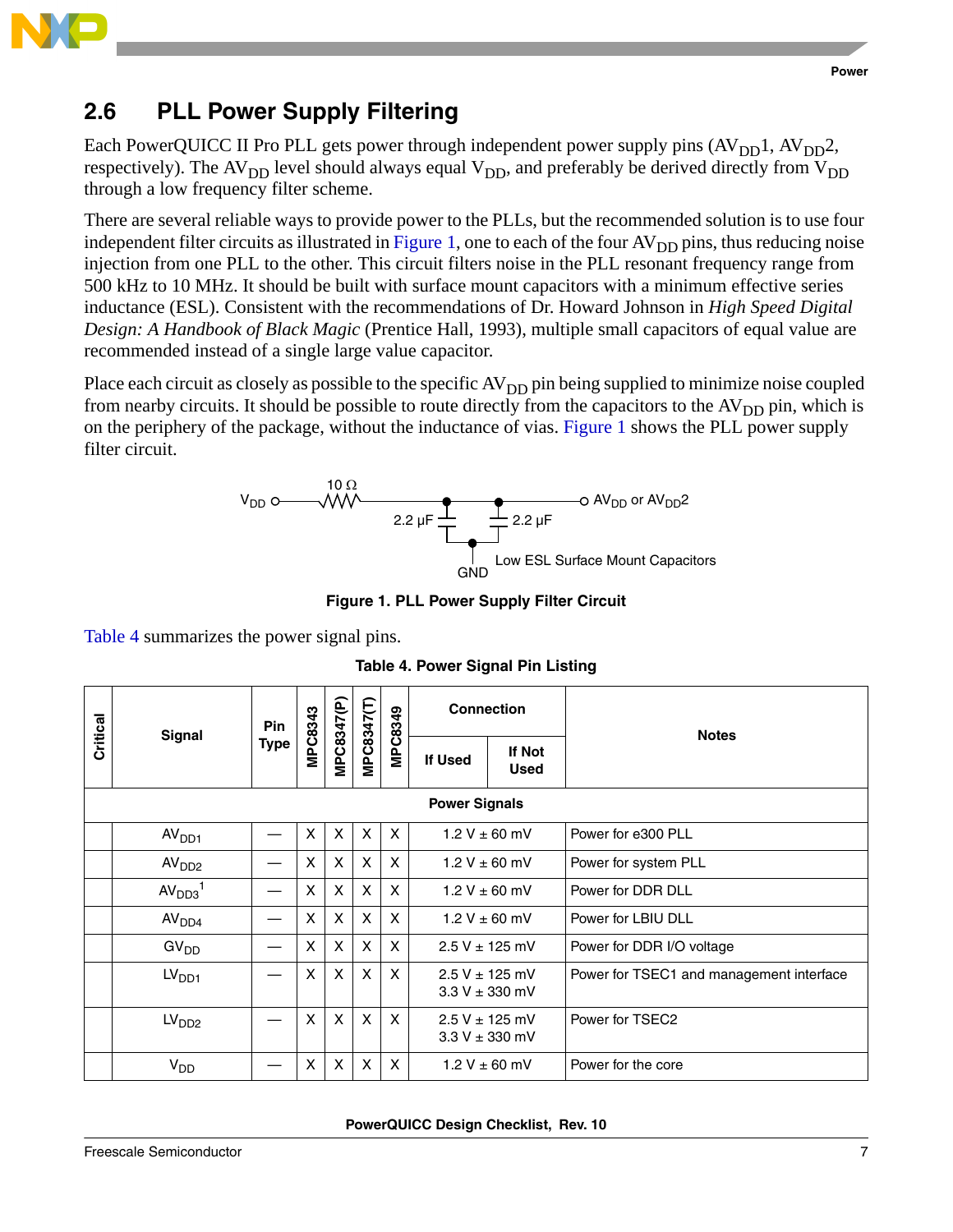## 2.6 PLL Power Supply Filtering

Each PowerQUICC II Pro PLL gets power through independent power supply pins ($AV_{DD}1$, $AV_{DD}2$, respectively). The $AV_{DD}$ level should always equal $V_{DD}$, and preferably be derived directly from $V_{DD}$ through a low frequency filter scheme.

There are several reliable ways to provide power to the PLLs, but the recommended solution is to use four independent filter circuits as illustrated in Figure 1, one to each of the four $AV_{DD}$ pins, thus reducing noise injection from one PLL to the other. This circuit filters noise in the PLL resonant frequency range from 500 kHz to 10 MHz. It should be built with surface mount capacitors with a minimum effective series inductance (ESL). Consistent with the recommendations of Dr. Howard Johnson in *High Speed Digital Design: A Handbook of Black Magic* (Prentice Hall, 1993), multiple small capacitors of equal value are recommended instead of a single large value capacitor.

Place each circuit as closely as possible to the specific $AV_{DD}$ pin being supplied to minimize noise coupled from nearby circuits. It should be possible to route directly from the capacitors to the $AV_{DD}$ pin, which is on the periphery of the package, without the inductance of vias. Figure 1 shows the PLL power supply filter circuit.

$V_{DD}$ — 10 Ω — $AV_{DD}$ or $AV_{DD}2$; 2.2 µF, 2.2 µF to GND; Low ESL Surface Mount Capacitors

**Figure 1. PLL Power Supply Filter Circuit**

Table 4 summarizes the power signal pins.

**Table 4. Power Signal Pin Listing**

| Critical | Signal | Pin Type | MPC8343 | MPC8347(P) | MPC8347(T) | MPC8349 | Connection | | Notes |
|---|---|---|---|---|---|---|---|---|---|
| | | | | | | | If Used | If Not Used | |
| **Power Signals** | | | | | | | | | |
| | $AV_{DD1}$ | — | X | X | X | X | 1.2 V ± 60 mV | | Power for e300 PLL |
| | $AV_{DD2}$ | — | X | X | X | X | 1.2 V ± 60 mV | | Power for system PLL |
| | $AV_{DD3}$ [1] | — | X | X | X | X | 1.2 V ± 60 mV | | Power for DDR DLL |
| | $AV_{DD4}$ | — | X | X | X | X | 1.2 V ± 60 mV | | Power for LBIU DLL |
| | $GV_{DD}$ | — | X | X | X | X | 2.5 V ± 125 mV | | Power for DDR I/O voltage |
| | $LV_{DD1}$ | — | X | X | X | X | 2.5 V ± 125 mV<br>3.3 V ± 330 mV | | Power for TSEC1 and management interface |
| | $LV_{DD2}$ | — | X | X | X | X | 2.5 V ± 125 mV<br>3.3 V ± 330 mV | | Power for TSEC2 |
| | $V_{DD}$ | — | X | X | X | X | 1.2 V ± 60 mV | | Power for the core |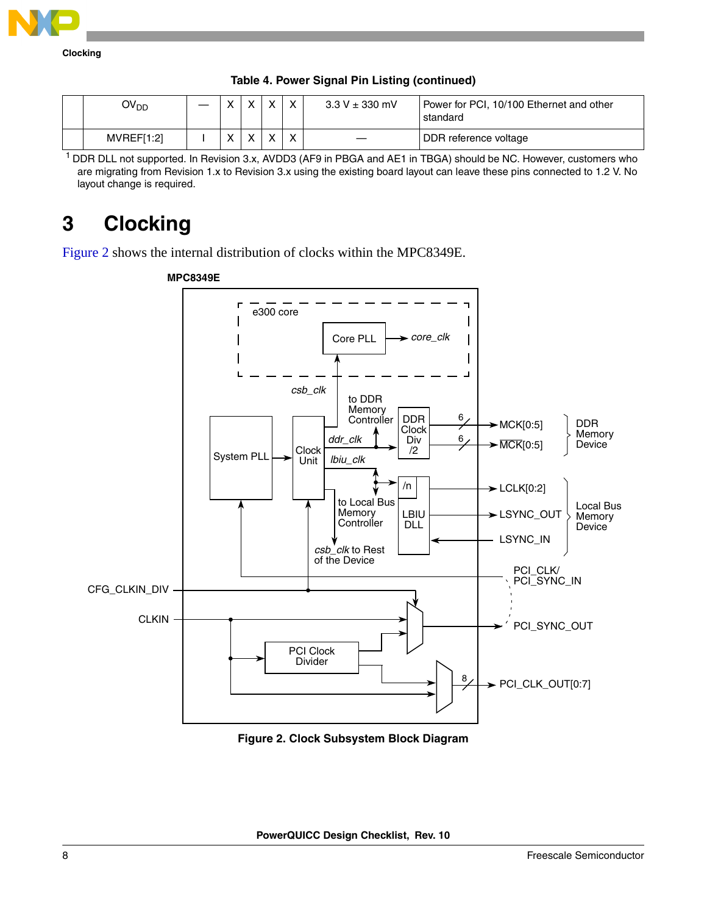**Table 4. Power Signal Pin Listing (continued)**

| | | | | | | | | |
|---|---|---|---|---|---|---|---|---|
| | $OV_{DD}$ | — | X | X | X | X | 3.3 V ± 330 mV | Power for PCI, 10/100 Ethernet and other standard |
| | MVREF[1:2] | I | X | X | X | X | — | DDR reference voltage |

[1] DDR DLL not supported. In Revision 3.x, AVDD3 (AF9 in PBGA and AE1 in TBGA) should be NC. However, customers who are migrating from Revision 1.x to Revision 3.x using the existing board layout can leave these pins connected to 1.2 V. No layout change is required.

# 3 Clocking

Figure 2 shows the internal distribution of clocks within the MPC8349E.

MPC8349E

e300 core | Core PLL | *core_clk* | *csb_clk* | to DDR Memory Controller | DDR Clock Div /2 | 6 | MCK[0:5] | 6 | $\overline{\text{MCK}}$[0:5] | DDR Memory Device | System PLL | Clock Unit | *ddr_clk* | *lbiu_clk* | /n | LBIU DLL | LCLK[0:2] | LSYNC_OUT | LSYNC_IN | Local Bus Memory Device | to Local Bus Memory Controller | *csb_clk* to Rest of the Device | PCI_CLK/ PCI_SYNC_IN | CFG_CLKIN_DIV | CLKIN | PCI_SYNC_OUT | PCI Clock Divider | 8 | PCI_CLK_OUT[0:7]

**Figure 2. Clock Subsystem Block Diagram**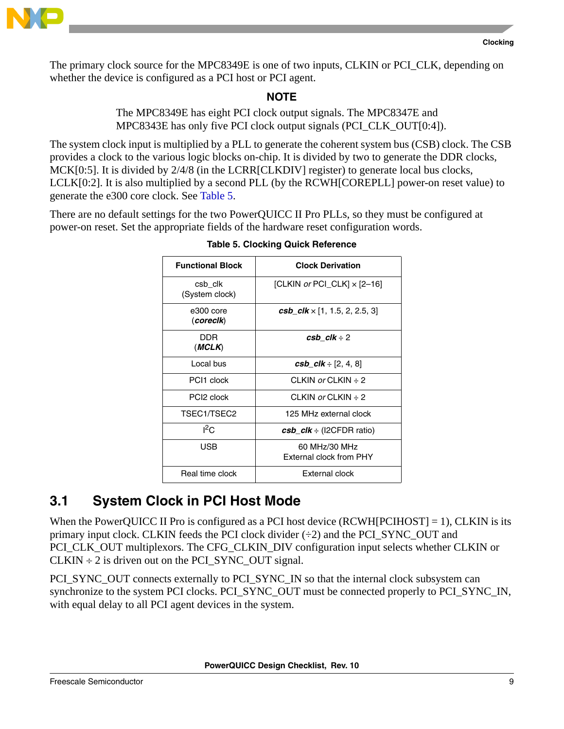The primary clock source for the MPC8349E is one of two inputs, CLKIN or PCI_CLK, depending on whether the device is configured as a PCI host or PCI agent.

**NOTE**

The MPC8349E has eight PCI clock output signals. The MPC8347E and MPC8343E has only five PCI clock output signals (PCI_CLK_OUT[0:4]).

The system clock input is multiplied by a PLL to generate the coherent system bus (CSB) clock. The CSB provides a clock to the various logic blocks on-chip. It is divided by two to generate the DDR clocks, MCK[0:5]. It is divided by 2/4/8 (in the LCRR[CLKDIV] register) to generate local bus clocks, LCLK[0:2]. It is also multiplied by a second PLL (by the RCWH[COREPLL] power-on reset value) to generate the e300 core clock. See Table 5.

There are no default settings for the two PowerQUICC II Pro PLLs, so they must be configured at power-on reset. Set the appropriate fields of the hardware reset configuration words.

**Table 5. Clocking Quick Reference**

| Functional Block | Clock Derivation |
|---|---|
| csb_clk (System clock) | [CLKIN *or* PCI_CLK] × [2–16] |
| e300 core (***coreclk***) | ***csb_clk*** × [1, 1.5, 2, 2.5, 3] |
| DDR (***MCLK***) | ***csb_clk*** ÷ 2 |
| Local bus | ***csb_clk*** ÷ [2, 4, 8] |
| PCI1 clock | CLKIN *or* CLKIN ÷ 2 |
| PCI2 clock | CLKIN *or* CLKIN ÷ 2 |
| TSEC1/TSEC2 | 125 MHz external clock |
| $I^2C$ | ***csb_clk*** ÷ (I2CFDR ratio) |
| USB | 60 MHz/30 MHz External clock from PHY |
| Real time clock | External clock |

## 3.1 System Clock in PCI Host Mode

When the PowerQUICC II Pro is configured as a PCI host device (RCWH[PCIHOST] = 1), CLKIN is its primary input clock. CLKIN feeds the PCI clock divider (÷2) and the PCI_SYNC_OUT and PCI_CLK_OUT multiplexors. The CFG_CLKIN_DIV configuration input selects whether CLKIN or CLKIN ÷ 2 is driven out on the PCI_SYNC_OUT signal.

PCI_SYNC_OUT connects externally to PCI_SYNC_IN so that the internal clock subsystem can synchronize to the system PCI clocks. PCI_SYNC_OUT must be connected properly to PCI_SYNC_IN, with equal delay to all PCI agent devices in the system.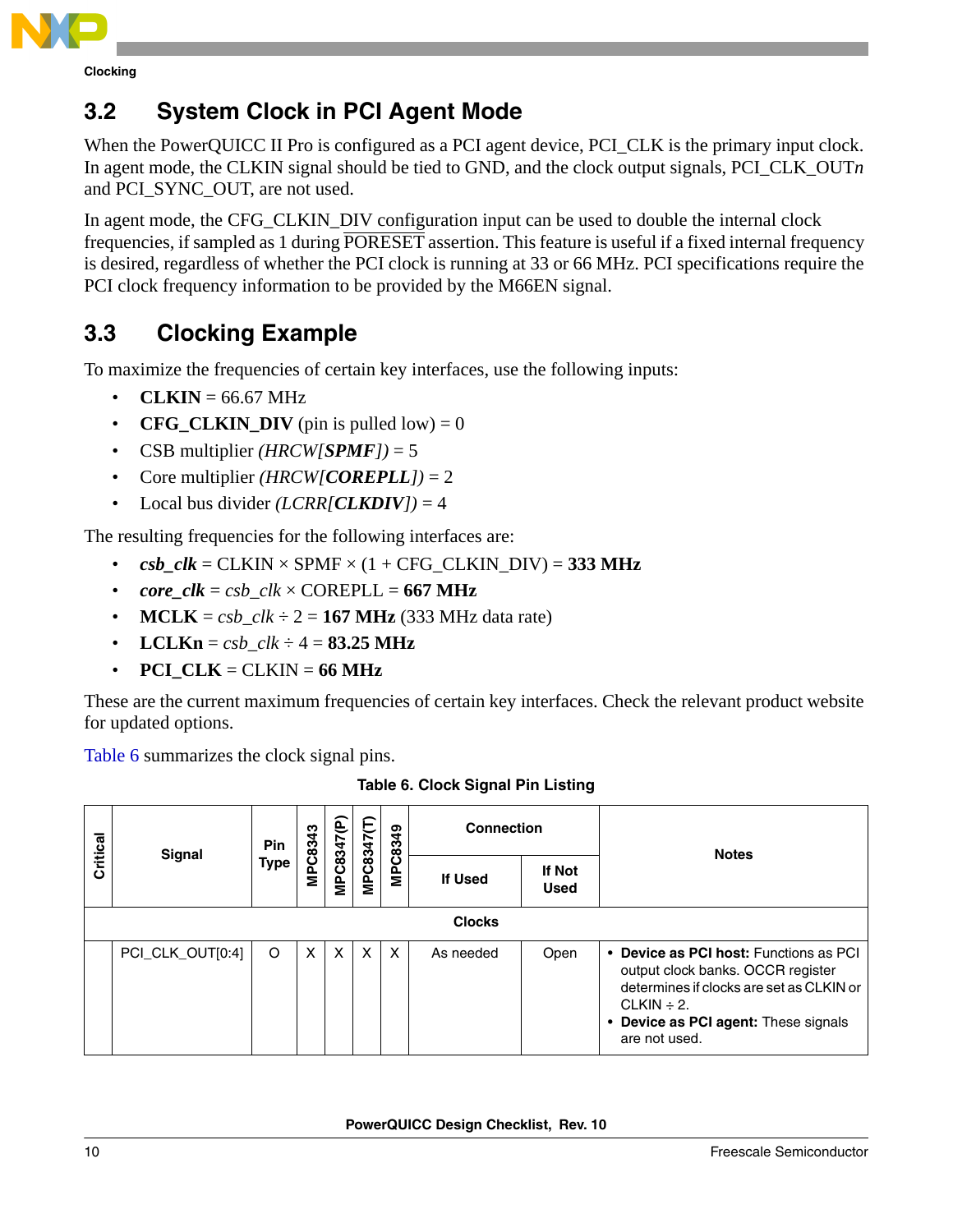## 3.2 System Clock in PCI Agent Mode

When the PowerQUICC II Pro is configured as a PCI agent device, PCI_CLK is the primary input clock. In agent mode, the CLKIN signal should be tied to GND, and the clock output signals, PCI_CLK_OUT*n* and PCI_SYNC_OUT, are not used.

In agent mode, the CFG_CLKIN_DIV configuration input can be used to double the internal clock frequencies, if sampled as 1 during $\overline{\text{PORESET}}$ assertion. This feature is useful if a fixed internal frequency is desired, regardless of whether the PCI clock is running at 33 or 66 MHz. PCI specifications require the PCI clock frequency information to be provided by the M66EN signal.

## 3.3 Clocking Example

To maximize the frequencies of certain key interfaces, use the following inputs:

- **CLKIN** = 66.67 MHz
- **CFG_CLKIN_DIV** (pin is pulled low) = 0
- CSB multiplier *(HRCW[**SPMF**])* = 5
- Core multiplier *(HRCW[**COREPLL**])* = 2
- Local bus divider *(LCRR[**CLKDIV**])* = 4

The resulting frequencies for the following interfaces are:

- ***csb_clk*** = CLKIN × SPMF × (1 + CFG_CLKIN_DIV) = **333 MHz**
- ***core_clk*** = *csb_clk* × COREPLL = **667 MHz**
- **MCLK** = *csb_clk* ÷ 2 = **167 MHz** (333 MHz data rate)
- **LCLKn** = *csb_clk* ÷ 4 = **83.25 MHz**
- **PCI_CLK** = CLKIN = **66 MHz**

These are the current maximum frequencies of certain key interfaces. Check the relevant product website for updated options.

Table 6 summarizes the clock signal pins.

**Table 6. Clock Signal Pin Listing**

| Critical | Signal | Pin Type | MPC8343 | MPC8347(P) | MPC8347(T) | MPC8349 | Connection | | Notes |
|---|---|---|---|---|---|---|---|---|---|
| | | | | | | | If Used | If Not Used | |
| **Clocks** | | | | | | | | | |
| | PCI_CLK_OUT[0:4] | O | X | X | X | X | As needed | Open | • **Device as PCI host:** Functions as PCI output clock banks. OCCR register determines if clocks are set as CLKIN or CLKIN ÷ 2. • **Device as PCI agent:** These signals are not used. |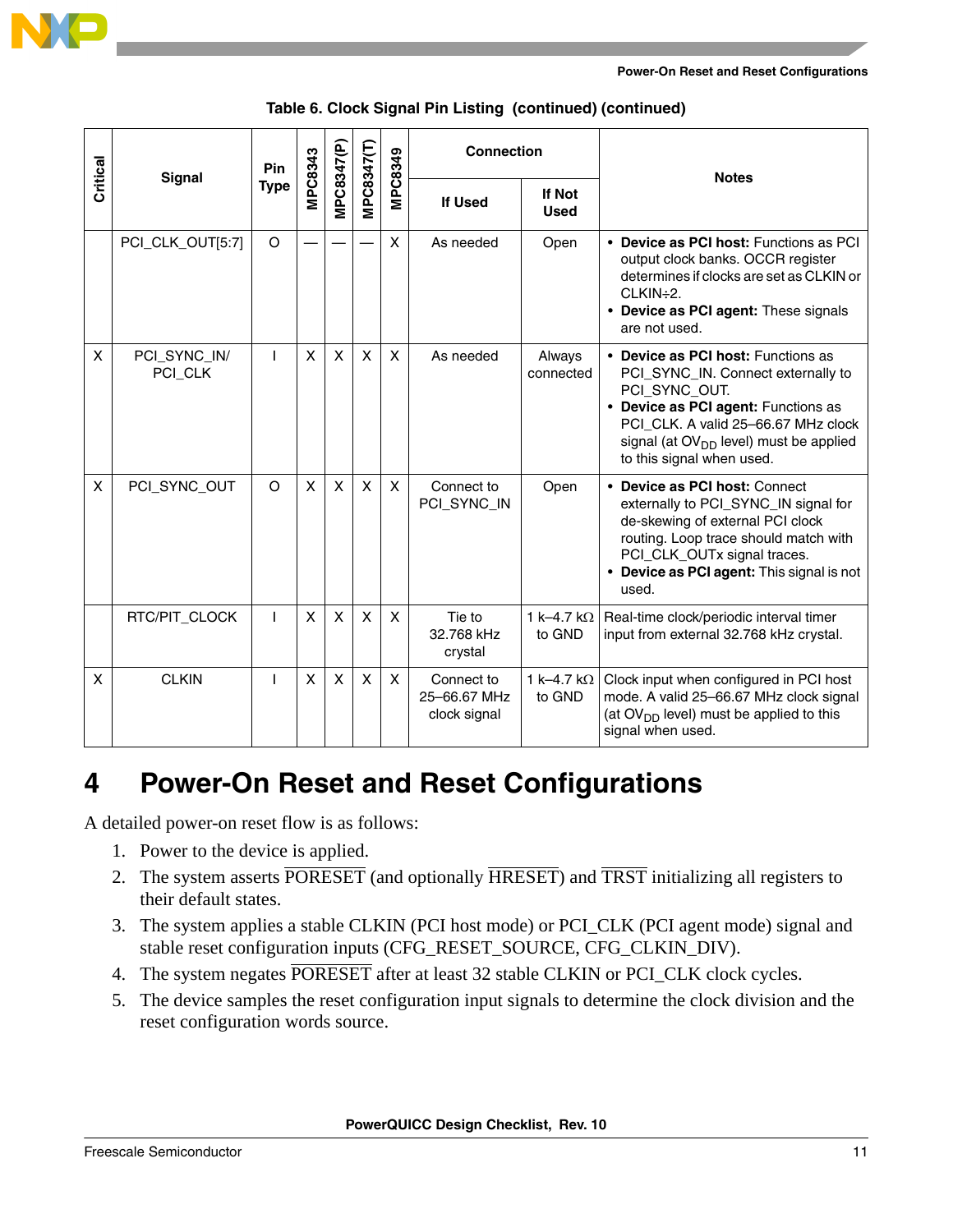Table 6. Clock Signal Pin Listing (continued) (continued)

| Critical | Signal | Pin Type | MPC8343 | MPC8347(P) | MPC8347(T) | MPC8349 | Connection | | Notes |
|---|---|---|---|---|---|---|---|---|---|
| | | | | | | | If Used | If Not Used | |
| | PCI_CLK_OUT[5:7] | O | — | — | — | X | As needed | Open | • **Device as PCI host:** Functions as PCI output clock banks. OCCR register determines if clocks are set as CLKIN or CLKIN÷2. • **Device as PCI agent:** These signals are not used. |
| X | PCI_SYNC_IN/ PCI_CLK | I | X | X | X | X | As needed | Always connected | • **Device as PCI host:** Functions as PCI_SYNC_IN. Connect externally to PCI_SYNC_OUT. • **Device as PCI agent:** Functions as PCI_CLK. A valid 25–66.67 MHz clock signal (at $OV_{DD}$ level) must be applied to this signal when used. |
| X | PCI_SYNC_OUT | O | X | X | X | X | Connect to PCI_SYNC_IN | Open | • **Device as PCI host:** Connect externally to PCI_SYNC_IN signal for de-skewing of external PCI clock routing. Loop trace should match with PCI_CLK_OUTx signal traces. • **Device as PCI agent:** This signal is not used. |
| | RTC/PIT_CLOCK | I | X | X | X | X | Tie to 32.768 kHz crystal | 1 k–4.7 kΩ to GND | Real-time clock/periodic interval timer input from external 32.768 kHz crystal. |
| X | CLKIN | I | X | X | X | X | Connect to 25–66.67 MHz clock signal | 1 k–4.7 kΩ to GND | Clock input when configured in PCI host mode. A valid 25–66.67 MHz clock signal (at $OV_{DD}$ level) must be applied to this signal when used. |

# 4 Power-On Reset and Reset Configurations

A detailed power-on reset flow is as follows:

1. Power to the device is applied.
2. The system asserts $\overline{\text{PORESET}}$ (and optionally $\overline{\text{HRESET}}$) and $\overline{\text{TRST}}$ initializing all registers to their default states.
3. The system applies a stable CLKIN (PCI host mode) or PCI_CLK (PCI agent mode) signal and stable reset configuration inputs (CFG_RESET_SOURCE, CFG_CLKIN_DIV).
4. The system negates $\overline{\text{PORESET}}$ after at least 32 stable CLKIN or PCI_CLK clock cycles.
5. The device samples the reset configuration input signals to determine the clock division and the reset configuration words source.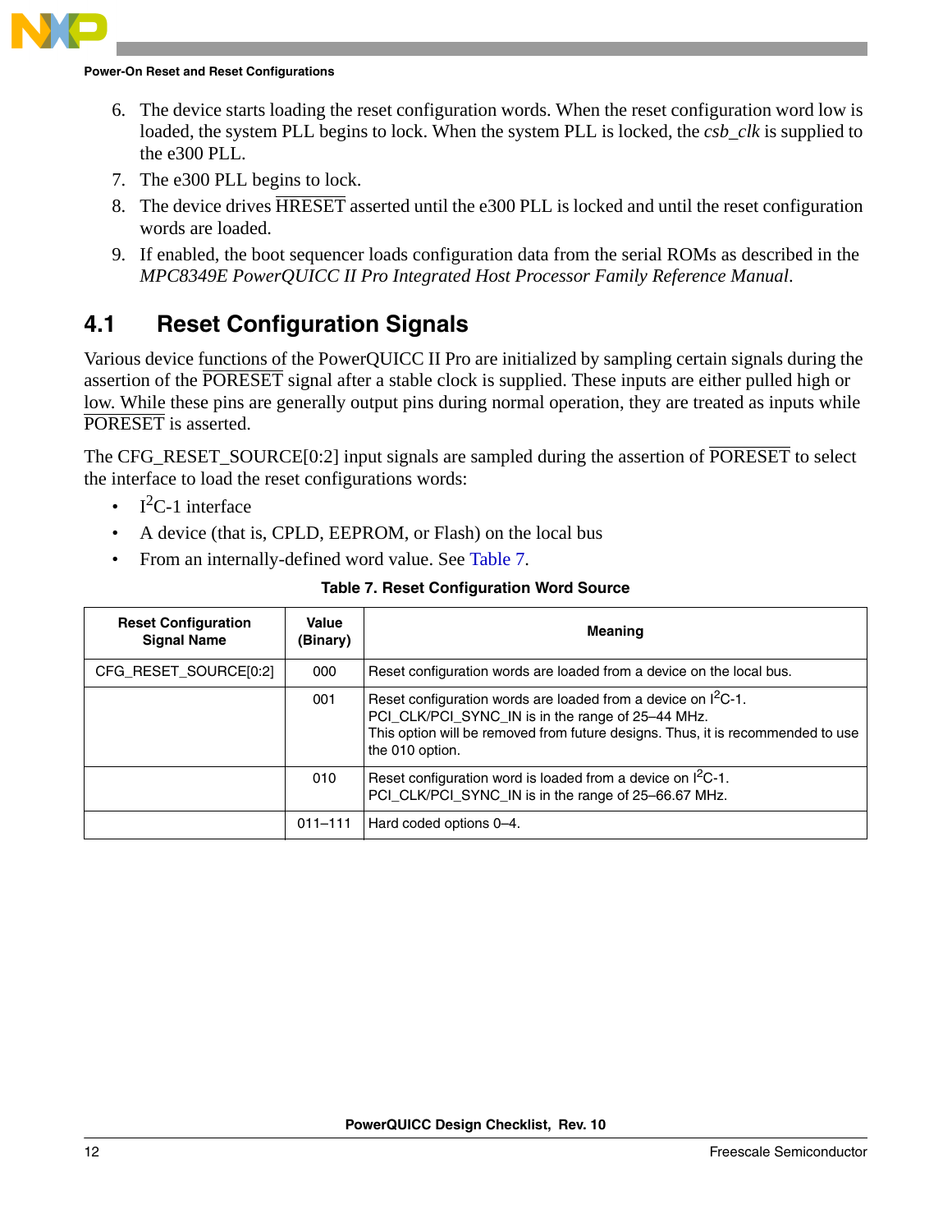6. The device starts loading the reset configuration words. When the reset configuration word low is loaded, the system PLL begins to lock. When the system PLL is locked, the *csb_clk* is supplied to the e300 PLL.
7. The e300 PLL begins to lock.
8. The device drives $\overline{\text{HRESET}}$ asserted until the e300 PLL is locked and until the reset configuration words are loaded.
9. If enabled, the boot sequencer loads configuration data from the serial ROMs as described in the *MPC8349E PowerQUICC II Pro Integrated Host Processor Family Reference Manual*.

## 4.1 Reset Configuration Signals

Various device functions of the PowerQUICC II Pro are initialized by sampling certain signals during the assertion of the $\overline{\text{PORESET}}$ signal after a stable clock is supplied. These inputs are either pulled high or low. While these pins are generally output pins during normal operation, they are treated as inputs while $\overline{\text{PORESET}}$ is asserted.

The CFG_RESET_SOURCE[0:2] input signals are sampled during the assertion of $\overline{\text{PORESET}}$ to select the interface to load the reset configurations words:

- $I^2C$-1 interface
- A device (that is, CPLD, EEPROM, or Flash) on the local bus
- From an internally-defined word value. See Table 7.

**Table 7. Reset Configuration Word Source**

| Reset Configuration Signal Name | Value (Binary) | Meaning |
|---|---|---|
| CFG_RESET_SOURCE[0:2] | 000 | Reset configuration words are loaded from a device on the local bus. |
| | 001 | Reset configuration words are loaded from a device on $I^2C$-1.<br>PCI_CLK/PCI_SYNC_IN is in the range of 25–44 MHz.<br>This option will be removed from future designs. Thus, it is recommended to use the 010 option. |
| | 010 | Reset configuration word is loaded from a device on $I^2C$-1.<br>PCI_CLK/PCI_SYNC_IN is in the range of 25–66.67 MHz. |
| | 011–111 | Hard coded options 0–4. |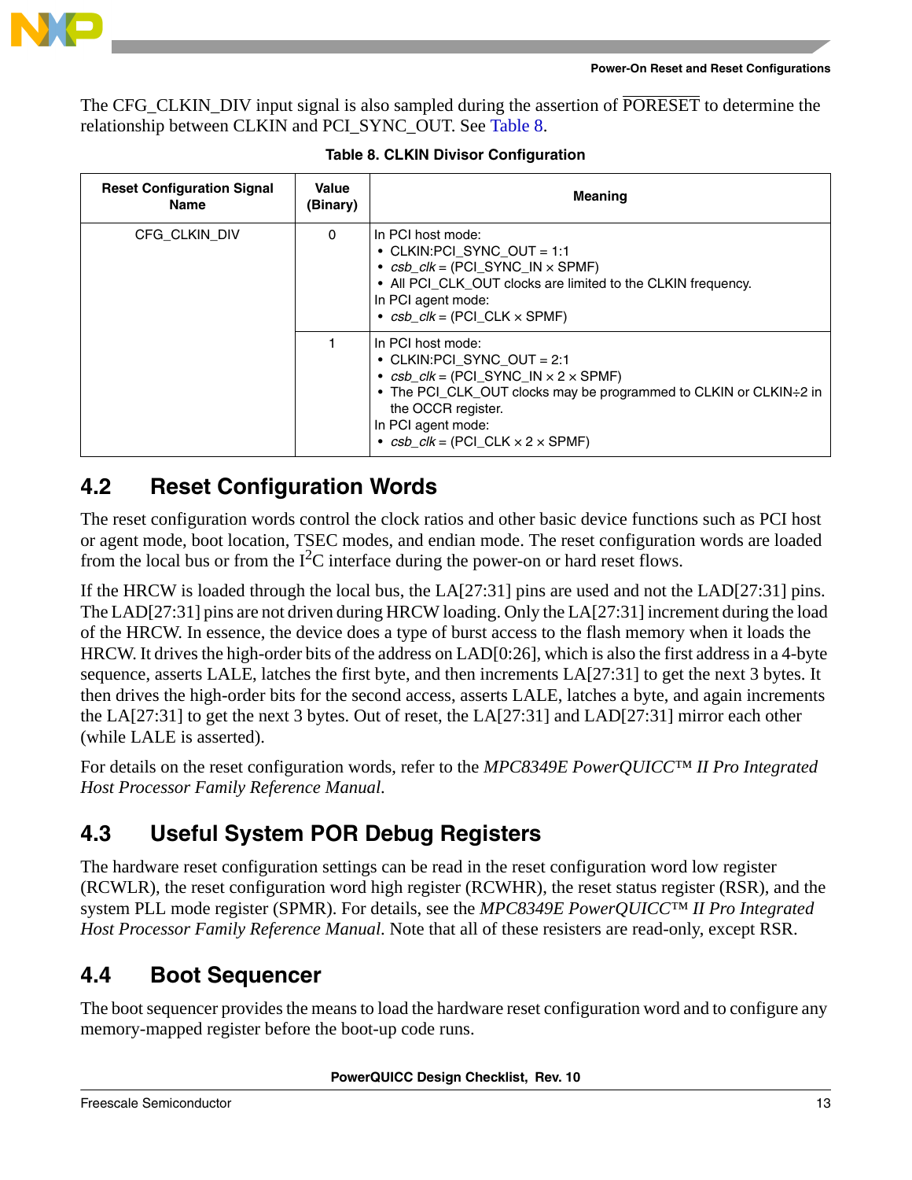The CFG_CLKIN_DIV input signal is also sampled during the assertion of $\overline{\text{PORESET}}$ to determine the relationship between CLKIN and PCI_SYNC_OUT. See Table 8.

**Table 8. CLKIN Divisor Configuration**

| Reset Configuration Signal Name | Value (Binary) | Meaning |
|---|---|---|
| CFG_CLKIN_DIV | 0 | In PCI host mode:<br>• CLKIN:PCI_SYNC_OUT = 1:1<br>• *csb_clk* = (PCI_SYNC_IN × SPMF)<br>• All PCI_CLK_OUT clocks are limited to the CLKIN frequency.<br>In PCI agent mode:<br>• *csb_clk* = (PCI_CLK × SPMF) |
| | 1 | In PCI host mode:<br>• CLKIN:PCI_SYNC_OUT = 2:1<br>• *csb_clk* = (PCI_SYNC_IN × 2 × SPMF)<br>• The PCI_CLK_OUT clocks may be programmed to CLKIN or CLKIN÷2 in the OCCR register.<br>In PCI agent mode:<br>• *csb_clk* = (PCI_CLK × 2 × SPMF) |

## 4.2 Reset Configuration Words

The reset configuration words control the clock ratios and other basic device functions such as PCI host or agent mode, boot location, TSEC modes, and endian mode. The reset configuration words are loaded from the local bus or from the $I^2C$ interface during the power-on or hard reset flows.

If the HRCW is loaded through the local bus, the LA[27:31] pins are used and not the LAD[27:31] pins. The LAD[27:31] pins are not driven during HRCW loading. Only the LA[27:31] increment during the load of the HRCW. In essence, the device does a type of burst access to the flash memory when it loads the HRCW. It drives the high-order bits of the address on LAD[0:26], which is also the first address in a 4-byte sequence, asserts LALE, latches the first byte, and then increments LA[27:31] to get the next 3 bytes. It then drives the high-order bits for the second access, asserts LALE, latches a byte, and again increments the LA[27:31] to get the next 3 bytes. Out of reset, the LA[27:31] and LAD[27:31] mirror each other (while LALE is asserted).

For details on the reset configuration words, refer to the *MPC8349E PowerQUICC™ II Pro Integrated Host Processor Family Reference Manual*.

## 4.3 Useful System POR Debug Registers

The hardware reset configuration settings can be read in the reset configuration word low register (RCWLR), the reset configuration word high register (RCWHR), the reset status register (RSR), and the system PLL mode register (SPMR). For details, see the *MPC8349E PowerQUICC™ II Pro Integrated Host Processor Family Reference Manual*. Note that all of these resisters are read-only, except RSR.

## 4.4 Boot Sequencer

The boot sequencer provides the means to load the hardware reset configuration word and to configure any memory-mapped register before the boot-up code runs.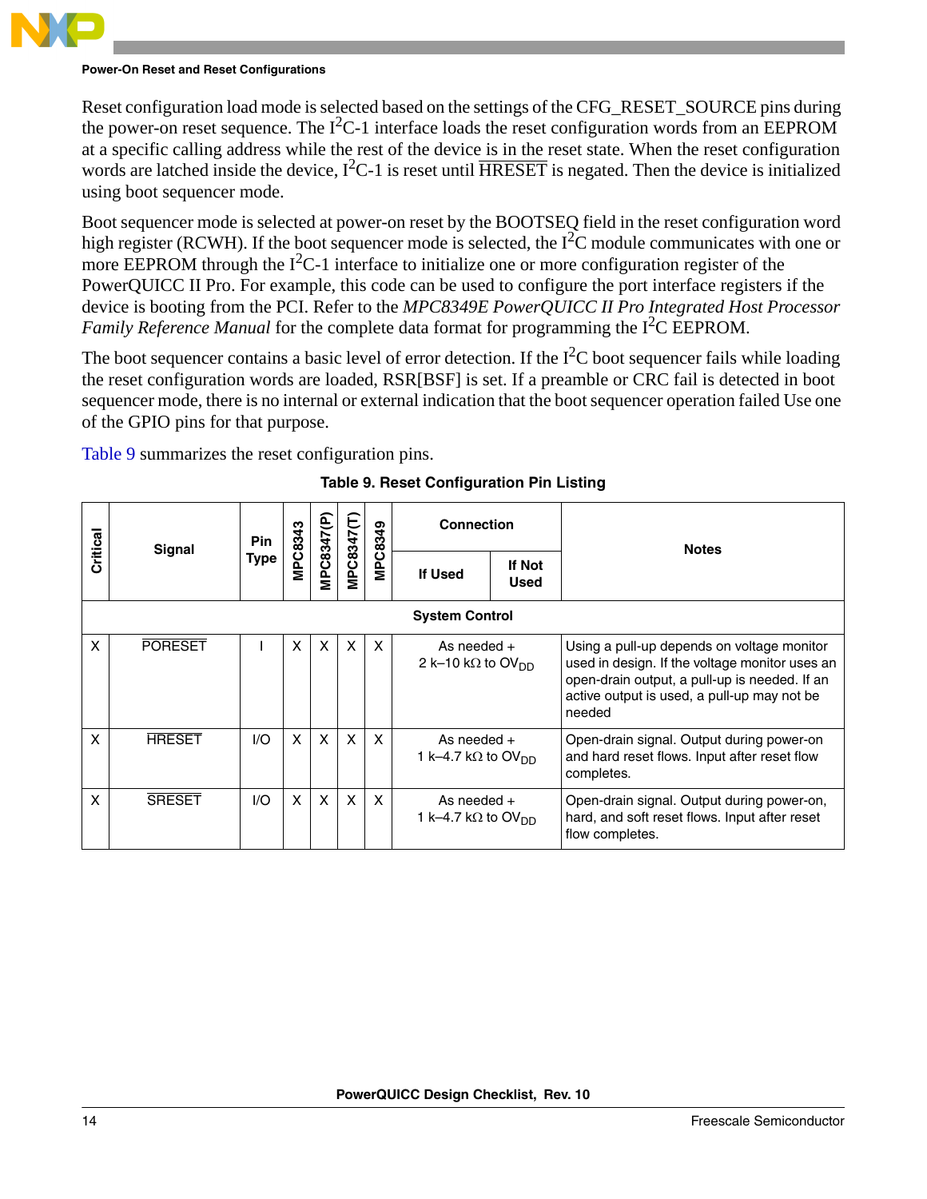Reset configuration load mode is selected based on the settings of the CFG_RESET_SOURCE pins during the power-on reset sequence. The $I^2C$-1 interface loads the reset configuration words from an EEPROM at a specific calling address while the rest of the device is in the reset state. When the reset configuration words are latched inside the device, $I^2C$-1 is reset until $\overline{HRESET}$ is negated. Then the device is initialized using boot sequencer mode.

Boot sequencer mode is selected at power-on reset by the BOOTSEQ field in the reset configuration word high register (RCWH). If the boot sequencer mode is selected, the $I^2C$ module communicates with one or more EEPROM through the $I^2C$-1 interface to initialize one or more configuration register of the PowerQUICC II Pro. For example, this code can be used to configure the port interface registers if the device is booting from the PCI. Refer to the *MPC8349E PowerQUICC II Pro Integrated Host Processor Family Reference Manual* for the complete data format for programming the $I^2C$ EEPROM.

The boot sequencer contains a basic level of error detection. If the $I^2C$ boot sequencer fails while loading the reset configuration words are loaded, RSR[BSF] is set. If a preamble or CRC fail is detected in boot sequencer mode, there is no internal or external indication that the boot sequencer operation failed Use one of the GPIO pins for that purpose.

Table 9 summarizes the reset configuration pins.

**Table 9. Reset Configuration Pin Listing**

| Critical | Signal | Pin Type | MPC8343 | MPC8347(P) | MPC8347(T) | MPC8349 | Connection | | Notes |
|---|---|---|---|---|---|---|---|---|---|
| | | | | | | | If Used | If Not Used | |
| **System Control** | | | | | | | | | |
| X | $\overline{PORESET}$ | I | X | X | X | X | As needed + 2 k–10 kΩ to $OV_{DD}$ | | Using a pull-up depends on voltage monitor used in design. If the voltage monitor uses an open-drain output, a pull-up is needed. If an active output is used, a pull-up may not be needed |
| X | $\overline{HRESET}$ | I/O | X | X | X | X | As needed + 1 k–4.7 kΩ to $OV_{DD}$ | | Open-drain signal. Output during power-on and hard reset flows. Input after reset flow completes. |
| X | $\overline{SRESET}$ | I/O | X | X | X | X | As needed + 1 k–4.7 kΩ to $OV_{DD}$ | | Open-drain signal. Output during power-on, hard, and soft reset flows. Input after reset flow completes. |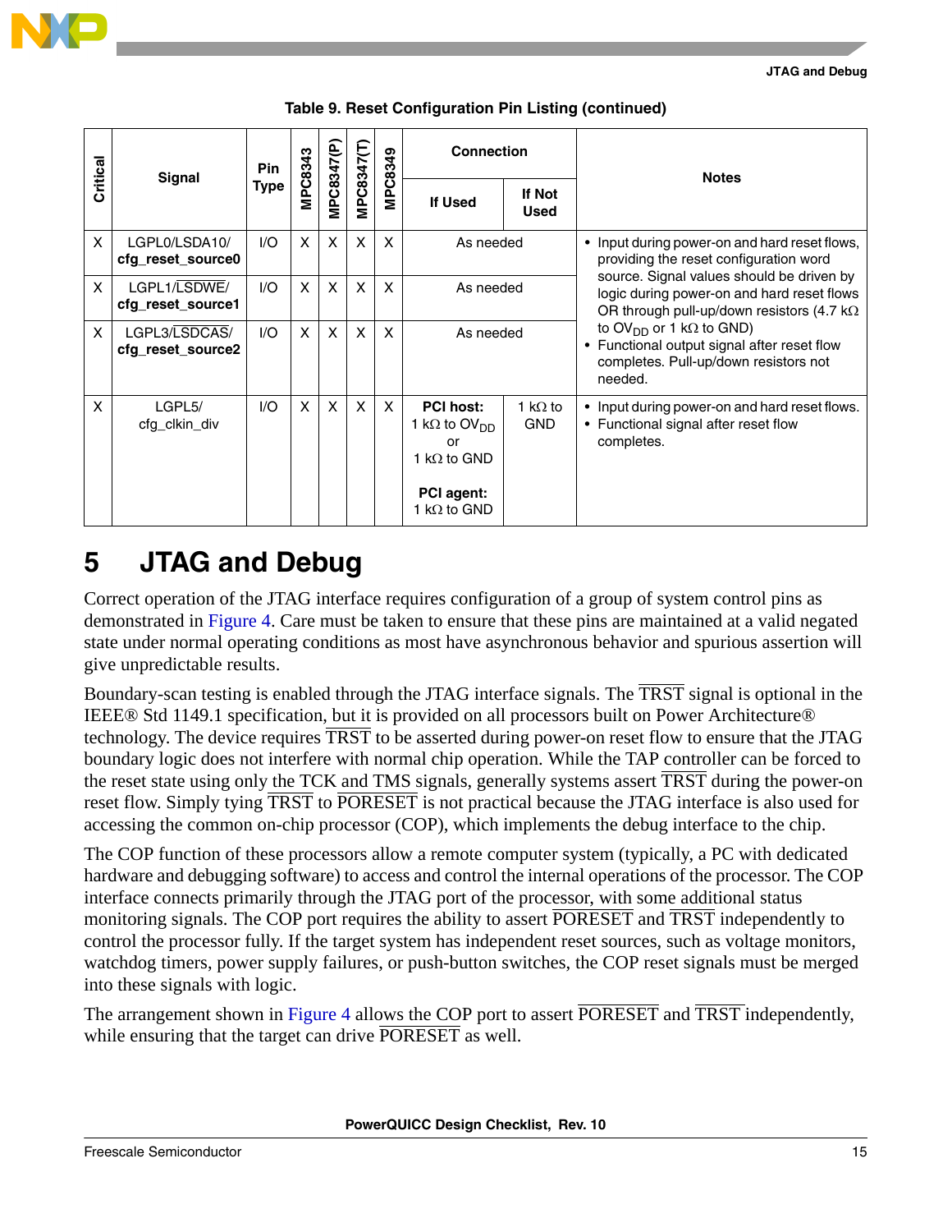**Table 9. Reset Configuration Pin Listing (continued)**

| Critical | Signal | Pin Type | MPC8343 | MPC8347(P) | MPC8347(T) | MPC8349 | Connection | | Notes |
|---|---|---|---|---|---|---|---|---|---|
| | | | | | | | If Used | If Not Used | |
| X | LGPL0/LSDA10/ **cfg_reset_source0** | I/O | X | X | X | X | As needed | | • Input during power-on and hard reset flows, providing the reset configuration word source. Signal values should be driven by logic during power-on and hard reset flows OR through pull-up/down resistors (4.7 kΩ to $OV_{DD}$ or 1 kΩ to GND)<br>• Functional output signal after reset flow completes. Pull-up/down resistors not needed. |
| X | LGPL1/$\overline{\text{LSDWE}}$/ **cfg_reset_source1** | I/O | X | X | X | X | As needed | | |
| X | LGPL3/$\overline{\text{LSDCAS}}$/ **cfg_reset_source2** | I/O | X | X | X | X | As needed | | |
| X | LGPL5/ cfg_clkin_div | I/O | X | X | X | X | **PCI host:** 1 kΩ to $OV_{DD}$ or 1 kΩ to GND<br><br>**PCI agent:** 1 kΩ to GND | 1 kΩ to GND | • Input during power-on and hard reset flows.<br>• Functional signal after reset flow completes. |

# 5 JTAG and Debug

Correct operation of the JTAG interface requires configuration of a group of system control pins as demonstrated in Figure 4. Care must be taken to ensure that these pins are maintained at a valid negated state under normal operating conditions as most have asynchronous behavior and spurious assertion will give unpredictable results.

Boundary-scan testing is enabled through the JTAG interface signals. The $\overline{\text{TRST}}$ signal is optional in the IEEE® Std 1149.1 specification, but it is provided on all processors built on Power Architecture® technology. The device requires $\overline{\text{TRST}}$ to be asserted during power-on reset flow to ensure that the JTAG boundary logic does not interfere with normal chip operation. While the TAP controller can be forced to the reset state using only the TCK and TMS signals, generally systems assert $\overline{\text{TRST}}$ during the power-on reset flow. Simply tying $\overline{\text{TRST}}$ to $\overline{\text{PORESET}}$ is not practical because the JTAG interface is also used for accessing the common on-chip processor (COP), which implements the debug interface to the chip.

The COP function of these processors allow a remote computer system (typically, a PC with dedicated hardware and debugging software) to access and control the internal operations of the processor. The COP interface connects primarily through the JTAG port of the processor, with some additional status monitoring signals. The COP port requires the ability to assert $\overline{\text{PORESET}}$ and $\overline{\text{TRST}}$ independently to control the processor fully. If the target system has independent reset sources, such as voltage monitors, watchdog timers, power supply failures, or push-button switches, the COP reset signals must be merged into these signals with logic.

The arrangement shown in Figure 4 allows the COP port to assert $\overline{\text{PORESET}}$ and $\overline{\text{TRST}}$ independently, while ensuring that the target can drive $\overline{\text{PORESET}}$ as well.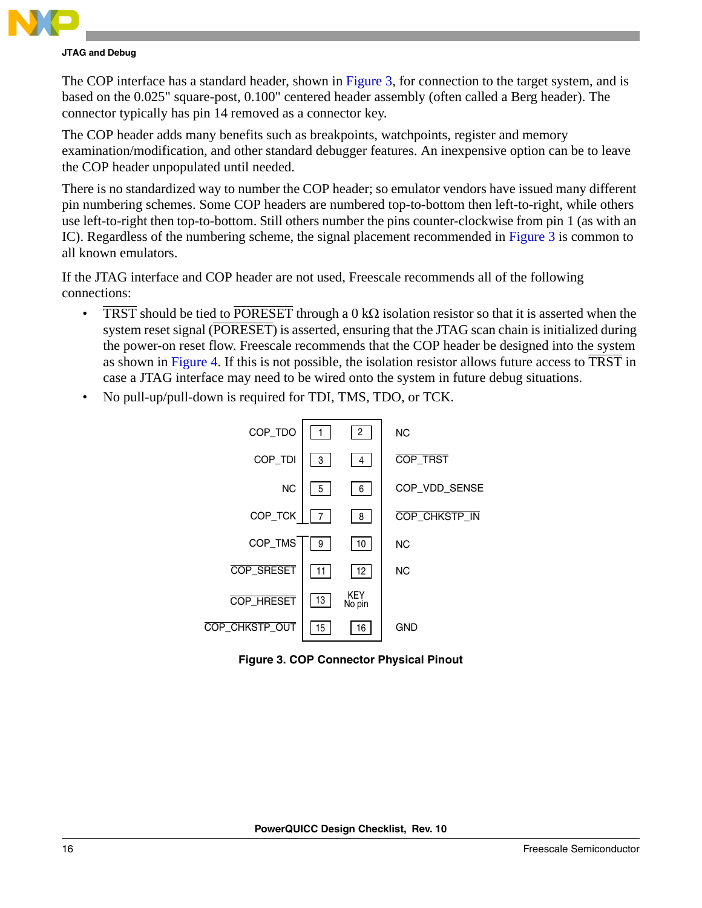The COP interface has a standard header, shown in Figure 3, for connection to the target system, and is based on the 0.025" square-post, 0.100" centered header assembly (often called a Berg header). The connector typically has pin 14 removed as a connector key.

The COP header adds many benefits such as breakpoints, watchpoints, register and memory examination/modification, and other standard debugger features. An inexpensive option can be to leave the COP header unpopulated until needed.

There is no standardized way to number the COP header; so emulator vendors have issued many different pin numbering schemes. Some COP headers are numbered top-to-bottom then left-to-right, while others use left-to-right then top-to-bottom. Still others number the pins counter-clockwise from pin 1 (as with an IC). Regardless of the numbering scheme, the signal placement recommended in Figure 3 is common to all known emulators.

If the JTAG interface and COP header are not used, Freescale recommends all of the following connections:

- $\overline{\text{TRST}}$ should be tied to $\overline{\text{PORESET}}$ through a 0 kΩ isolation resistor so that it is asserted when the system reset signal ($\overline{\text{PORESET}}$) is asserted, ensuring that the JTAG scan chain is initialized during the power-on reset flow. Freescale recommends that the COP header be designed into the system as shown in Figure 4. If this is not possible, the isolation resistor allows future access to $\overline{\text{TRST}}$ in case a JTAG interface may need to be wired onto the system in future debug situations.
- No pull-up/pull-down is required for TDI, TMS, TDO, or TCK.

| Signal | Pin | Pin | Signal |
|---|---|---|---|
| COP_TDO | 1 | 2 | NC |
| COP_TDI | 3 | 4 | $\overline{\text{COP\_TRST}}$ |
| NC | 5 | 6 | COP_VDD_SENSE |
| COP_TCK | 7 | 8 | $\overline{\text{COP\_CHKSTP\_IN}}$ |
| COP_TMS | 9 | 10 | NC |
| $\overline{\text{COP\_SRESET}}$ | 11 | 12 | NC |
| $\overline{\text{COP\_HRESET}}$ | 13 | KEY No pin | |
| $\overline{\text{COP\_CHKSTP\_OUT}}$ | 15 | 16 | GND |

**Figure 3. COP Connector Physical Pinout**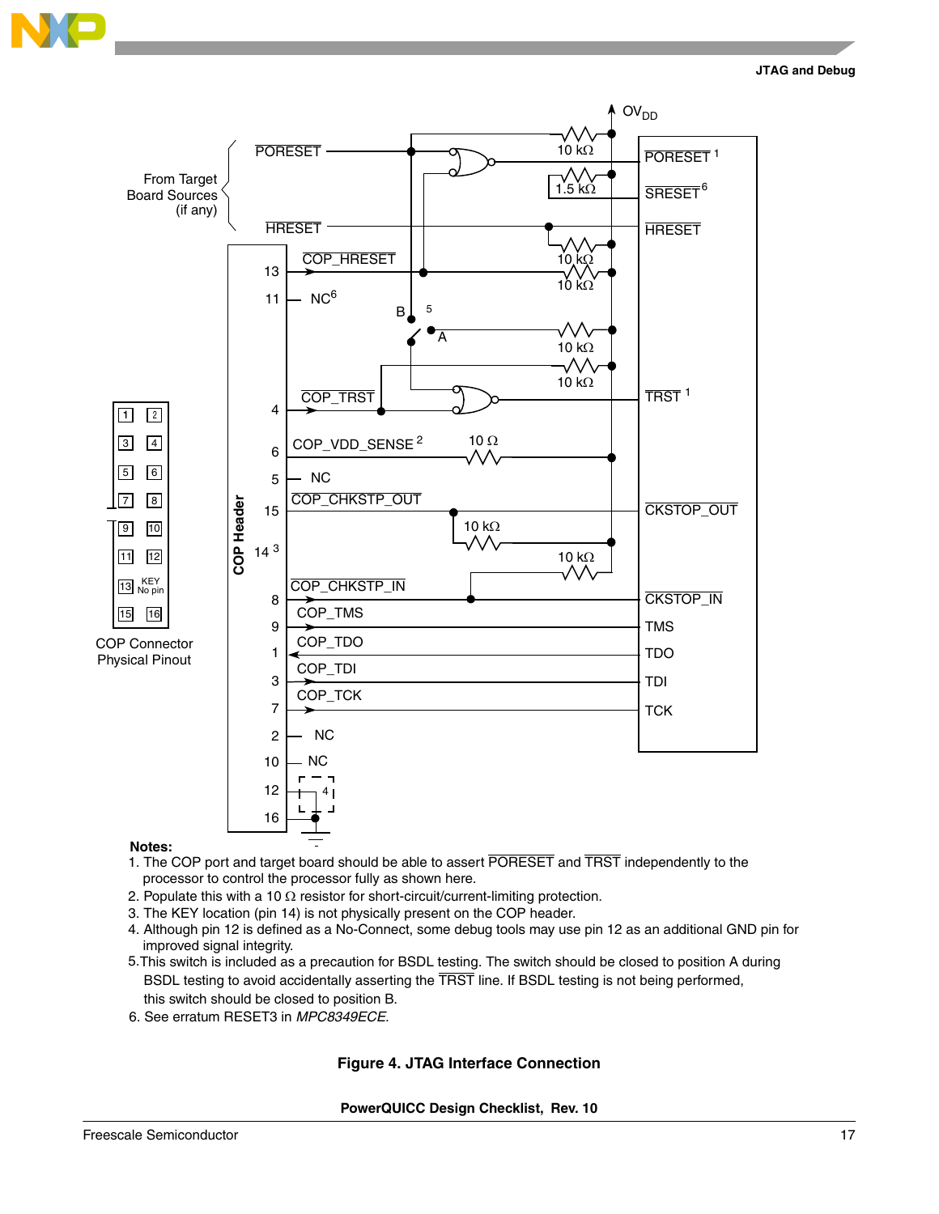**Notes:**

1. The COP port and target board should be able to assert $\overline{\text{PORESET}}$ and $\overline{\text{TRST}}$ independently to the processor to control the processor fully as shown here.
2. Populate this with a 10 Ω resistor for short-circuit/current-limiting protection.
3. The KEY location (pin 14) is not physically present on the COP header.
4. Although pin 12 is defined as a No-Connect, some debug tools may use pin 12 as an additional GND pin for improved signal integrity.
5. This switch is included as a precaution for BSDL testing. The switch should be closed to position A during BSDL testing to avoid accidentally asserting the $\overline{\text{TRST}}$ line. If BSDL testing is not being performed, this switch should be closed to position B.
6. See erratum RESET3 in *MPC8349ECE*.

**Figure 4. JTAG Interface Connection**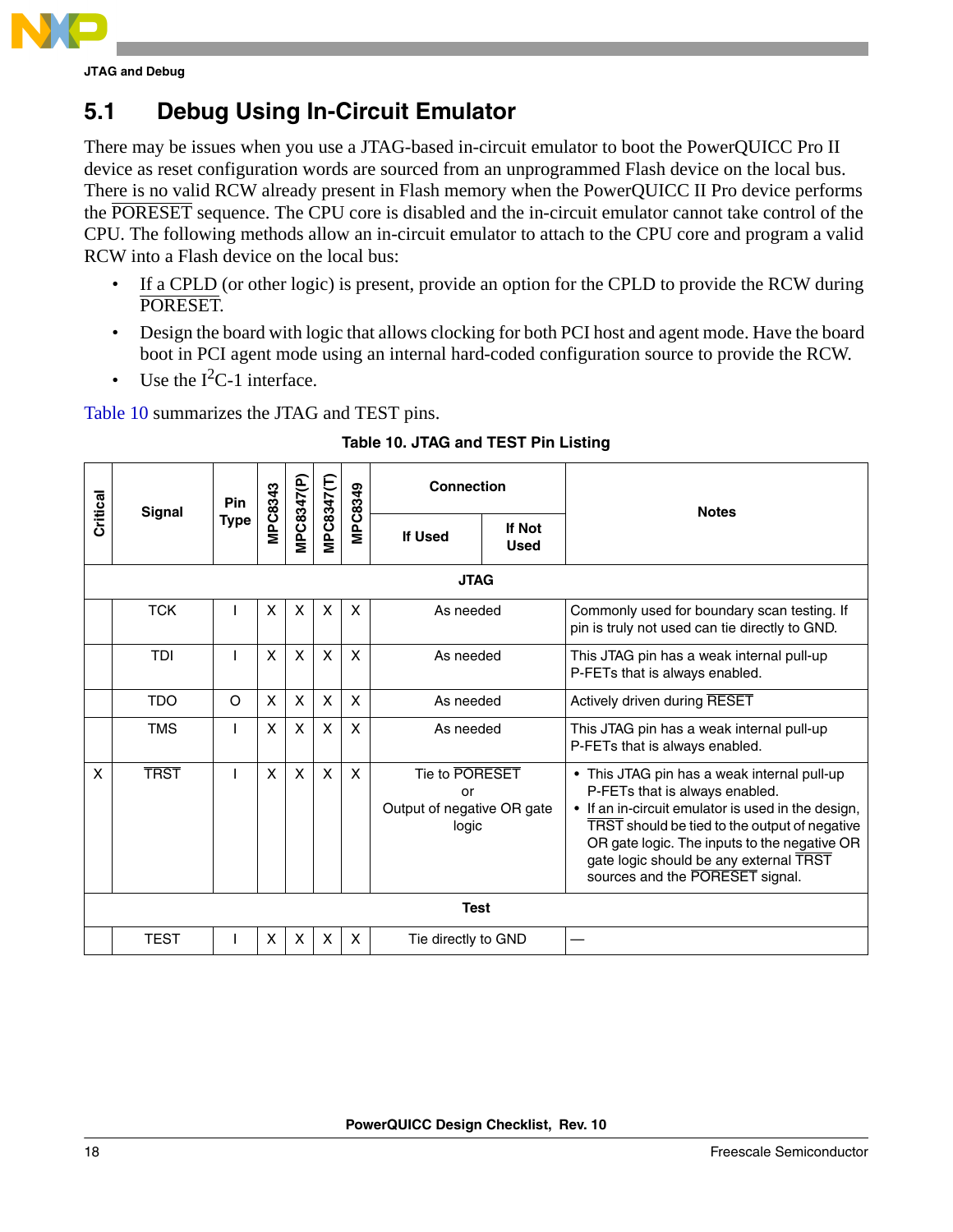## 5.1 Debug Using In-Circuit Emulator

There may be issues when you use a JTAG-based in-circuit emulator to boot the PowerQUICC Pro II device as reset configuration words are sourced from an unprogrammed Flash device on the local bus. There is no valid RCW already present in Flash memory when the PowerQUICC II Pro device performs the PORESET sequence. The CPU core is disabled and the in-circuit emulator cannot take control of the CPU. The following methods allow an in-circuit emulator to attach to the CPU core and program a valid RCW into a Flash device on the local bus:

- If a CPLD (or other logic) is present, provide an option for the CPLD to provide the RCW during PORESET.
- Design the board with logic that allows clocking for both PCI host and agent mode. Have the board boot in PCI agent mode using an internal hard-coded configuration source to provide the RCW.
- Use the $I^2C$-1 interface.

Table 10 summarizes the JTAG and TEST pins.

**Table 10. JTAG and TEST Pin Listing**

| Critical | Signal | Pin Type | MPC8343 | MPC8347(P) | MPC8347(T) | MPC8349 | Connection | | Notes |
|---|---|---|---|---|---|---|---|---|---|
| | | | | | | | If Used | If Not Used | |
| **JTAG** | | | | | | | | | |
| | TCK | I | X | X | X | X | As needed | | Commonly used for boundary scan testing. If pin is truly not used can tie directly to GND. |
| | TDI | I | X | X | X | X | As needed | | This JTAG pin has a weak internal pull-up P-FETs that is always enabled. |
| | TDO | O | X | X | X | X | As needed | | Actively driven during RESET |
| | TMS | I | X | X | X | X | As needed | | This JTAG pin has a weak internal pull-up P-FETs that is always enabled. |
| X | TRST | I | X | X | X | X | Tie to PORESET or Output of negative OR gate logic | | • This JTAG pin has a weak internal pull-up P-FETs that is always enabled. • If an in-circuit emulator is used in the design, TRST should be tied to the output of negative OR gate logic. The inputs to the negative OR gate logic should be any external TRST sources and the PORESET signal. |
| **Test** | | | | | | | | | |
| | TEST | I | X | X | X | X | Tie directly to GND | | — |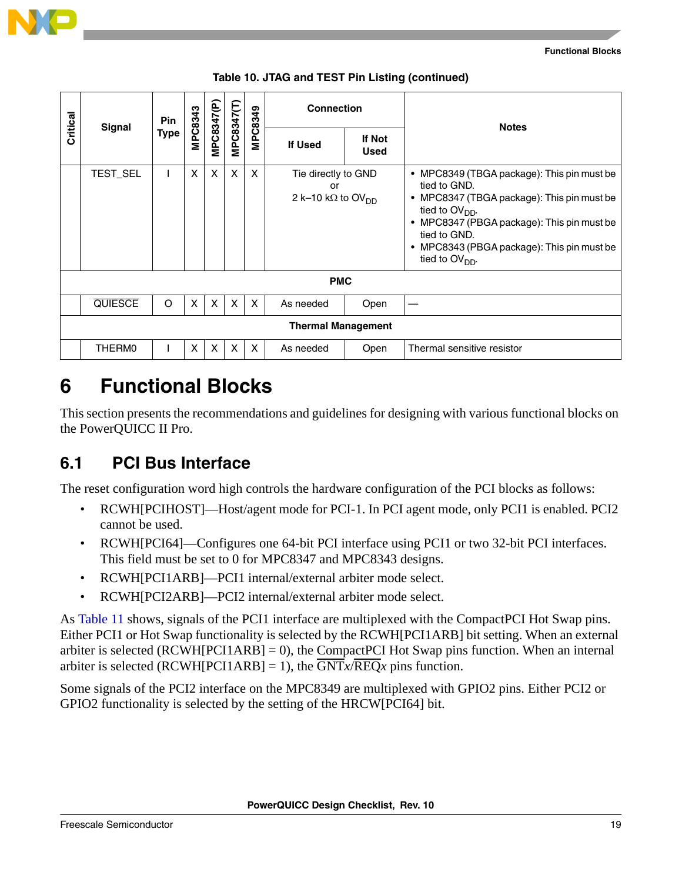**Table 10. JTAG and TEST Pin Listing (continued)**

| Critical | Signal | Pin Type | MPC8343 | MPC8347(P) | MPC8347(T) | MPC8349 | Connection | | Notes |
|---|---|---|---|---|---|---|---|---|---|
| | | | | | | | If Used | If Not Used | |
| | TEST_SEL | I | X | X | X | X | Tie directly to GND or 2 k–10 kΩ to $OV_{DD}$ | | • MPC8349 (TBGA package): This pin must be tied to GND. • MPC8347 (TBGA package): This pin must be tied to $OV_{DD}$. • MPC8347 (PBGA package): This pin must be tied to GND. • MPC8343 (PBGA package): This pin must be tied to $OV_{DD}$. |
| **PMC** | | | | | | | | | |
| | $\overline{\text{QUIESCE}}$ | O | X | X | X | X | As needed | Open | — |
| **Thermal Management** | | | | | | | | | |
| | THERM0 | I | X | X | X | X | As needed | Open | Thermal sensitive resistor |

# 6 Functional Blocks

This section presents the recommendations and guidelines for designing with various functional blocks on the PowerQUICC II Pro.

## 6.1 PCI Bus Interface

The reset configuration word high controls the hardware configuration of the PCI blocks as follows:

- RCWH[PCIHOST]—Host/agent mode for PCI-1. In PCI agent mode, only PCI1 is enabled. PCI2 cannot be used.
- RCWH[PCI64]—Configures one 64-bit PCI interface using PCI1 or two 32-bit PCI interfaces. This field must be set to 0 for MPC8347 and MPC8343 designs.
- RCWH[PCI1ARB]—PCI1 internal/external arbiter mode select.
- RCWH[PCI2ARB]—PCI2 internal/external arbiter mode select.

As Table 11 shows, signals of the PCI1 interface are multiplexed with the CompactPCI Hot Swap pins. Either PCI1 or Hot Swap functionality is selected by the RCWH[PCI1ARB] bit setting. When an external arbiter is selected (RCWH[PCI1ARB] = 0), the CompactPCI Hot Swap pins function. When an internal arbiter is selected (RCWH[PCI1ARB] = 1), the $\overline{\text{GNT}x}$/$\overline{\text{REQ}x}$ pins function.

Some signals of the PCI2 interface on the MPC8349 are multiplexed with GPIO2 pins. Either PCI2 or GPIO2 functionality is selected by the setting of the HRCW[PCI64] bit.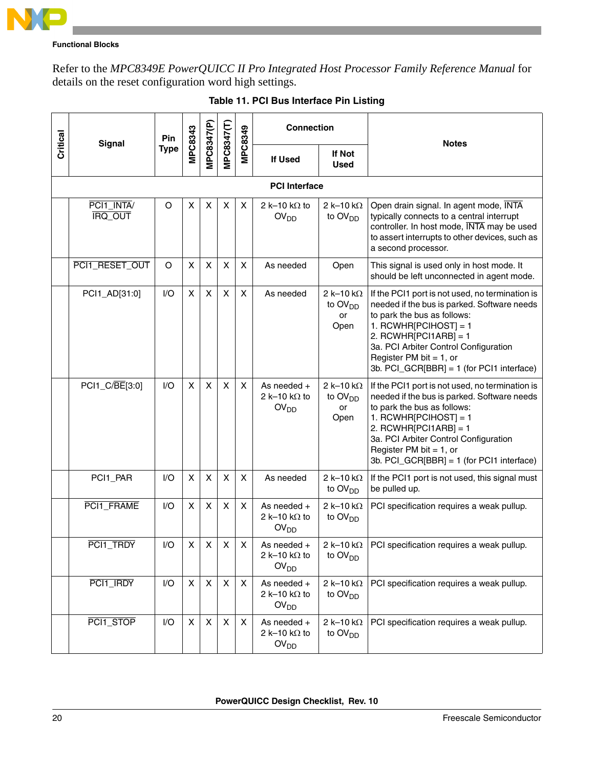Refer to the *MPC8349E PowerQUICC II Pro Integrated Host Processor Family Reference Manual* for details on the reset configuration word high settings.

**Table 11. PCI Bus Interface Pin Listing**

| Critical | Signal | Pin Type | MPC8343 | MPC8347(P) | MPC8347(T) | MPC8349 | Connection | | Notes |
|---|---|---|---|---|---|---|---|---|---|
| | | | | | | | If Used | If Not Used | |
| **PCI Interface** | | | | | | | | | |
| | PCI1_INTA/IRQ_OUT | O | X | X | X | X | 2 k–10 kΩ to $OV_{DD}$ | 2 k–10 kΩ to $OV_{DD}$ | Open drain signal. In agent mode, INTA typically connects to a central interrupt controller. In host mode, INTA may be used to assert interrupts to other devices, such as a second processor. |
| | PCI1_RESET_OUT | O | X | X | X | X | As needed | Open | This signal is used only in host mode. It should be left unconnected in agent mode. |
| | PCI1_AD[31:0] | I/O | X | X | X | X | As needed | 2 k–10 kΩ to $OV_{DD}$ or Open | If the PCI1 port is not used, no termination is needed if the bus is parked. Software needs to park the bus as follows:<br>1. RCWHR[PCIHOST] = 1<br>2. RCWHR[PCI1ARB] = 1<br>3a. PCI Arbiter Control Configuration Register PM bit = 1, or<br>3b. PCI_GCR[BBR] = 1 (for PCI1 interface) |
| | PCI1_C/BE[3:0] | I/O | X | X | X | X | As needed + 2 k–10 kΩ to $OV_{DD}$ | 2 k–10 kΩ to $OV_{DD}$ or Open | If the PCI1 port is not used, no termination is needed if the bus is parked. Software needs to park the bus as follows:<br>1. RCWHR[PCIHOST] = 1<br>2. RCWHR[PCI1ARB] = 1<br>3a. PCI Arbiter Control Configuration Register PM bit = 1, or<br>3b. PCI_GCR[BBR] = 1 (for PCI1 interface) |
| | PCI1_PAR | I/O | X | X | X | X | As needed | 2 k–10 kΩ to $OV_{DD}$ | If the PCI1 port is not used, this signal must be pulled up. |
| | PCI1_FRAME | I/O | X | X | X | X | As needed + 2 k–10 kΩ to $OV_{DD}$ | 2 k–10 kΩ to $OV_{DD}$ | PCI specification requires a weak pullup. |
| | PCI1_TRDY | I/O | X | X | X | X | As needed + 2 k–10 kΩ to $OV_{DD}$ | 2 k–10 kΩ to $OV_{DD}$ | PCI specification requires a weak pullup. |
| | PCI1_IRDY | I/O | X | X | X | X | As needed + 2 k–10 kΩ to $OV_{DD}$ | 2 k–10 kΩ to $OV_{DD}$ | PCI specification requires a weak pullup. |
| | PCI1_STOP | I/O | X | X | X | X | As needed + 2 k–10 kΩ to $OV_{DD}$ | 2 k–10 kΩ to $OV_{DD}$ | PCI specification requires a weak pullup. |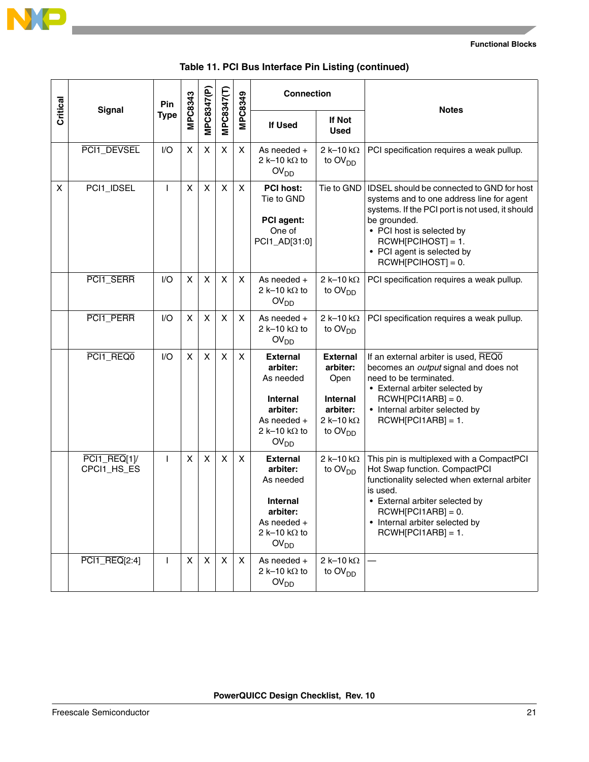**Table 11. PCI Bus Interface Pin Listing (continued)**

| Critical | Signal | Pin Type | MPC8343 | MPC8347(P) | MPC8347(T) | MPC8349 | Connection | | Notes |
|---|---|---|---|---|---|---|---|---|---|
| | | | | | | | If Used | If Not Used | |
| | PCI1_DEVSEL | I/O | X | X | X | X | As needed + 2 k–10 kΩ to $OV_{DD}$ | 2 k–10 kΩ to $OV_{DD}$ | PCI specification requires a weak pullup. |
| X | PCI1_IDSEL | I | X | X | X | X | **PCI host:** Tie to GND<br><br>**PCI agent:** One of PCI1_AD[31:0] | Tie to GND | IDSEL should be connected to GND for host systems and to one address line for agent systems. If the PCI port is not used, it should be grounded.<br>• PCI host is selected by RCWH[PCIHOST] = 1.<br>• PCI agent is selected by RCWH[PCIHOST] = 0. |
| | PCI1_SERR | I/O | X | X | X | X | As needed + 2 k–10 kΩ to $OV_{DD}$ | 2 k–10 kΩ to $OV_{DD}$ | PCI specification requires a weak pullup. |
| | PCI1_PERR | I/O | X | X | X | X | As needed + 2 k–10 kΩ to $OV_{DD}$ | 2 k–10 kΩ to $OV_{DD}$ | PCI specification requires a weak pullup. |
| | PCI1_REQ0 | I/O | X | X | X | X | **External arbiter:** As needed<br><br>**Internal arbiter:** As needed + 2 k–10 kΩ to $OV_{DD}$ | **External arbiter:** Open<br><br>**Internal arbiter:** 2 k–10 kΩ to $OV_{DD}$ | If an external arbiter is used, REQ0 becomes an *output* signal and does not need to be terminated.<br>• External arbiter selected by RCWH[PCI1ARB] = 0.<br>• Internal arbiter selected by RCWH[PCI1ARB] = 1. |
| | PCI1_REQ[1]/ CPCI1_HS_ES | I | X | X | X | X | **External arbiter:** As needed<br><br>**Internal arbiter:** As needed + 2 k–10 kΩ to $OV_{DD}$ | 2 k–10 kΩ to $OV_{DD}$ | This pin is multiplexed with a CompactPCI Hot Swap function. CompactPCI functionality selected when external arbiter is used.<br>• External arbiter selected by RCWH[PCI1ARB] = 0.<br>• Internal arbiter selected by RCWH[PCI1ARB] = 1. |
| | PCI1_REQ[2:4] | I | X | X | X | X | As needed + 2 k–10 kΩ to $OV_{DD}$ | 2 k–10 kΩ to $OV_{DD}$ | — |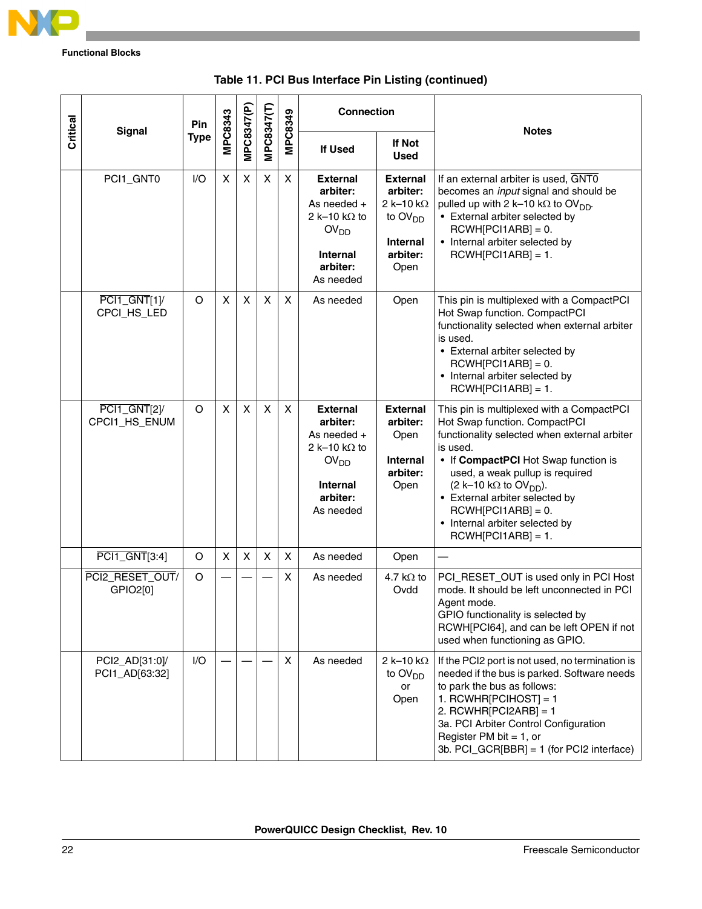Table 11. PCI Bus Interface Pin Listing (continued)

| Critical | Signal | Pin Type | MPC8343 | MPC8347(P) | MPC8347(T) | MPC8349 | Connection | | Notes |
|---|---|---|---|---|---|---|---|---|---|
| | | | | | | | If Used | If Not Used | |
| | PCI1_GNT0 | I/O | X | X | X | X | **External arbiter:** As needed + 2 k–10 kΩ to $OV_{DD}$ **Internal arbiter:** As needed | **External arbiter:** 2 k–10 kΩ to $OV_{DD}$ **Internal arbiter:** Open | If an external arbiter is used, GNT0 becomes an *input* signal and should be pulled up with 2 k–10 kΩ to $OV_{DD}$. • External arbiter selected by RCWH[PCI1ARB] = 0. • Internal arbiter selected by RCWH[PCI1ARB] = 1. |
| | PCI1_GNT[1]/ CPCI_HS_LED | O | X | X | X | X | As needed | Open | This pin is multiplexed with a CompactPCI Hot Swap function. CompactPCI functionality selected when external arbiter is used. • External arbiter selected by RCWH[PCI1ARB] = 0. • Internal arbiter selected by RCWH[PCI1ARB] = 1. |
| | PCI1_GNT[2]/ CPCI1_HS_ENUM | O | X | X | X | X | **External arbiter:** As needed + 2 k–10 kΩ to $OV_{DD}$ **Internal arbiter:** As needed | **External arbiter:** Open **Internal arbiter:** Open | This pin is multiplexed with a CompactPCI Hot Swap function. CompactPCI functionality selected when external arbiter is used. • If **CompactPCI** Hot Swap function is used, a weak pullup is required (2 k–10 kΩ to $OV_{DD}$). • External arbiter selected by RCWH[PCI1ARB] = 0. • Internal arbiter selected by RCWH[PCI1ARB] = 1. |
| | PCI1_GNT[3:4] | O | X | X | X | X | As needed | Open | — |
| | PCI2_RESET_OUT/ GPIO2[0] | O | — | — | — | X | As needed | 4.7 kΩ to Ovdd | PCI_RESET_OUT is used only in PCI Host mode. It should be left unconnected in PCI Agent mode. GPIO functionality is selected by RCWH[PCI64], and can be left OPEN if not used when functioning as GPIO. |
| | PCI2_AD[31:0]/ PCI1_AD[63:32] | I/O | — | — | — | X | As needed | 2 k–10 kΩ to $OV_{DD}$ or Open | If the PCI2 port is not used, no termination is needed if the bus is parked. Software needs to park the bus as follows: 1. RCWHR[PCIHOST] = 1 2. RCWHR[PCI2ARB] = 1 3a. PCI Arbiter Control Configuration Register PM bit = 1, or 3b. PCI_GCR[BBR] = 1 (for PCI2 interface) |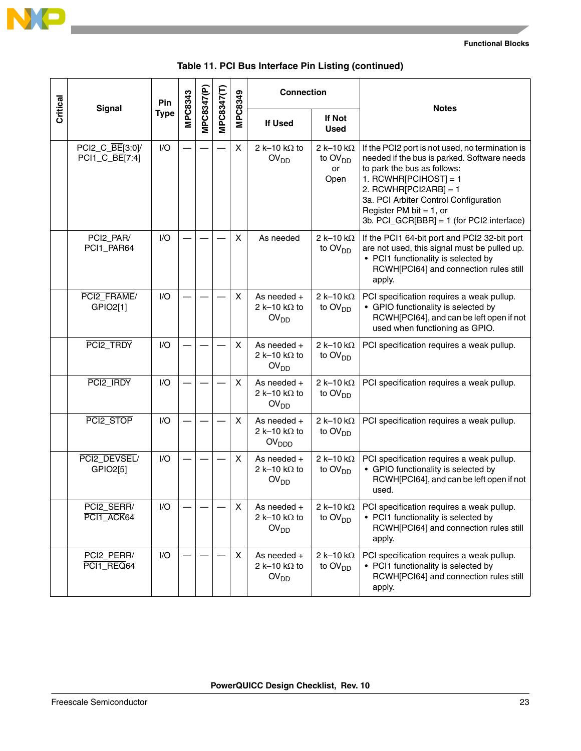**Table 11. PCI Bus Interface Pin Listing (continued)**

| Critical | Signal | Pin Type | MPC8343 | MPC8347(P) | MPC8347(T) | MPC8349 | Connection | | Notes |
|---|---|---|---|---|---|---|---|---|---|
| | | | | | | | If Used | If Not Used | |
| | PCI2_C_BE[3:0]/ PCI1_C_BE[7:4] | I/O | — | — | — | X | 2 k–10 kΩ to $OV_{DD}$ | 2 k–10 kΩ to $OV_{DD}$ or Open | If the PCI2 port is not used, no termination is needed if the bus is parked. Software needs to park the bus as follows:<br>1. RCWHR[PCIHOST] = 1<br>2. RCWHR[PCI2ARB] = 1<br>3a. PCI Arbiter Control Configuration Register PM bit = 1, or<br>3b. PCI_GCR[BBR] = 1 (for PCI2 interface) |
| | PCI2_PAR/ PCI1_PAR64 | I/O | — | — | — | X | As needed | 2 k–10 kΩ to $OV_{DD}$ | If the PCI1 64-bit port and PCI2 32-bit port are not used, this signal must be pulled up.<br>• PCI1 functionality is selected by RCWH[PCI64] and connection rules still apply. |
| | PCI2_FRAME/ GPIO2[1] | I/O | — | — | — | X | As needed + 2 k–10 kΩ to $OV_{DD}$ | 2 k–10 kΩ to $OV_{DD}$ | PCI specification requires a weak pullup.<br>• GPIO functionality is selected by RCWH[PCI64], and can be left open if not used when functioning as GPIO. |
| | PCI2_TRDY | I/O | — | — | — | X | As needed + 2 k–10 kΩ to $OV_{DD}$ | 2 k–10 kΩ to $OV_{DD}$ | PCI specification requires a weak pullup. |
| | PCI2_IRDY | I/O | — | — | — | X | As needed + 2 k–10 kΩ to $OV_{DD}$ | 2 k–10 kΩ to $OV_{DD}$ | PCI specification requires a weak pullup. |
| | PCI2_STOP | I/O | — | — | — | X | As needed + 2 k–10 kΩ to $OV_{DDD}$ | 2 k–10 kΩ to $OV_{DD}$ | PCI specification requires a weak pullup. |
| | PCI2_DEVSEL/ GPIO2[5] | I/O | — | — | — | X | As needed + 2 k–10 kΩ to $OV_{DD}$ | 2 k–10 kΩ to $OV_{DD}$ | PCI specification requires a weak pullup.<br>• GPIO functionality is selected by RCWH[PCI64], and can be left open if not used. |
| | PCI2_SERR/ PCI1_ACK64 | I/O | — | — | — | X | As needed + 2 k–10 kΩ to $OV_{DD}$ | 2 k–10 kΩ to $OV_{DD}$ | PCI specification requires a weak pullup.<br>• PCI1 functionality is selected by RCWH[PCI64] and connection rules still apply. |
| | PCI2_PERR/ PCI1_REQ64 | I/O | — | — | — | X | As needed + 2 k–10 kΩ to $OV_{DD}$ | 2 k–10 kΩ to $OV_{DD}$ | PCI specification requires a weak pullup.<br>• PCI1 functionality is selected by RCWH[PCI64] and connection rules still apply. |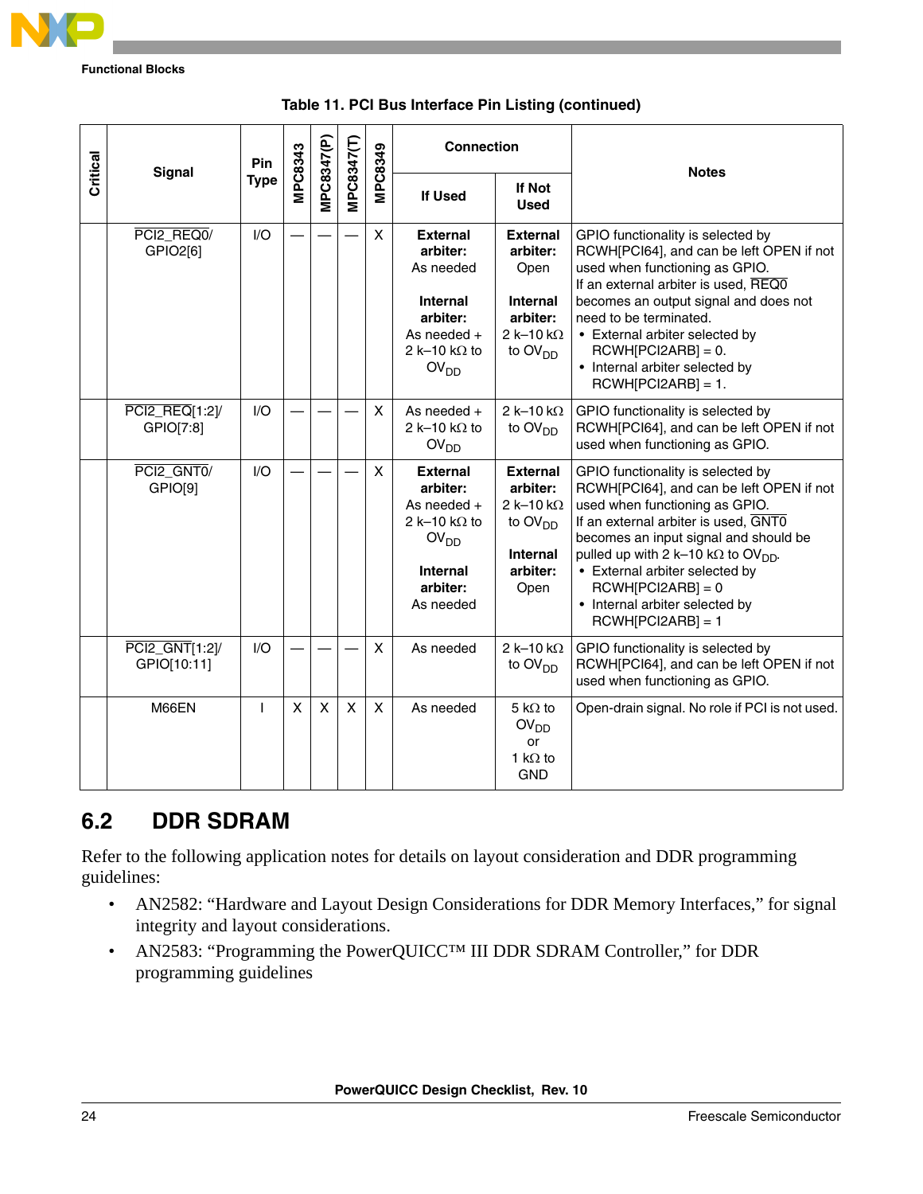**Table 11. PCI Bus Interface Pin Listing (continued)**

| Critical | Signal | Pin Type | MPC8343 | MPC8347(P) | MPC8347(T) | MPC8349 | Connection | | Notes |
|---|---|---|---|---|---|---|---|---|---|
| | | | | | | | If Used | If Not Used | |
| | $\overline{\text{PCI2\_REQ0}}$/ GPIO2[6] | I/O | — | — | — | X | **External arbiter:** As needed<br>**Internal arbiter:** As needed + 2 k–10 kΩ to $OV_{DD}$ | **External arbiter:** Open<br>**Internal arbiter:** 2 k–10 kΩ to $OV_{DD}$ | GPIO functionality is selected by RCWH[PCI64], and can be left OPEN if not used when functioning as GPIO.<br>If an external arbiter is used, $\overline{\text{REQ0}}$ becomes an output signal and does not need to be terminated.<br>• External arbiter selected by RCWH[PCI2ARB] = 0.<br>• Internal arbiter selected by RCWH[PCI2ARB] = 1. |
| | $\overline{\text{PCI2\_REQ}}$[1:2]/ GPIO[7:8] | I/O | — | — | — | X | As needed + 2 k–10 kΩ to $OV_{DD}$ | 2 k–10 kΩ to $OV_{DD}$ | GPIO functionality is selected by RCWH[PCI64], and can be left OPEN if not used when functioning as GPIO. |
| | $\overline{\text{PCI2\_GNT0}}$/ GPIO[9] | I/O | — | — | — | X | **External arbiter:** As needed + 2 k–10 kΩ to $OV_{DD}$<br>**Internal arbiter:** As needed | **External arbiter:** 2 k–10 kΩ to $OV_{DD}$<br>**Internal arbiter:** Open | GPIO functionality is selected by RCWH[PCI64], and can be left OPEN if not used when functioning as GPIO.<br>If an external arbiter is used, $\overline{\text{GNT0}}$ becomes an input signal and should be pulled up with 2 k–10 kΩ to $OV_{DD}$.<br>• External arbiter selected by RCWH[PCI2ARB] = 0<br>• Internal arbiter selected by RCWH[PCI2ARB] = 1 |
| | $\overline{\text{PCI2\_GNT}}$[1:2]/ GPIO[10:11] | I/O | — | — | — | X | As needed | 2 k–10 kΩ to $OV_{DD}$ | GPIO functionality is selected by RCWH[PCI64], and can be left OPEN if not used when functioning as GPIO. |
| | M66EN | I | X | X | X | X | As needed | 5 kΩ to $OV_{DD}$ or 1 kΩ to GND | Open-drain signal. No role if PCI is not used. |

## 6.2 DDR SDRAM

Refer to the following application notes for details on layout consideration and DDR programming guidelines:

- AN2582: "Hardware and Layout Design Considerations for DDR Memory Interfaces," for signal integrity and layout considerations.
- AN2583: "Programming the PowerQUICC™ III DDR SDRAM Controller," for DDR programming guidelines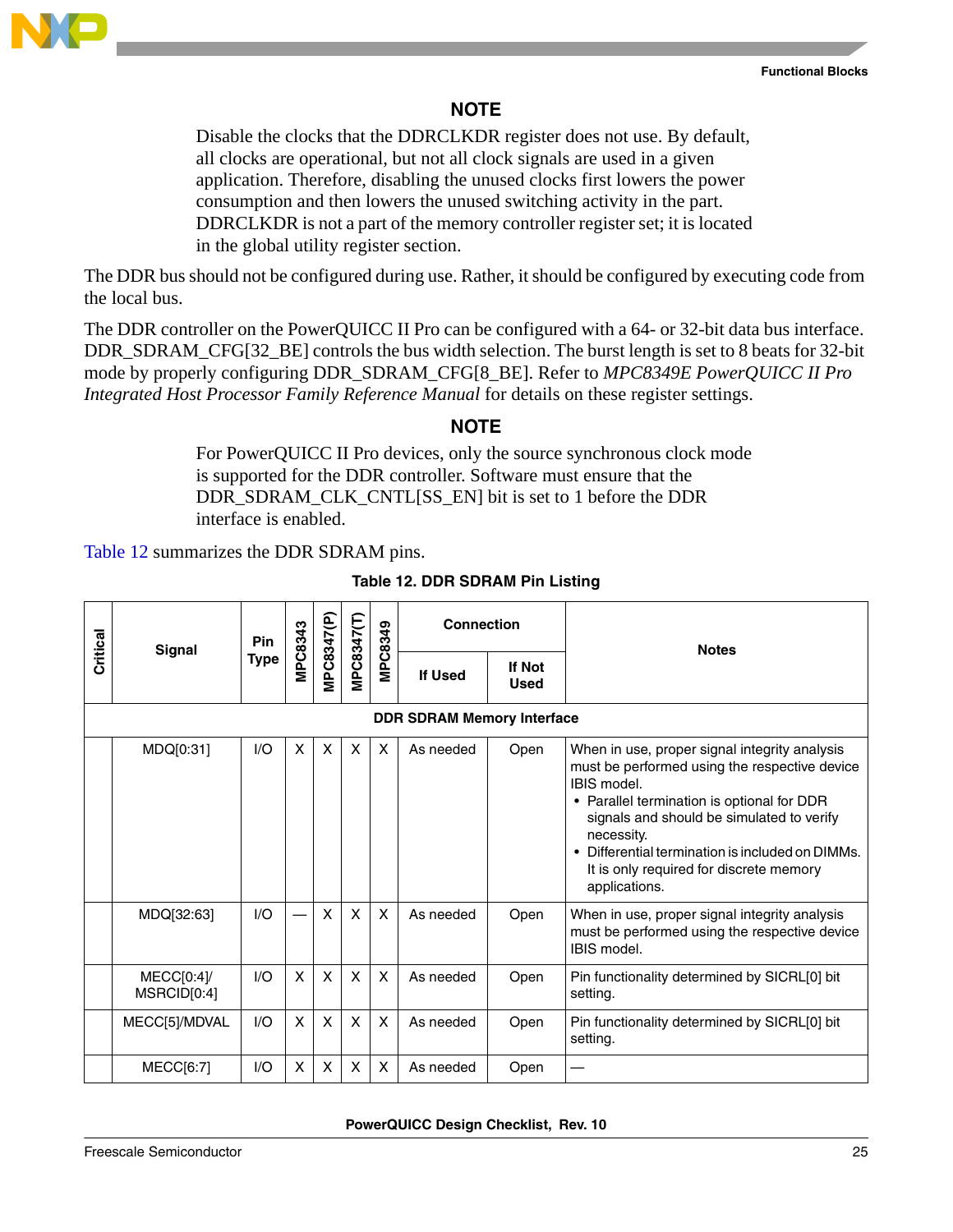**NOTE**

Disable the clocks that the DDRCLKDR register does not use. By default, all clocks are operational, but not all clock signals are used in a given application. Therefore, disabling the unused clocks first lowers the power consumption and then lowers the unused switching activity in the part. DDRCLKDR is not a part of the memory controller register set; it is located in the global utility register section.

The DDR bus should not be configured during use. Rather, it should be configured by executing code from the local bus.

The DDR controller on the PowerQUICC II Pro can be configured with a 64- or 32-bit data bus interface. DDR_SDRAM_CFG[32_BE] controls the bus width selection. The burst length is set to 8 beats for 32-bit mode by properly configuring DDR_SDRAM_CFG[8_BE]. Refer to *MPC8349E PowerQUICC II Pro Integrated Host Processor Family Reference Manual* for details on these register settings.

**NOTE**

For PowerQUICC II Pro devices, only the source synchronous clock mode is supported for the DDR controller. Software must ensure that the DDR_SDRAM_CLK_CNTL[SS_EN] bit is set to 1 before the DDR interface is enabled.

Table 12 summarizes the DDR SDRAM pins.

**Table 12. DDR SDRAM Pin Listing**

| Critical | Signal | Pin Type | MPC8343 | MPC8347(P) | MPC8347(T) | MPC8349 | Connection | | Notes |
|---|---|---|---|---|---|---|---|---|---|
| | | | | | | | If Used | If Not Used | |
| **DDR SDRAM Memory Interface** | | | | | | | | | |
| | MDQ[0:31] | I/O | X | X | X | X | As needed | Open | When in use, proper signal integrity analysis must be performed using the respective device IBIS model. • Parallel termination is optional for DDR signals and should be simulated to verify necessity. • Differential termination is included on DIMMs. It is only required for discrete memory applications. |
| | MDQ[32:63] | I/O | — | X | X | X | As needed | Open | When in use, proper signal integrity analysis must be performed using the respective device IBIS model. |
| | MECC[0:4]/ MSRCID[0:4] | I/O | X | X | X | X | As needed | Open | Pin functionality determined by SICRL[0] bit setting. |
| | MECC[5]/MDVAL | I/O | X | X | X | X | As needed | Open | Pin functionality determined by SICRL[0] bit setting. |
| | MECC[6:7] | I/O | X | X | X | X | As needed | Open | — |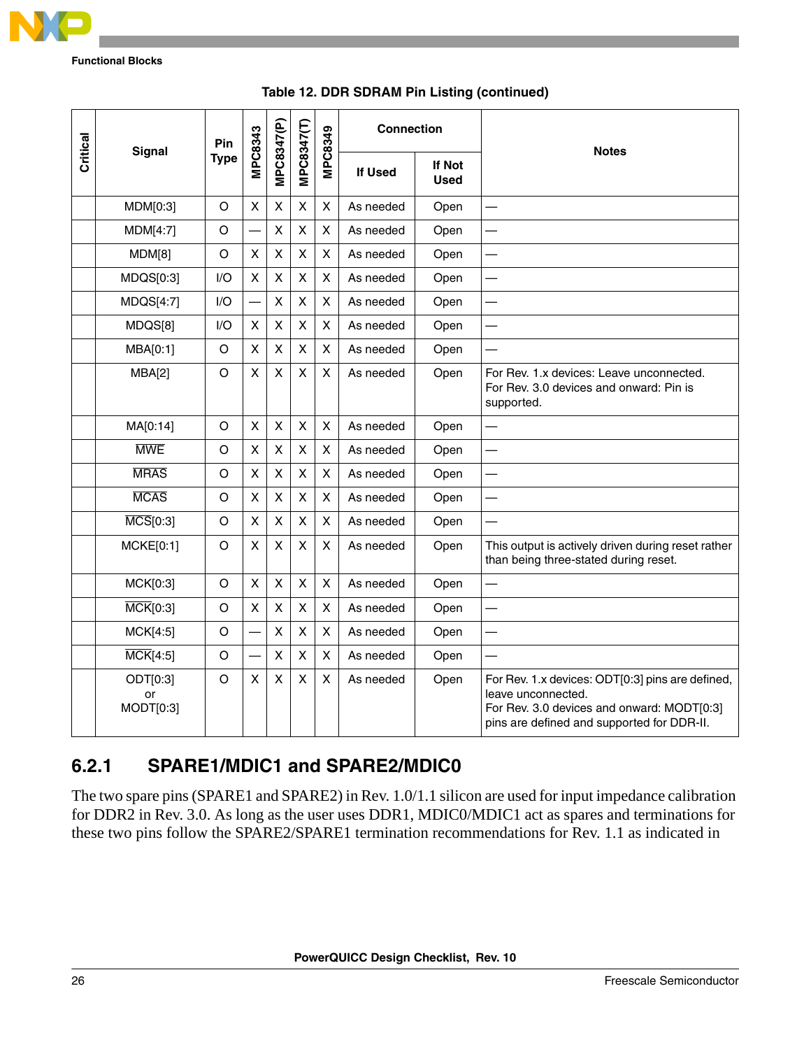Table 12. DDR SDRAM Pin Listing (continued)

| Critical | Signal | Pin Type | MPC8343 | MPC8347(P) | MPC8347(T) | MPC8349 | Connection | | Notes |
|---|---|---|---|---|---|---|---|---|---|
| | | | | | | | If Used | If Not Used | |
| | MDM[0:3] | O | X | X | X | X | As needed | Open | — |
| | MDM[4:7] | O | — | X | X | X | As needed | Open | — |
| | MDM[8] | O | X | X | X | X | As needed | Open | — |
| | MDQS[0:3] | I/O | X | X | X | X | As needed | Open | — |
| | MDQS[4:7] | I/O | — | X | X | X | As needed | Open | — |
| | MDQS[8] | I/O | X | X | X | X | As needed | Open | — |
| | MBA[0:1] | O | X | X | X | X | As needed | Open | — |
| | MBA[2] | O | X | X | X | X | As needed | Open | For Rev. 1.x devices: Leave unconnected. For Rev. 3.0 devices and onward: Pin is supported. |
| | MA[0:14] | O | X | X | X | X | As needed | Open | — |
| | $\overline{\text{MWE}}$ | O | X | X | X | X | As needed | Open | — |
| | $\overline{\text{MRAS}}$ | O | X | X | X | X | As needed | Open | — |
| | $\overline{\text{MCAS}}$ | O | X | X | X | X | As needed | Open | — |
| | $\overline{\text{MCS}}$[0:3] | O | X | X | X | X | As needed | Open | — |
| | MCKE[0:1] | O | X | X | X | X | As needed | Open | This output is actively driven during reset rather than being three-stated during reset. |
| | MCK[0:3] | O | X | X | X | X | As needed | Open | — |
| | $\overline{\text{MCK}}$[0:3] | O | X | X | X | X | As needed | Open | — |
| | MCK[4:5] | O | — | X | X | X | As needed | Open | — |
| | $\overline{\text{MCK}}$[4:5] | O | — | X | X | X | As needed | Open | — |
| | ODT[0:3] or MODT[0:3] | O | X | X | X | X | As needed | Open | For Rev. 1.x devices: ODT[0:3] pins are defined, leave unconnected. For Rev. 3.0 devices and onward: MODT[0:3] pins are defined and supported for DDR-II. |

## 6.2.1 SPARE1/MDIC1 and SPARE2/MDIC0

The two spare pins (SPARE1 and SPARE2) in Rev. 1.0/1.1 silicon are used for input impedance calibration for DDR2 in Rev. 3.0. As long as the user uses DDR1, MDIC0/MDIC1 act as spares and terminations for these two pins follow the SPARE2/SPARE1 termination recommendations for Rev. 1.1 as indicated in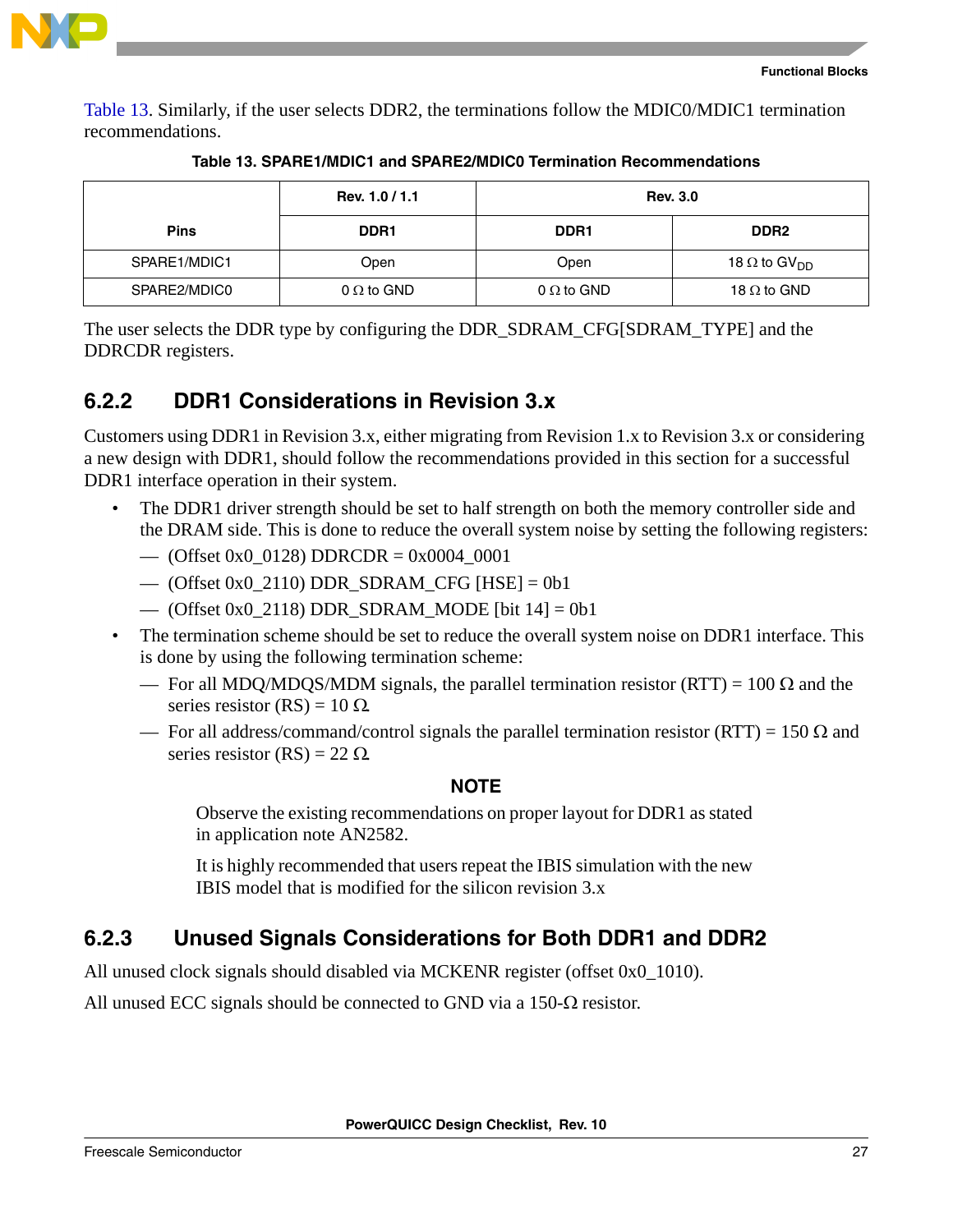Table 13. Similarly, if the user selects DDR2, the terminations follow the MDIC0/MDIC1 termination recommendations.

**Table 13. SPARE1/MDIC1 and SPARE2/MDIC0 Termination Recommendations**

| Pins | Rev. 1.0 / 1.1 | Rev. 3.0 | |
|---|---|---|---|
| | DDR1 | DDR1 | DDR2 |
| SPARE1/MDIC1 | Open | Open | 18 Ω to $GV_{DD}$ |
| SPARE2/MDIC0 | 0 Ω to GND | 0 Ω to GND | 18 Ω to GND |

The user selects the DDR type by configuring the DDR_SDRAM_CFG[SDRAM_TYPE] and the DDRCDR registers.

### 6.2.2 DDR1 Considerations in Revision 3.x

Customers using DDR1 in Revision 3.x, either migrating from Revision 1.x to Revision 3.x or considering a new design with DDR1, should follow the recommendations provided in this section for a successful DDR1 interface operation in their system.

- The DDR1 driver strength should be set to half strength on both the memory controller side and the DRAM side. This is done to reduce the overall system noise by setting the following registers:
  - (Offset 0x0_0128) DDRCDR = 0x0004_0001
  - (Offset 0x0_2110) DDR_SDRAM_CFG [HSE] = 0b1
  - (Offset 0x0_2118) DDR_SDRAM_MODE [bit 14] = 0b1
- The termination scheme should be set to reduce the overall system noise on DDR1 interface. This is done by using the following termination scheme:
  - For all MDQ/MDQS/MDM signals, the parallel termination resistor (RTT) = 100 Ω and the series resistor (RS) = 10 Ω.
  - For all address/command/control signals the parallel termination resistor (RTT) = 150 Ω and series resistor (RS) = 22 Ω.

**NOTE**

Observe the existing recommendations on proper layout for DDR1 as stated in application note AN2582.

It is highly recommended that users repeat the IBIS simulation with the new IBIS model that is modified for the silicon revision 3.x

### 6.2.3 Unused Signals Considerations for Both DDR1 and DDR2

All unused clock signals should disabled via MCKENR register (offset 0x0_1010).

All unused ECC signals should be connected to GND via a 150-Ω resistor.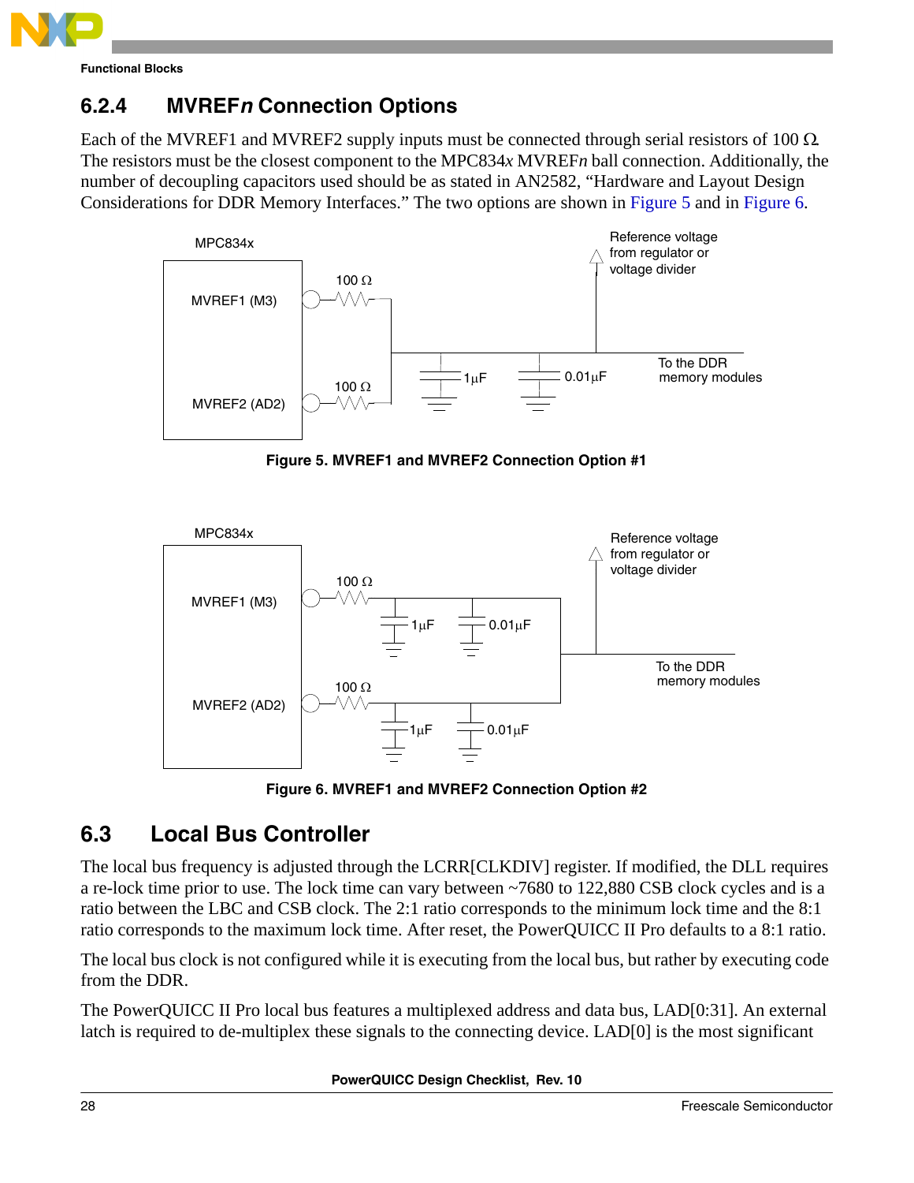## 6.2.4 MVREF*n* Connection Options

Each of the MVREF1 and MVREF2 supply inputs must be connected through serial resistors of 100 Ω. The resistors must be the closest component to the MPC834*x* MVREF*n* ball connection. Additionally, the number of decoupling capacitors used should be as stated in AN2582, "Hardware and Layout Design Considerations for DDR Memory Interfaces." The two options are shown in Figure 5 and in Figure 6.

**Figure 5. MVREF1 and MVREF2 Connection Option #1**

**Figure 6. MVREF1 and MVREF2 Connection Option #2**

## 6.3 Local Bus Controller

The local bus frequency is adjusted through the LCRR[CLKDIV] register. If modified, the DLL requires a re-lock time prior to use. The lock time can vary between ~7680 to 122,880 CSB clock cycles and is a ratio between the LBC and CSB clock. The 2:1 ratio corresponds to the minimum lock time and the 8:1 ratio corresponds to the maximum lock time. After reset, the PowerQUICC II Pro defaults to a 8:1 ratio.

The local bus clock is not configured while it is executing from the local bus, but rather by executing code from the DDR.

The PowerQUICC II Pro local bus features a multiplexed address and data bus, LAD[0:31]. An external latch is required to de-multiplex these signals to the connecting device. LAD[0] is the most significant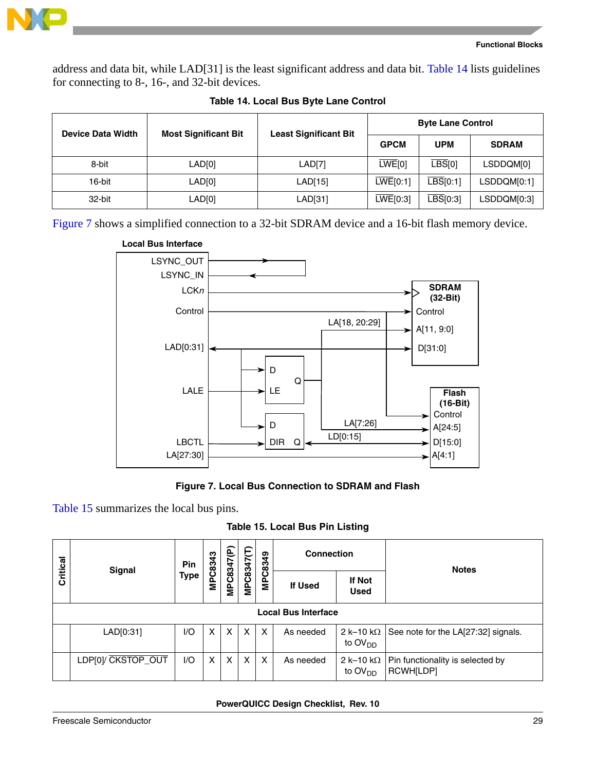address and data bit, while LAD[31] is the least significant address and data bit. Table 14 lists guidelines for connecting to 8-, 16-, and 32-bit devices.

**Table 14. Local Bus Byte Lane Control**

| Device Data Width | Most Significant Bit | Least Significant Bit | Byte Lane Control | | |
|---|---|---|---|---|---|
| | | | GPCM | UPM | SDRAM |
| 8-bit | LAD[0] | LAD[7] | $\overline{\text{LWE}}$[0] | $\overline{\text{LBS}}$[0] | LSDDQM[0] |
| 16-bit | LAD[0] | LAD[15] | $\overline{\text{LWE}}$[0:1] | $\overline{\text{LBS}}$[0:1] | LSDDQM[0:1] |
| 32-bit | LAD[0] | LAD[31] | $\overline{\text{LWE}}$[0:3] | $\overline{\text{LBS}}$[0:3] | LSDDQM[0:3] |

Figure 7 shows a simplified connection to a 32-bit SDRAM device and a 16-bit flash memory device.

**Figure 7. Local Bus Connection to SDRAM and Flash**

Table 15 summarizes the local bus pins.

**Table 15. Local Bus Pin Listing**

| Critical | Signal | Pin Type | MPC8343 | MPC8347(P) | MPC8347(T) | MPC8349 | Connection | | Notes |
|---|---|---|---|---|---|---|---|---|---|
| | | | | | | | If Used | If Not Used | |
| **Local Bus Interface** | | | | | | | | | |
| | LAD[0:31] | I/O | X | X | X | X | As needed | 2 k–10 kΩ to $OV_{DD}$ | See note for the LA[27:32] signals. |
| | LDP[0]/ $\overline{\text{CKSTOP\_OUT}}$ | I/O | X | X | X | X | As needed | 2 k–10 kΩ to $OV_{DD}$ | Pin functionality is selected by RCWH[LDP] |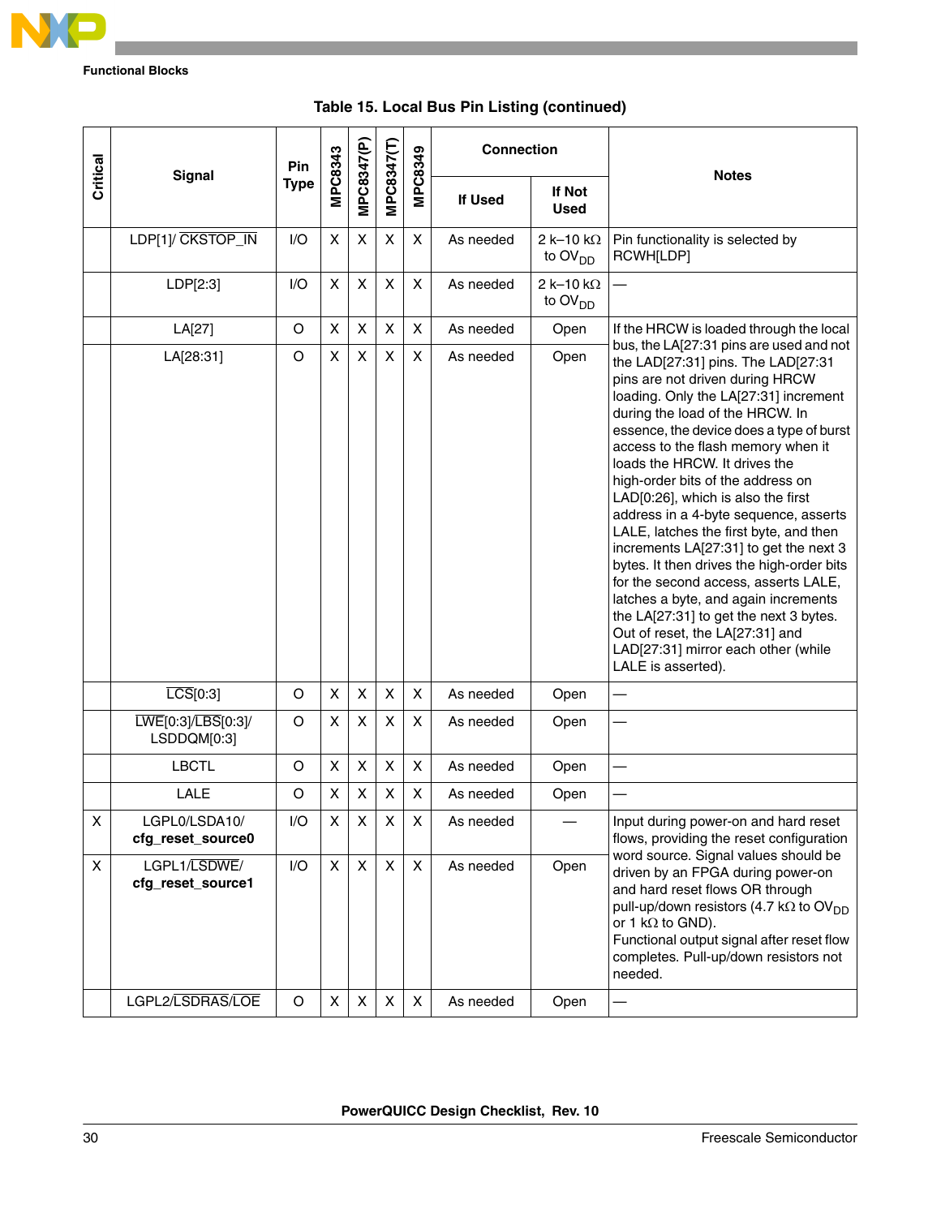Table 15. Local Bus Pin Listing (continued)

| Critical | Signal | Pin Type | MPC8343 | MPC8347(P) | MPC8347(T) | MPC8349 | Connection | | Notes |
|---|---|---|---|---|---|---|---|---|---|
| | | | | | | | If Used | If Not Used | |
| | LDP[1]/ CKSTOP_IN | I/O | X | X | X | X | As needed | 2 k–10 kΩ to $OV_{DD}$ | Pin functionality is selected by RCWH[LDP] |
| | LDP[2:3] | I/O | X | X | X | X | As needed | 2 k–10 kΩ to $OV_{DD}$ | — |
| | LA[27] | O | X | X | X | X | As needed | Open | If the HRCW is loaded through the local bus, the LA[27:31 pins are used and not the LAD[27:31] pins. The LAD[27:31 pins are not driven during HRCW loading. Only the LA[27:31] increment during the load of the HRCW. In essence, the device does a type of burst access to the flash memory when it loads the HRCW. It drives the high-order bits of the address on LAD[0:26], which is also the first address in a 4-byte sequence, asserts LALE, latches the first byte, and then increments LA[27:31] to get the next 3 bytes. It then drives the high-order bits for the second access, asserts LALE, latches a byte, and again increments the LA[27:31] to get the next 3 bytes. Out of reset, the LA[27:31] and LAD[27:31] mirror each other (while LALE is asserted). |
| | LA[28:31] | O | X | X | X | X | As needed | Open | |
| | LCS[0:3] | O | X | X | X | X | As needed | Open | — |
| | LWE[0:3]/LBS[0:3]/ LSDDQM[0:3] | O | X | X | X | X | As needed | Open | — |
| | LBCTL | O | X | X | X | X | As needed | Open | — |
| | LALE | O | X | X | X | X | As needed | Open | — |
| X | LGPL0/LSDA10/ **cfg_reset_source0** | I/O | X | X | X | X | As needed | — | Input during power-on and hard reset flows, providing the reset configuration word source. Signal values should be driven by an FPGA during power-on and hard reset flows OR through pull-up/down resistors (4.7 kΩ to $OV_{DD}$ or 1 kΩ to GND). Functional output signal after reset flow completes. Pull-up/down resistors not needed. |
| X | LGPL1/LSDWE/ **cfg_reset_source1** | I/O | X | X | X | X | As needed | Open | |
| | LGPL2/LSDRAS/LOE | O | X | X | X | X | As needed | Open | — |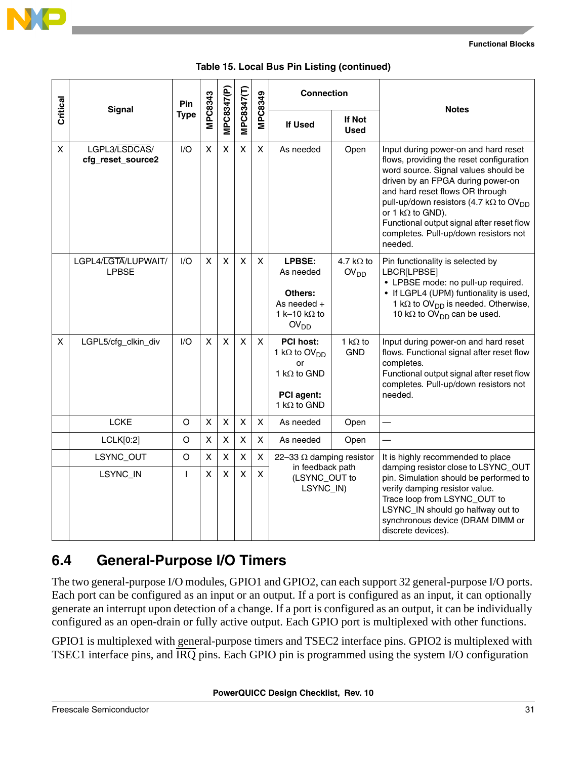Table 15. Local Bus Pin Listing (continued)

| Critical | Signal | Pin Type | MPC8343 | MPC8347(P) | MPC8347(T) | MPC8349 | Connection | | Notes |
|---|---|---|---|---|---|---|---|---|---|
| | | | | | | | If Used | If Not Used | |
| X | LGPL3/LSDCAS/ **cfg_reset_source2** | I/O | X | X | X | X | As needed | Open | Input during power-on and hard reset flows, providing the reset configuration word source. Signal values should be driven by an FPGA during power-on and hard reset flows OR through pull-up/down resistors (4.7 kΩ to $OV_{DD}$ or 1 kΩ to GND). Functional output signal after reset flow completes. Pull-up/down resistors not needed. |
| | LGPL4/LGTA/LUPWAIT/ LPBSE | I/O | X | X | X | X | **LPBSE:** As needed **Others:** As needed + 1 k–10 kΩ to $OV_{DD}$ | 4.7 kΩ to $OV_{DD}$ | Pin functionality is selected by LBCR[LPBSE] • LPBSE mode: no pull-up required. • If LGPL4 (UPM) funtionality is used, 1 kΩ to $OV_{DD}$ is needed. Otherwise, 10 kΩ to $OV_{DD}$ can be used. |
| X | LGPL5/cfg_clkin_div | I/O | X | X | X | X | **PCI host:** 1 kΩ to $OV_{DD}$ or 1 kΩ to GND **PCI agent:** 1 kΩ to GND | 1 kΩ to GND | Input during power-on and hard reset flows. Functional signal after reset flow completes. Functional output signal after reset flow completes. Pull-up/down resistors not needed. |
| | LCKE | O | X | X | X | X | As needed | Open | — |
| | LCLK[0:2] | O | X | X | X | X | As needed | Open | — |
| | LSYNC_OUT | O | X | X | X | X | 22–33 Ω damping resistor in feedback path (LSYNC_OUT to LSYNC_IN) | | It is highly recommended to place damping resistor close to LSYNC_OUT pin. Simulation should be performed to verify damping resistor value. Trace loop from LSYNC_OUT to LSYNC_IN should go halfway out to synchronous device (DRAM DIMM or discrete devices). |
| | LSYNC_IN | I | X | X | X | X | | | |

## 6.4 General-Purpose I/O Timers

The two general-purpose I/O modules, GPIO1 and GPIO2, can each support 32 general-purpose I/O ports. Each port can be configured as an input or an output. If a port is configured as an input, it can optionally generate an interrupt upon detection of a change. If a port is configured as an output, it can be individually configured as an open-drain or fully active output. Each GPIO port is multiplexed with other functions.

GPIO1 is multiplexed with general-purpose timers and TSEC2 interface pins. GPIO2 is multiplexed with TSEC1 interface pins, and IRQ pins. Each GPIO pin is programmed using the system I/O configuration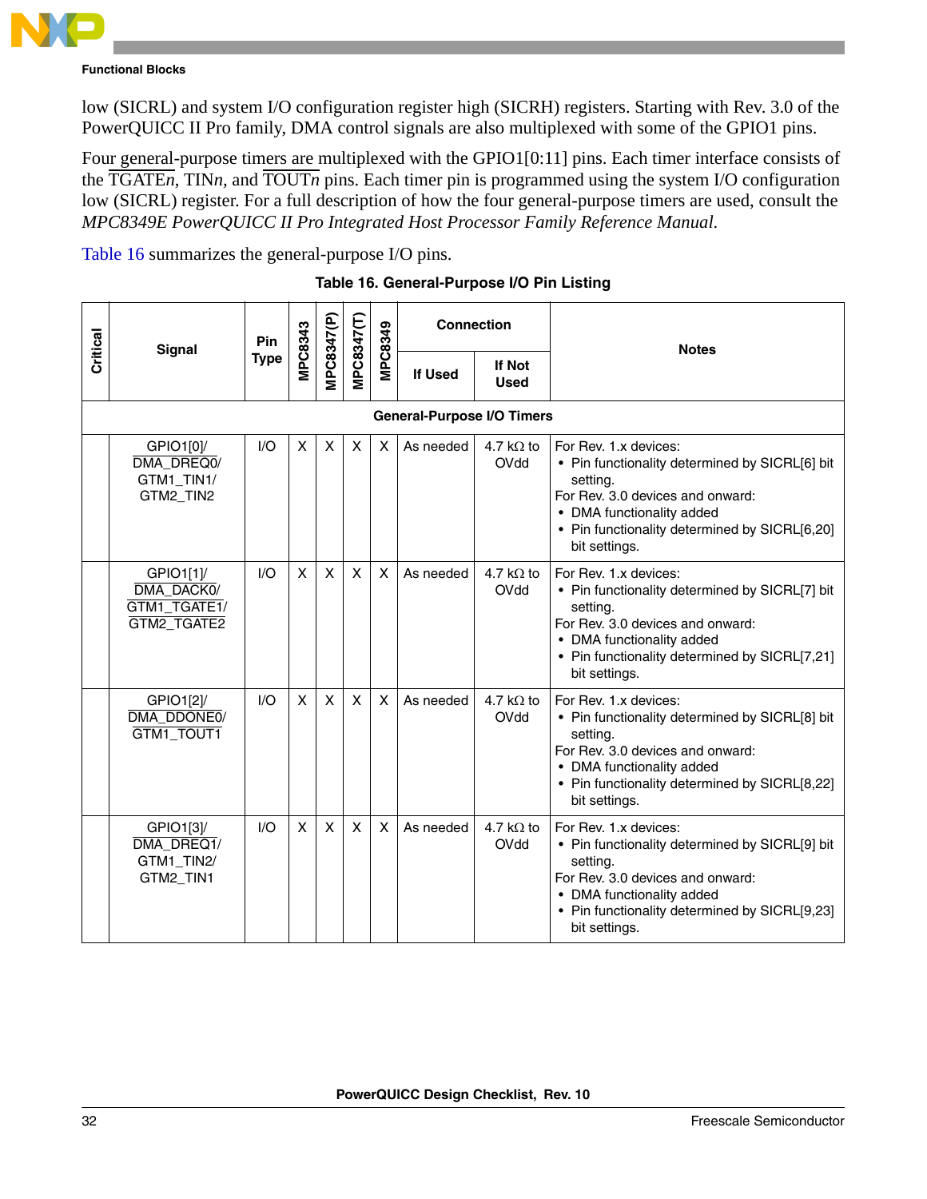low (SICRL) and system I/O configuration register high (SICRH) registers. Starting with Rev. 3.0 of the PowerQUICC II Pro family, DMA control signals are also multiplexed with some of the GPIO1 pins.

Four general-purpose timers are multiplexed with the GPIO1[0:11] pins. Each timer interface consists of the TGATE*n*, TIN*n*, and TOUT*n* pins. Each timer pin is programmed using the system I/O configuration low (SICRL) register. For a full description of how the four general-purpose timers are used, consult the *MPC8349E PowerQUICC II Pro Integrated Host Processor Family Reference Manual*.

Table 16 summarizes the general-purpose I/O pins.

**Table 16. General-Purpose I/O Pin Listing**

| Critical | Signal | Pin Type | MPC8343 | MPC8347(P) | MPC8347(T) | MPC8349 | Connection | | Notes |
|---|---|---|---|---|---|---|---|---|---|
| | | | | | | | If Used | If Not Used | |
| **General-Purpose I/O Timers** | | | | | | | | | |
| | GPIO1[0]/ DMA_DREQ0/ GTM1_TIN1/ GTM2_TIN2 | I/O | X | X | X | X | As needed | 4.7 kΩ to OVdd | For Rev. 1.x devices: • Pin functionality determined by SICRL[6] bit setting. For Rev. 3.0 devices and onward: • DMA functionality added • Pin functionality determined by SICRL[6,20] bit settings. |
| | GPIO1[1]/ DMA_DACK0/ GTM1_TGATE1/ GTM2_TGATE2 | I/O | X | X | X | X | As needed | 4.7 kΩ to OVdd | For Rev. 1.x devices: • Pin functionality determined by SICRL[7] bit setting. For Rev. 3.0 devices and onward: • DMA functionality added • Pin functionality determined by SICRL[7,21] bit settings. |
| | GPIO1[2]/ DMA_DDONE0/ GTM1_TOUT1 | I/O | X | X | X | X | As needed | 4.7 kΩ to OVdd | For Rev. 1.x devices: • Pin functionality determined by SICRL[8] bit setting. For Rev. 3.0 devices and onward: • DMA functionality added • Pin functionality determined by SICRL[8,22] bit settings. |
| | GPIO1[3]/ DMA_DREQ1/ GTM1_TIN2/ GTM2_TIN1 | I/O | X | X | X | X | As needed | 4.7 kΩ to OVdd | For Rev. 1.x devices: • Pin functionality determined by SICRL[9] bit setting. For Rev. 3.0 devices and onward: • DMA functionality added • Pin functionality determined by SICRL[9,23] bit settings. |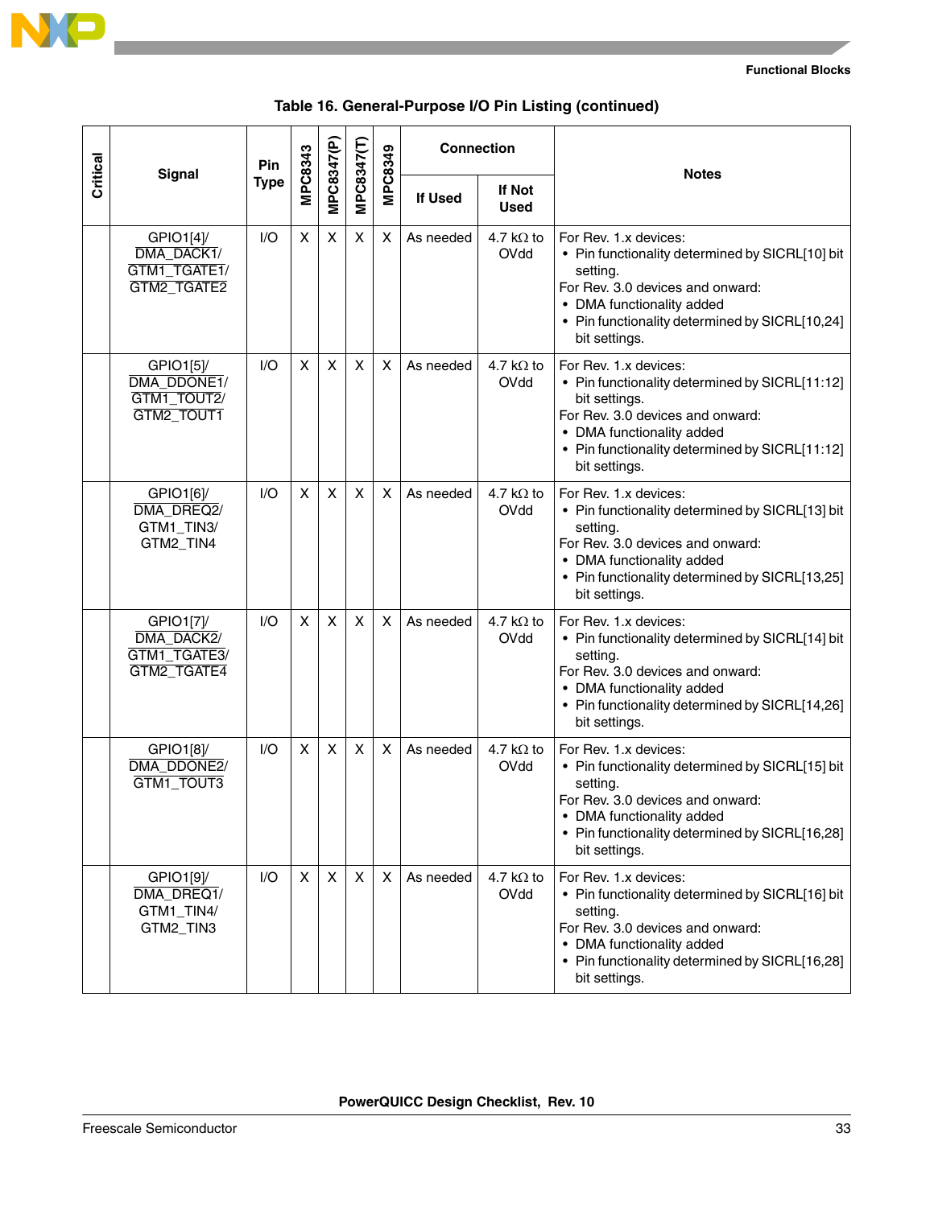**Table 16. General-Purpose I/O Pin Listing (continued)**

| Critical | Signal | Pin Type | MPC8343 | MPC8347(P) | MPC8347(T) | MPC8349 | Connection | | Notes |
|---|---|---|---|---|---|---|---|---|---|
| | | | | | | | If Used | If Not Used | |
| | GPIO1[4]/ DMA_DACK1/ GTM1_TGATE1/ GTM2_TGATE2 | I/O | X | X | X | X | As needed | 4.7 kΩ to OVdd | For Rev. 1.x devices:<br>• Pin functionality determined by SICRL[10] bit setting.<br>For Rev. 3.0 devices and onward:<br>• DMA functionality added<br>• Pin functionality determined by SICRL[10,24] bit settings. |
| | GPIO1[5]/ DMA_DDONE1/ GTM1_TOUT2/ GTM2_TOUT1 | I/O | X | X | X | X | As needed | 4.7 kΩ to OVdd | For Rev. 1.x devices:<br>• Pin functionality determined by SICRL[11:12] bit settings.<br>For Rev. 3.0 devices and onward:<br>• DMA functionality added<br>• Pin functionality determined by SICRL[11:12] bit settings. |
| | GPIO1[6]/ DMA_DREQ2/ GTM1_TIN3/ GTM2_TIN4 | I/O | X | X | X | X | As needed | 4.7 kΩ to OVdd | For Rev. 1.x devices:<br>• Pin functionality determined by SICRL[13] bit setting.<br>For Rev. 3.0 devices and onward:<br>• DMA functionality added<br>• Pin functionality determined by SICRL[13,25] bit settings. |
| | GPIO1[7]/ DMA_DACK2/ GTM1_TGATE3/ GTM2_TGATE4 | I/O | X | X | X | X | As needed | 4.7 kΩ to OVdd | For Rev. 1.x devices:<br>• Pin functionality determined by SICRL[14] bit setting.<br>For Rev. 3.0 devices and onward:<br>• DMA functionality added<br>• Pin functionality determined by SICRL[14,26] bit settings. |
| | GPIO1[8]/ DMA_DDONE2/ GTM1_TOUT3 | I/O | X | X | X | X | As needed | 4.7 kΩ to OVdd | For Rev. 1.x devices:<br>• Pin functionality determined by SICRL[15] bit setting.<br>For Rev. 3.0 devices and onward:<br>• DMA functionality added<br>• Pin functionality determined by SICRL[16,28] bit settings. |
| | GPIO1[9]/ DMA_DREQ1/ GTM1_TIN4/ GTM2_TIN3 | I/O | X | X | X | X | As needed | 4.7 kΩ to OVdd | For Rev. 1.x devices:<br>• Pin functionality determined by SICRL[16] bit setting.<br>For Rev. 3.0 devices and onward:<br>• DMA functionality added<br>• Pin functionality determined by SICRL[16,28] bit settings. |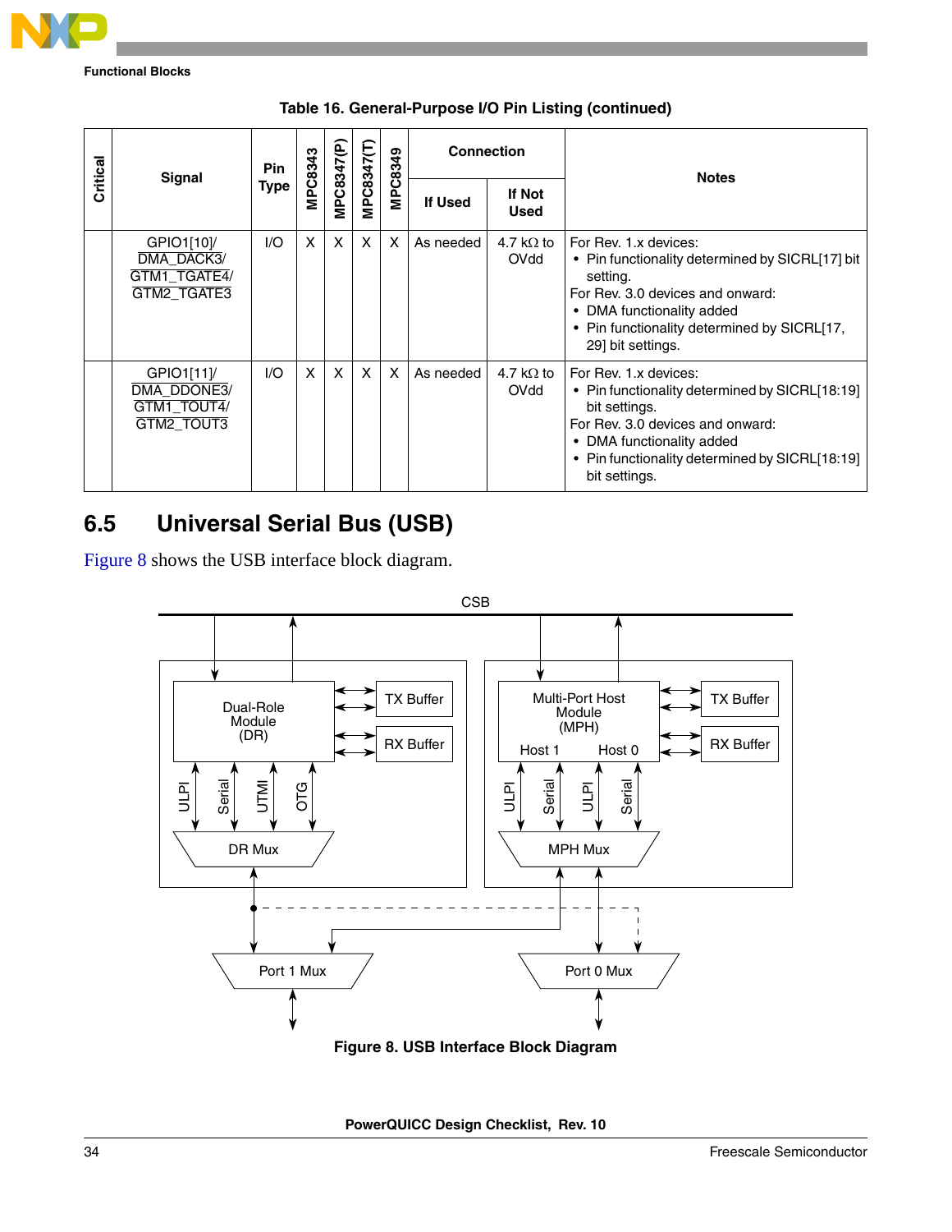Table 16. General-Purpose I/O Pin Listing (continued)

| Critical | Signal | Pin Type | MPC8343 | MPC8347(P) | MPC8347(T) | MPC8349 | Connection | | Notes |
|---|---|---|---|---|---|---|---|---|---|
| | | | | | | | If Used | If Not Used | |
| | GPIO1[10]/ DMA_DACK3/ GTM1_TGATE4/ GTM2_TGATE3 | I/O | X | X | X | X | As needed | 4.7 kΩ to OVdd | For Rev. 1.x devices: • Pin functionality determined by SICRL[17] bit setting. For Rev. 3.0 devices and onward: • DMA functionality added • Pin functionality determined by SICRL[17, 29] bit settings. |
| | GPIO1[11]/ DMA_DDONE3/ GTM1_TOUT4/ GTM2_TOUT3 | I/O | X | X | X | X | As needed | 4.7 kΩ to OVdd | For Rev. 1.x devices: • Pin functionality determined by SICRL[18:19] bit settings. For Rev. 3.0 devices and onward: • DMA functionality added • Pin functionality determined by SICRL[18:19] bit settings. |

## 6.5 Universal Serial Bus (USB)

Figure 8 shows the USB interface block diagram.

Figure 8. USB Interface Block Diagram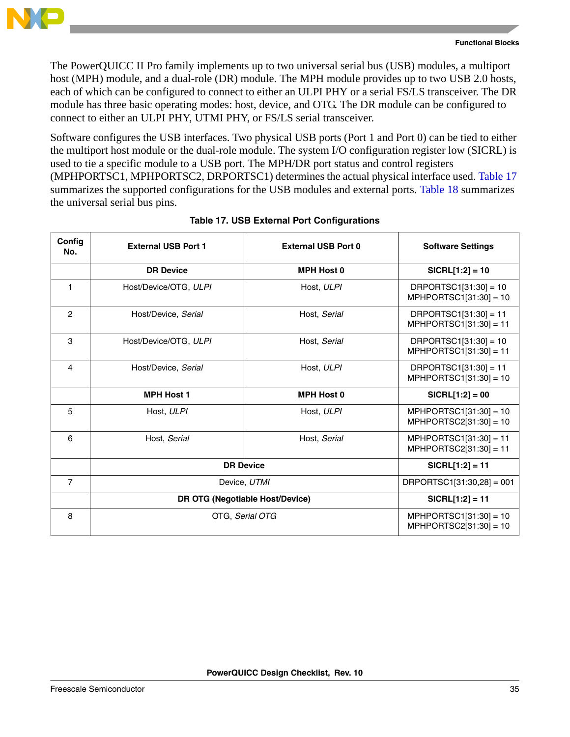The PowerQUICC II Pro family implements up to two universal serial bus (USB) modules, a multiport host (MPH) module, and a dual-role (DR) module. The MPH module provides up to two USB 2.0 hosts, each of which can be configured to connect to either an ULPI PHY or a serial FS/LS transceiver. The DR module has three basic operating modes: host, device, and OTG. The DR module can be configured to connect to either an ULPI PHY, UTMI PHY, or FS/LS serial transceiver.

Software configures the USB interfaces. Two physical USB ports (Port 1 and Port 0) can be tied to either the multiport host module or the dual-role module. The system I/O configuration register low (SICRL) is used to tie a specific module to a USB port. The MPH/DR port status and control registers (MPHPORTSC1, MPHPORTSC2, DRPORTSC1) determines the actual physical interface used. Table 17 summarizes the supported configurations for the USB modules and external ports. Table 18 summarizes the universal serial bus pins.

**Table 17. USB External Port Configurations**

| Config No. | External USB Port 1 | External USB Port 0 | Software Settings |
|---|---|---|---|
| | **DR Device** | **MPH Host 0** | **SICRL[1:2] = 10** |
| 1 | Host/Device/OTG, *ULPI* | Host, *ULPI* | DRPORTSC1[31:30] = 10<br>MPHPORTSC1[31:30] = 10 |
| 2 | Host/Device, *Serial* | Host, *Serial* | DRPORTSC1[31:30] = 11<br>MPHPORTSC1[31:30] = 11 |
| 3 | Host/Device/OTG, *ULPI* | Host, *Serial* | DRPORTSC1[31:30] = 10<br>MPHPORTSC1[31:30] = 11 |
| 4 | Host/Device, *Serial* | Host, *ULPI* | DRPORTSC1[31:30] = 11<br>MPHPORTSC1[31:30] = 10 |
| | **MPH Host 1** | **MPH Host 0** | **SICRL[1:2] = 00** |
| 5 | Host, *ULPI* | Host, *ULPI* | MPHPORTSC1[31:30] = 10<br>MPHPORTSC2[31:30] = 10 |
| 6 | Host, *Serial* | Host, *Serial* | MPHPORTSC1[31:30] = 11<br>MPHPORTSC2[31:30] = 11 |
| | **DR Device** | | **SICRL[1:2] = 11** |
| 7 | Device, *UTMI* | | DRPORTSC1[31:30,28] = 001 |
| | **DR OTG (Negotiable Host/Device)** | | **SICRL[1:2] = 11** |
| 8 | OTG, *Serial OTG* | | MPHPORTSC1[31:30] = 10<br>MPHPORTSC2[31:30] = 10 |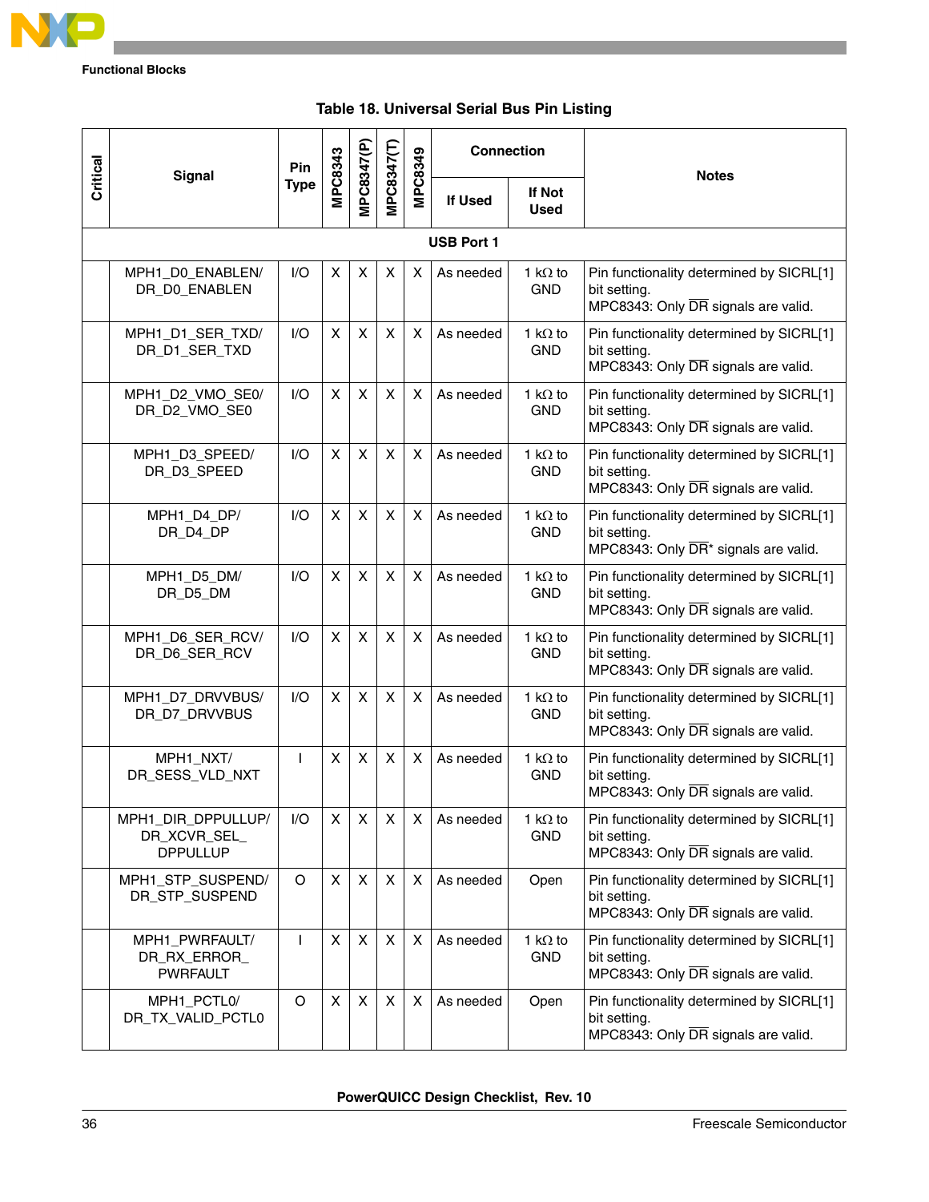**Table 18. Universal Serial Bus Pin Listing**

| Critical | Signal | Pin Type | MPC8343 | MPC8347(P) | MPC8347(T) | MPC8349 | Connection | | Notes |
|---|---|---|---|---|---|---|---|---|---|
| | | | | | | | If Used | If Not Used | |
| **USB Port 1** | | | | | | | | | |
| | MPH1_D0_ENABLEN/ DR_D0_ENABLEN | I/O | X | X | X | X | As needed | 1 kΩ to GND | Pin functionality determined by SICRL[1] bit setting. MPC8343: Only DR signals are valid. |
| | MPH1_D1_SER_TXD/ DR_D1_SER_TXD | I/O | X | X | X | X | As needed | 1 kΩ to GND | Pin functionality determined by SICRL[1] bit setting. MPC8343: Only DR signals are valid. |
| | MPH1_D2_VMO_SE0/ DR_D2_VMO_SE0 | I/O | X | X | X | X | As needed | 1 kΩ to GND | Pin functionality determined by SICRL[1] bit setting. MPC8343: Only DR signals are valid. |
| | MPH1_D3_SPEED/ DR_D3_SPEED | I/O | X | X | X | X | As needed | 1 kΩ to GND | Pin functionality determined by SICRL[1] bit setting. MPC8343: Only DR signals are valid. |
| | MPH1_D4_DP/ DR_D4_DP | I/O | X | X | X | X | As needed | 1 kΩ to GND | Pin functionality determined by SICRL[1] bit setting. MPC8343: Only DR* signals are valid. |
| | MPH1_D5_DM/ DR_D5_DM | I/O | X | X | X | X | As needed | 1 kΩ to GND | Pin functionality determined by SICRL[1] bit setting. MPC8343: Only DR signals are valid. |
| | MPH1_D6_SER_RCV/ DR_D6_SER_RCV | I/O | X | X | X | X | As needed | 1 kΩ to GND | Pin functionality determined by SICRL[1] bit setting. MPC8343: Only DR signals are valid. |
| | MPH1_D7_DRVVBUS/ DR_D7_DRVVBUS | I/O | X | X | X | X | As needed | 1 kΩ to GND | Pin functionality determined by SICRL[1] bit setting. MPC8343: Only DR signals are valid. |
| | MPH1_NXT/ DR_SESS_VLD_NXT | I | X | X | X | X | As needed | 1 kΩ to GND | Pin functionality determined by SICRL[1] bit setting. MPC8343: Only DR signals are valid. |
| | MPH1_DIR_DPPULLUP/ DR_XCVR_SEL_ DPPULLUP | I/O | X | X | X | X | As needed | 1 kΩ to GND | Pin functionality determined by SICRL[1] bit setting. MPC8343: Only DR signals are valid. |
| | MPH1_STP_SUSPEND/ DR_STP_SUSPEND | O | X | X | X | X | As needed | Open | Pin functionality determined by SICRL[1] bit setting. MPC8343: Only DR signals are valid. |
| | MPH1_PWRFAULT/ DR_RX_ERROR_ PWRFAULT | I | X | X | X | X | As needed | 1 kΩ to GND | Pin functionality determined by SICRL[1] bit setting. MPC8343: Only DR signals are valid. |
| | MPH1_PCTL0/ DR_TX_VALID_PCTL0 | O | X | X | X | X | As needed | Open | Pin functionality determined by SICRL[1] bit setting. MPC8343: Only DR signals are valid. |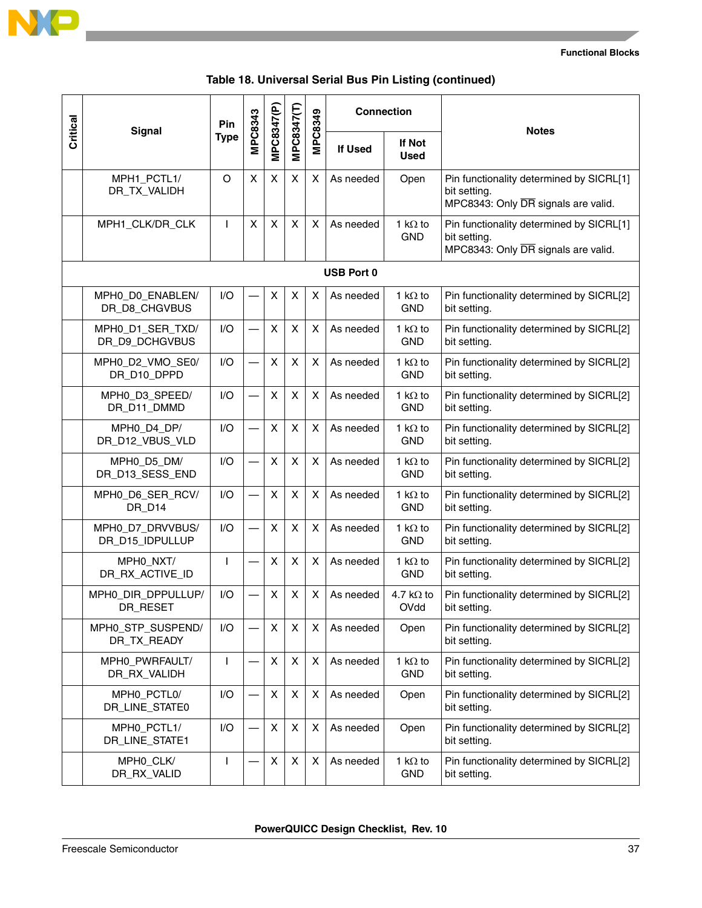**Table 18. Universal Serial Bus Pin Listing (continued)**

| Critical | Signal | Pin Type | MPC8343 | MPC8347(P) | MPC8347(T) | MPC8349 | Connection | | Notes |
|---|---|---|---|---|---|---|---|---|---|
| | | | | | | | If Used | If Not Used | |
| | MPH1_PCTL1/ DR_TX_VALIDH | O | X | X | X | X | As needed | Open | Pin functionality determined by SICRL[1] bit setting. MPC8343: Only $\overline{\text{DR}}$ signals are valid. |
| | MPH1_CLK/DR_CLK | I | X | X | X | X | As needed | 1 kΩ to GND | Pin functionality determined by SICRL[1] bit setting. MPC8343: Only $\overline{\text{DR}}$ signals are valid. |
| **USB Port 0** | | | | | | | | | |
| | MPH0_D0_ENABLEN/ DR_D8_CHGVBUS | I/O | — | X | X | X | As needed | 1 kΩ to GND | Pin functionality determined by SICRL[2] bit setting. |
| | MPH0_D1_SER_TXD/ DR_D9_DCHGVBUS | I/O | — | X | X | X | As needed | 1 kΩ to GND | Pin functionality determined by SICRL[2] bit setting. |
| | MPH0_D2_VMO_SE0/ DR_D10_DPPD | I/O | — | X | X | X | As needed | 1 kΩ to GND | Pin functionality determined by SICRL[2] bit setting. |
| | MPH0_D3_SPEED/ DR_D11_DMMD | I/O | — | X | X | X | As needed | 1 kΩ to GND | Pin functionality determined by SICRL[2] bit setting. |
| | MPH0_D4_DP/ DR_D12_VBUS_VLD | I/O | — | X | X | X | As needed | 1 kΩ to GND | Pin functionality determined by SICRL[2] bit setting. |
| | MPH0_D5_DM/ DR_D13_SESS_END | I/O | — | X | X | X | As needed | 1 kΩ to GND | Pin functionality determined by SICRL[2] bit setting. |
| | MPH0_D6_SER_RCV/ DR_D14 | I/O | — | X | X | X | As needed | 1 kΩ to GND | Pin functionality determined by SICRL[2] bit setting. |
| | MPH0_D7_DRVVBUS/ DR_D15_IDPULLUP | I/O | — | X | X | X | As needed | 1 kΩ to GND | Pin functionality determined by SICRL[2] bit setting. |
| | MPH0_NXT/ DR_RX_ACTIVE_ID | I | — | X | X | X | As needed | 1 kΩ to GND | Pin functionality determined by SICRL[2] bit setting. |
| | MPH0_DIR_DPPULLUP/ DR_RESET | I/O | — | X | X | X | As needed | 4.7 kΩ to OVdd | Pin functionality determined by SICRL[2] bit setting. |
| | MPH0_STP_SUSPEND/ DR_TX_READY | I/O | — | X | X | X | As needed | Open | Pin functionality determined by SICRL[2] bit setting. |
| | MPH0_PWRFAULT/ DR_RX_VALIDH | I | — | X | X | X | As needed | 1 kΩ to GND | Pin functionality determined by SICRL[2] bit setting. |
| | MPH0_PCTL0/ DR_LINE_STATE0 | I/O | — | X | X | X | As needed | Open | Pin functionality determined by SICRL[2] bit setting. |
| | MPH0_PCTL1/ DR_LINE_STATE1 | I/O | — | X | X | X | As needed | Open | Pin functionality determined by SICRL[2] bit setting. |
| | MPH0_CLK/ DR_RX_VALID | I | — | X | X | X | As needed | 1 kΩ to GND | Pin functionality determined by SICRL[2] bit setting. |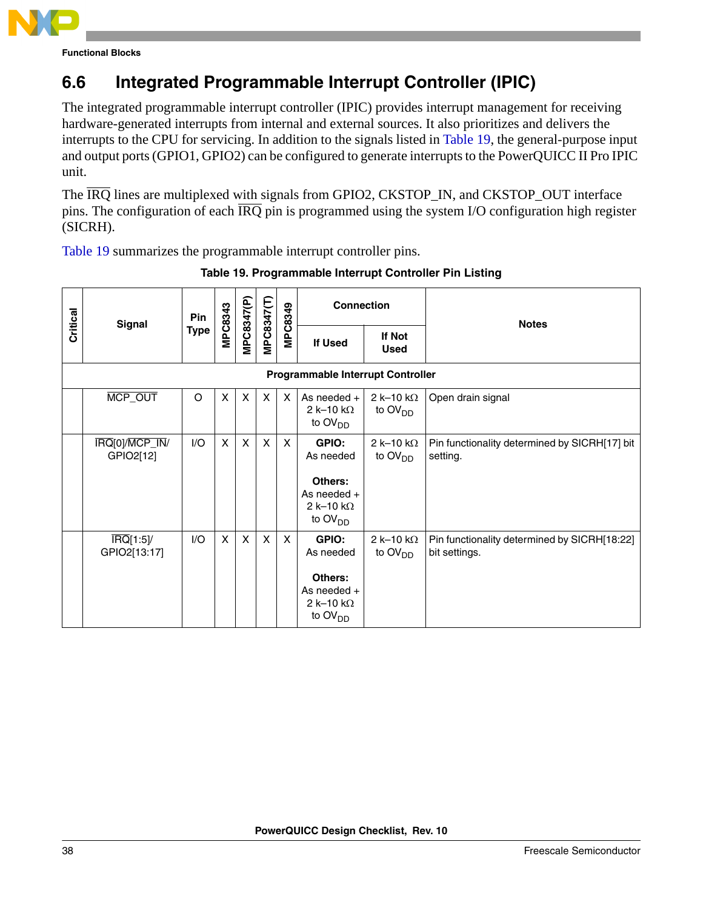## 6.6 Integrated Programmable Interrupt Controller (IPIC)

The integrated programmable interrupt controller (IPIC) provides interrupt management for receiving hardware-generated interrupts from internal and external sources. It also prioritizes and delivers the interrupts to the CPU for servicing. In addition to the signals listed in Table 19, the general-purpose input and output ports (GPIO1, GPIO2) can be configured to generate interrupts to the PowerQUICC II Pro IPIC unit.

The $\overline{\text{IRQ}}$ lines are multiplexed with signals from GPIO2, CKSTOP_IN, and CKSTOP_OUT interface pins. The configuration of each $\overline{\text{IRQ}}$ pin is programmed using the system I/O configuration high register (SICRH).

Table 19 summarizes the programmable interrupt controller pins.

**Table 19. Programmable Interrupt Controller Pin Listing**

| Critical | Signal | Pin Type | MPC8343 | MPC8347(P) | MPC8347(T) | MPC8349 | Connection | | Notes |
|---|---|---|---|---|---|---|---|---|---|
| | | | | | | | If Used | If Not Used | |
| **Programmable Interrupt Controller** | | | | | | | | | |
| | $\overline{\text{MCP\_OUT}}$ | O | X | X | X | X | As needed + 2 k–10 kΩ to $OV_{DD}$ | 2 k–10 kΩ to $OV_{DD}$ | Open drain signal |
| | $\overline{\text{IRQ}}$[0]/$\overline{\text{MCP\_IN}}$/ GPIO2[12] | I/O | X | X | X | X | **GPIO:** As needed<br>**Others:** As needed + 2 k–10 kΩ to $OV_{DD}$ | 2 k–10 kΩ to $OV_{DD}$ | Pin functionality determined by SICRH[17] bit setting. |
| | $\overline{\text{IRQ}}$[1:5]/ GPIO2[13:17] | I/O | X | X | X | X | **GPIO:** As needed<br>**Others:** As needed + 2 k–10 kΩ to $OV_{DD}$ | 2 k–10 kΩ to $OV_{DD}$ | Pin functionality determined by SICRH[18:22] bit settings. |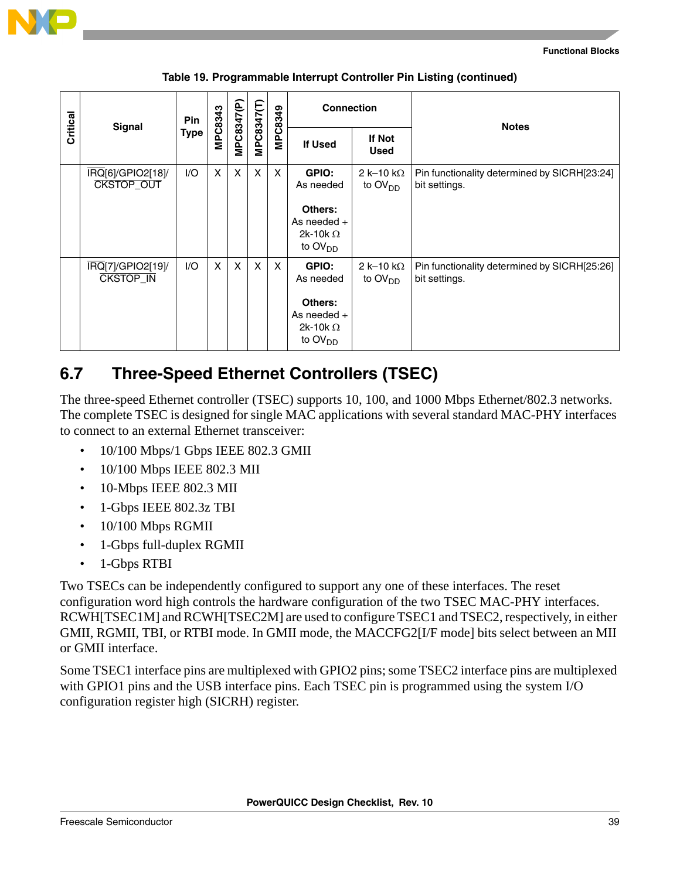**Table 19. Programmable Interrupt Controller Pin Listing (continued)**

| Critical | Signal | Pin Type | MPC8343 | MPC8347(P) | MPC8347(T) | MPC8349 | Connection | | Notes |
|---|---|---|---|---|---|---|---|---|---|
| | | | | | | | If Used | If Not Used | |
| | $\overline{IRQ}$[6]/GPIO2[18]/ $\overline{CKSTOP\_OUT}$ | I/O | X | X | X | X | **GPIO:** As needed **Others:** As needed + 2k-10k Ω to $OV_{DD}$ | 2 k–10 kΩ to $OV_{DD}$ | Pin functionality determined by SICRH[23:24] bit settings. |
| | $\overline{IRQ}$[7]/GPIO2[19]/ $\overline{CKSTOP\_IN}$ | I/O | X | X | X | X | **GPIO:** As needed **Others:** As needed + 2k-10k Ω to $OV_{DD}$ | 2 k–10 kΩ to $OV_{DD}$ | Pin functionality determined by SICRH[25:26] bit settings. |

## 6.7 Three-Speed Ethernet Controllers (TSEC)

The three-speed Ethernet controller (TSEC) supports 10, 100, and 1000 Mbps Ethernet/802.3 networks. The complete TSEC is designed for single MAC applications with several standard MAC-PHY interfaces to connect to an external Ethernet transceiver:

- 10/100 Mbps/1 Gbps IEEE 802.3 GMII
- 10/100 Mbps IEEE 802.3 MII
- 10-Mbps IEEE 802.3 MII
- 1-Gbps IEEE 802.3z TBI
- 10/100 Mbps RGMII
- 1-Gbps full-duplex RGMII
- 1-Gbps RTBI

Two TSECs can be independently configured to support any one of these interfaces. The reset configuration word high controls the hardware configuration of the two TSEC MAC-PHY interfaces. RCWH[TSEC1M] and RCWH[TSEC2M] are used to configure TSEC1 and TSEC2, respectively, in either GMII, RGMII, TBI, or RTBI mode. In GMII mode, the MACCFG2[I/F mode] bits select between an MII or GMII interface.

Some TSEC1 interface pins are multiplexed with GPIO2 pins; some TSEC2 interface pins are multiplexed with GPIO1 pins and the USB interface pins. Each TSEC pin is programmed using the system I/O configuration register high (SICRH) register.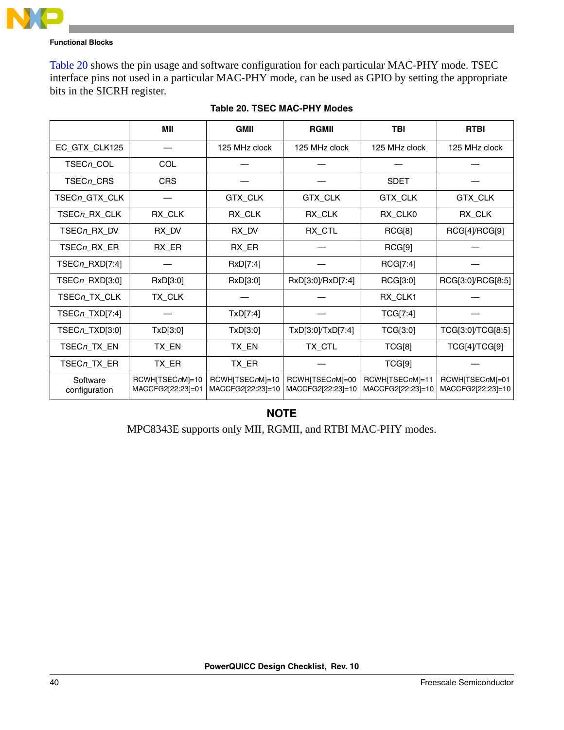Table 20 shows the pin usage and software configuration for each particular MAC-PHY mode. TSEC interface pins not used in a particular MAC-PHY mode, can be used as GPIO by setting the appropriate bits in the SICRH register.

**Table 20. TSEC MAC-PHY Modes**

| | MII | GMII | RGMII | TBI | RTBI |
|---|---|---|---|---|---|
| EC_GTX_CLK125 | — | 125 MHz clock | 125 MHz clock | 125 MHz clock | 125 MHz clock |
| TSEC*n*_COL | COL | — | — | — | — |
| TSEC*n*_CRS | CRS | — | — | SDET | — |
| TSEC*n*_GTX_CLK | — | GTX_CLK | GTX_CLK | GTX_CLK | GTX_CLK |
| TSEC*n*_RX_CLK | RX_CLK | RX_CLK | RX_CLK | RX_CLK0 | RX_CLK |
| TSEC*n*_RX_DV | RX_DV | RX_DV | RX_CTL | RCG[8] | RCG[4]/RCG[9] |
| TSEC*n*_RX_ER | RX_ER | RX_ER | — | RCG[9] | — |
| TSEC*n*_RXD[7:4] | — | RxD[7:4] | — | RCG[7:4] | — |
| TSEC*n*_RXD[3:0] | RxD[3:0] | RxD[3:0] | RxD[3:0]/RxD[7:4] | RCG[3:0] | RCG[3:0]/RCG[8:5] |
| TSEC*n*_TX_CLK | TX_CLK | — | — | RX_CLK1 | — |
| TSEC*n*_TXD[7:4] | — | TxD[7:4] | — | TCG[7:4] | — |
| TSEC*n*_TXD[3:0] | TxD[3:0] | TxD[3:0] | TxD[3:0]/TxD[7:4] | TCG[3:0] | TCG[3:0]/TCG[8:5] |
| TSEC*n*_TX_EN | TX_EN | TX_EN | TX_CTL | TCG[8] | TCG[4]/TCG[9] |
| TSEC*n*_TX_ER | TX_ER | TX_ER | — | TCG[9] | — |
| Software configuration | RCWH[TSEC*n*M]=10 MACCFG2[22:23]=01 | RCWH[TSEC*n*M]=10 MACCFG2[22:23]=10 | RCWH[TSEC*n*M]=00 MACCFG2[22:23]=10 | RCWH[TSEC*n*M]=11 MACCFG2[22:23]=10 | RCWH[TSEC*n*M]=01 MACCFG2[22:23]=10 |

**NOTE**

MPC8343E supports only MII, RGMII, and RTBI MAC-PHY modes.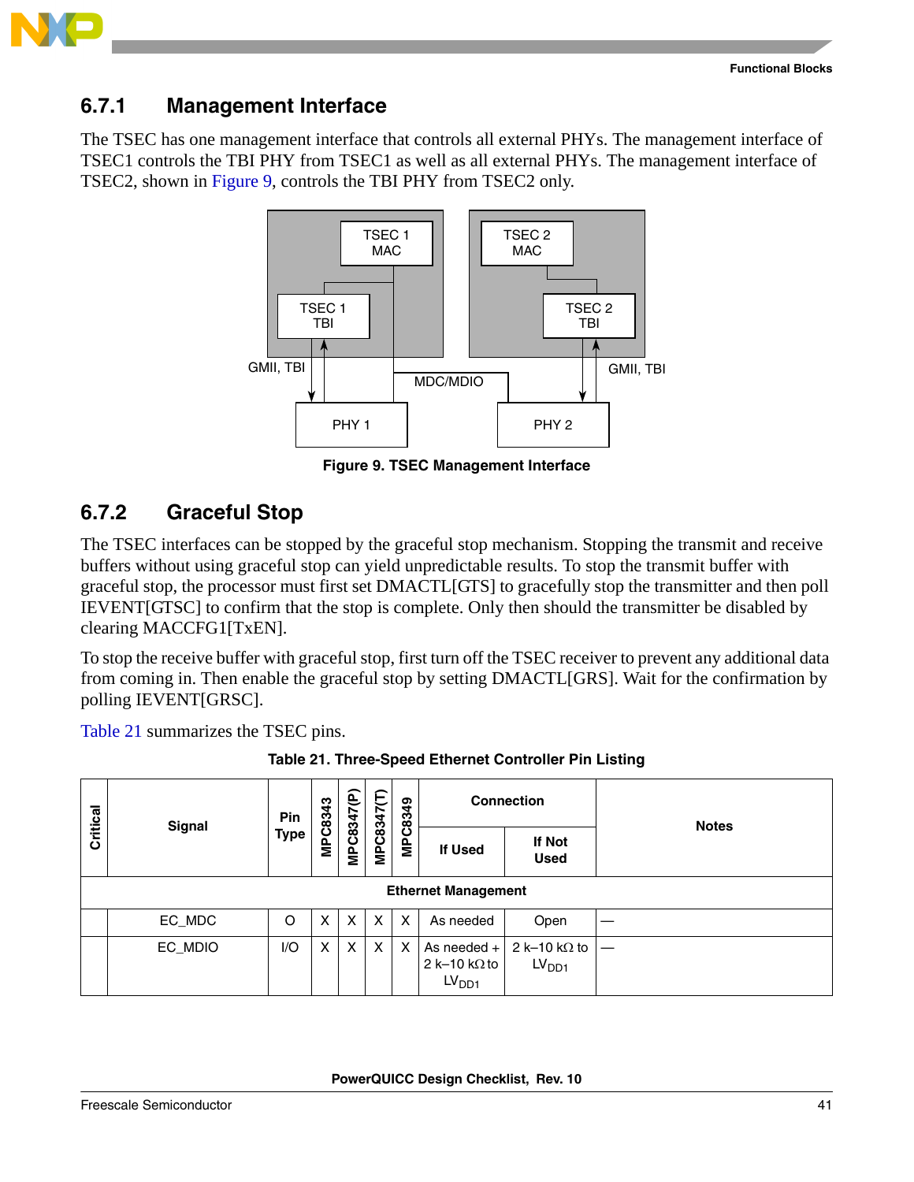### 6.7.1 Management Interface

The TSEC has one management interface that controls all external PHYs. The management interface of TSEC1 controls the TBI PHY from TSEC1 as well as all external PHYs. The management interface of TSEC2, shown in Figure 9, controls the TBI PHY from TSEC2 only.

**Figure 9. TSEC Management Interface**

### 6.7.2 Graceful Stop

The TSEC interfaces can be stopped by the graceful stop mechanism. Stopping the transmit and receive buffers without using graceful stop can yield unpredictable results. To stop the transmit buffer with graceful stop, the processor must first set DMACTL[GTS] to gracefully stop the transmitter and then poll IEVENT[GTSC] to confirm that the stop is complete. Only then should the transmitter be disabled by clearing MACCFG1[TxEN].

To stop the receive buffer with graceful stop, first turn off the TSEC receiver to prevent any additional data from coming in. Then enable the graceful stop by setting DMACTL[GRS]. Wait for the confirmation by polling IEVENT[GRSC].

Table 21 summarizes the TSEC pins.

**Table 21. Three-Speed Ethernet Controller Pin Listing**

| Critical | Signal | Pin Type | MPC8343 | MPC8347(P) | MPC8347(T) | MPC8349 | Connection | | Notes |
|---|---|---|---|---|---|---|---|---|---|
| | | | | | | | If Used | If Not Used | |
| **Ethernet Management** | | | | | | | | | |
| | EC_MDC | O | X | X | X | X | As needed | Open | — |
| | EC_MDIO | I/O | X | X | X | X | As needed + 2 k–10 kΩ to $LV_{DD1}$ | 2 k–10 kΩ to $LV_{DD1}$ | — |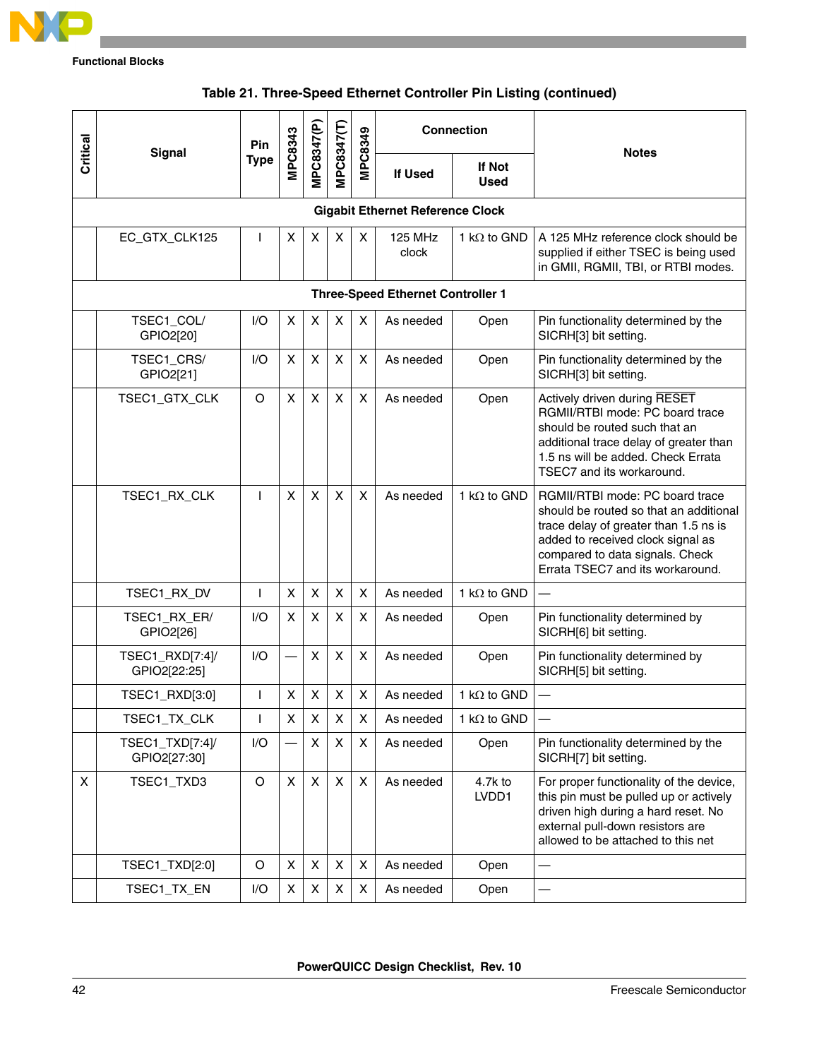**Table 21. Three-Speed Ethernet Controller Pin Listing (continued)**

| Critical | Signal | Pin Type | MPC8343 | MPC8347(P) | MPC8347(T) | MPC8349 | Connection | | Notes |
|---|---|---|---|---|---|---|---|---|---|
| | | | | | | | If Used | If Not Used | |
| **Gigabit Ethernet Reference Clock** | | | | | | | | | |
| | EC_GTX_CLK125 | I | X | X | X | X | 125 MHz clock | 1 kΩ to GND | A 125 MHz reference clock should be supplied if either TSEC is being used in GMII, RGMII, TBI, or RTBI modes. |
| **Three-Speed Ethernet Controller 1** | | | | | | | | | |
| | TSEC1_COL/ GPIO2[20] | I/O | X | X | X | X | As needed | Open | Pin functionality determined by the SICRH[3] bit setting. |
| | TSEC1_CRS/ GPIO2[21] | I/O | X | X | X | X | As needed | Open | Pin functionality determined by the SICRH[3] bit setting. |
| | TSEC1_GTX_CLK | O | X | X | X | X | As needed | Open | Actively driven during $\overline{\text{RESET}}$ RGMII/RTBI mode: PC board trace should be routed such that an additional trace delay of greater than 1.5 ns will be added. Check Errata TSEC7 and its workaround. |
| | TSEC1_RX_CLK | I | X | X | X | X | As needed | 1 kΩ to GND | RGMII/RTBI mode: PC board trace should be routed so that an additional trace delay of greater than 1.5 ns is added to received clock signal as compared to data signals. Check Errata TSEC7 and its workaround. |
| | TSEC1_RX_DV | I | X | X | X | X | As needed | 1 kΩ to GND | — |
| | TSEC1_RX_ER/ GPIO2[26] | I/O | X | X | X | X | As needed | Open | Pin functionality determined by SICRH[6] bit setting. |
| | TSEC1_RXD[7:4]/ GPIO2[22:25] | I/O | — | X | X | X | As needed | Open | Pin functionality determined by SICRH[5] bit setting. |
| | TSEC1_RXD[3:0] | I | X | X | X | X | As needed | 1 kΩ to GND | — |
| | TSEC1_TX_CLK | I | X | X | X | X | As needed | 1 kΩ to GND | — |
| | TSEC1_TXD[7:4]/ GPIO2[27:30] | I/O | — | X | X | X | As needed | Open | Pin functionality determined by the SICRH[7] bit setting. |
| X | TSEC1_TXD3 | O | X | X | X | X | As needed | 4.7k to LVDD1 | For proper functionality of the device, this pin must be pulled up or actively driven high during a hard reset. No external pull-down resistors are allowed to be attached to this net |
| | TSEC1_TXD[2:0] | O | X | X | X | X | As needed | Open | — |
| | TSEC1_TX_EN | I/O | X | X | X | X | As needed | Open | — |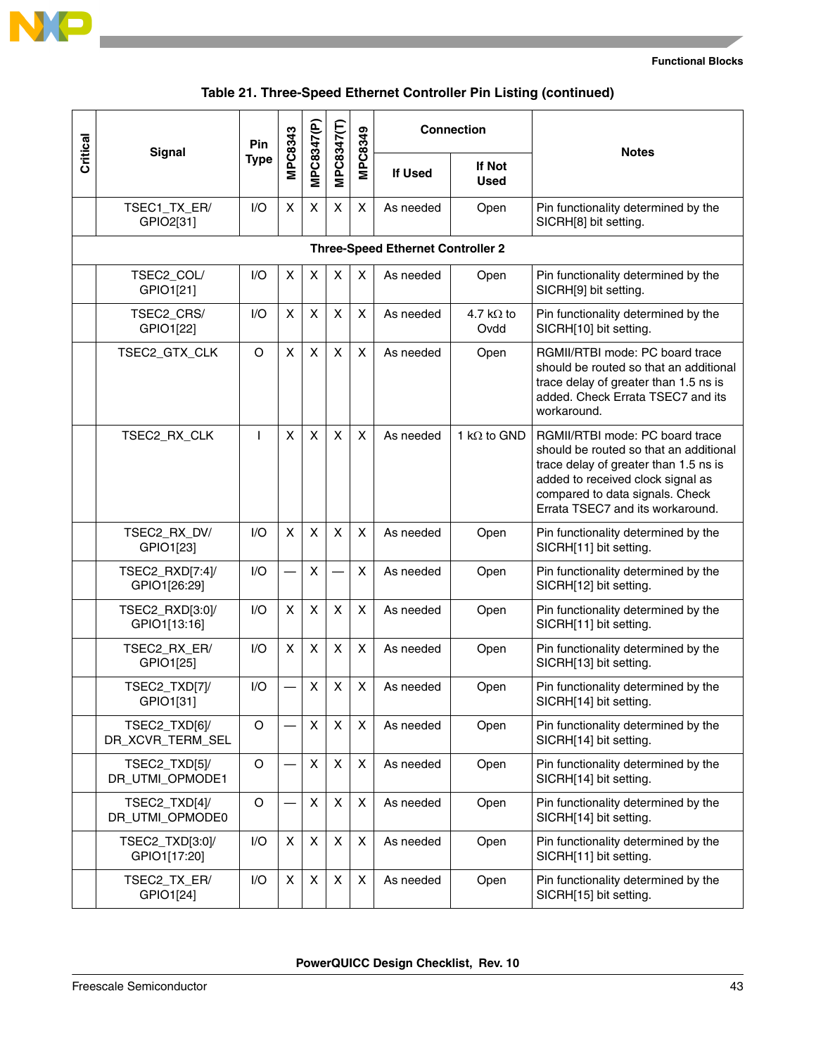**Table 21. Three-Speed Ethernet Controller Pin Listing (continued)**

| Critical | Signal | Pin Type | MPC8343 | MPC8347(P) | MPC8347(T) | MPC8349 | Connection | | Notes |
|---|---|---|---|---|---|---|---|---|---|
| | | | | | | | If Used | If Not Used | |
| | TSEC1_TX_ER/ GPIO2[31] | I/O | X | X | X | X | As needed | Open | Pin functionality determined by the SICRH[8] bit setting. |
| **Three-Speed Ethernet Controller 2** | | | | | | | | | |
| | TSEC2_COL/ GPIO1[21] | I/O | X | X | X | X | As needed | Open | Pin functionality determined by the SICRH[9] bit setting. |
| | TSEC2_CRS/ GPIO1[22] | I/O | X | X | X | X | As needed | 4.7 kΩ to Ovdd | Pin functionality determined by the SICRH[10] bit setting. |
| | TSEC2_GTX_CLK | O | X | X | X | X | As needed | Open | RGMII/RTBI mode: PC board trace should be routed so that an additional trace delay of greater than 1.5 ns is added. Check Errata TSEC7 and its workaround. |
| | TSEC2_RX_CLK | I | X | X | X | X | As needed | 1 kΩ to GND | RGMII/RTBI mode: PC board trace should be routed so that an additional trace delay of greater than 1.5 ns is added to received clock signal as compared to data signals. Check Errata TSEC7 and its workaround. |
| | TSEC2_RX_DV/ GPIO1[23] | I/O | X | X | X | X | As needed | Open | Pin functionality determined by the SICRH[11] bit setting. |
| | TSEC2_RXD[7:4]/ GPIO1[26:29] | I/O | — | X | — | X | As needed | Open | Pin functionality determined by the SICRH[12] bit setting. |
| | TSEC2_RXD[3:0]/ GPIO1[13:16] | I/O | X | X | X | X | As needed | Open | Pin functionality determined by the SICRH[11] bit setting. |
| | TSEC2_RX_ER/ GPIO1[25] | I/O | X | X | X | X | As needed | Open | Pin functionality determined by the SICRH[13] bit setting. |
| | TSEC2_TXD[7]/ GPIO1[31] | I/O | — | X | X | X | As needed | Open | Pin functionality determined by the SICRH[14] bit setting. |
| | TSEC2_TXD[6]/ DR_XCVR_TERM_SEL | O | — | X | X | X | As needed | Open | Pin functionality determined by the SICRH[14] bit setting. |
| | TSEC2_TXD[5]/ DR_UTMI_OPMODE1 | O | — | X | X | X | As needed | Open | Pin functionality determined by the SICRH[14] bit setting. |
| | TSEC2_TXD[4]/ DR_UTMI_OPMODE0 | O | — | X | X | X | As needed | Open | Pin functionality determined by the SICRH[14] bit setting. |
| | TSEC2_TXD[3:0]/ GPIO1[17:20] | I/O | X | X | X | X | As needed | Open | Pin functionality determined by the SICRH[11] bit setting. |
| | TSEC2_TX_ER/ GPIO1[24] | I/O | X | X | X | X | As needed | Open | Pin functionality determined by the SICRH[15] bit setting. |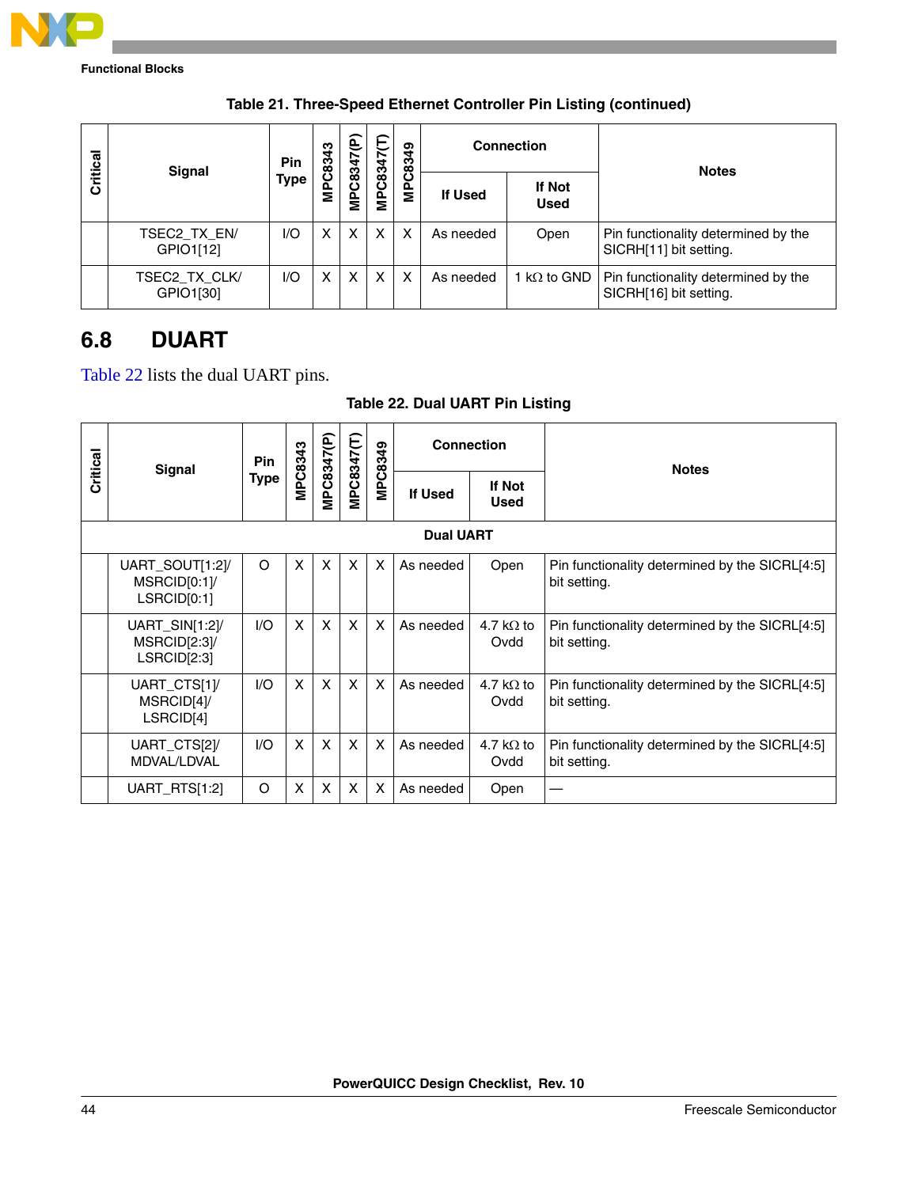**Table 21. Three-Speed Ethernet Controller Pin Listing (continued)**

| Critical | Signal | Pin Type | MPC8343 | MPC8347(P) | MPC8347(T) | MPC8349 | Connection | | Notes |
|---|---|---|---|---|---|---|---|---|---|
| | | | | | | | If Used | If Not Used | |
| | TSEC2_TX_EN/ GPIO1[12] | I/O | X | X | X | X | As needed | Open | Pin functionality determined by the SICRH[11] bit setting. |
| | TSEC2_TX_CLK/ GPIO1[30] | I/O | X | X | X | X | As needed | 1 kΩ to GND | Pin functionality determined by the SICRH[16] bit setting. |

## 6.8 DUART

Table 22 lists the dual UART pins.

**Table 22. Dual UART Pin Listing**

| Critical | Signal | Pin Type | MPC8343 | MPC8347(P) | MPC8347(T) | MPC8349 | Connection | | Notes |
|---|---|---|---|---|---|---|---|---|---|
| | | | | | | | If Used | If Not Used | |
| **Dual UART** | | | | | | | | | |
| | UART_SOUT[1:2]/ MSRCID[0:1]/ LSRCID[0:1] | O | X | X | X | X | As needed | Open | Pin functionality determined by the SICRL[4:5] bit setting. |
| | UART_SIN[1:2]/ MSRCID[2:3]/ LSRCID[2:3] | I/O | X | X | X | X | As needed | 4.7 kΩ to Ovdd | Pin functionality determined by the SICRL[4:5] bit setting. |
| | UART_CTS[1]/ MSRCID[4]/ LSRCID[4] | I/O | X | X | X | X | As needed | 4.7 kΩ to Ovdd | Pin functionality determined by the SICRL[4:5] bit setting. |
| | UART_CTS[2]/ MDVAL/LDVAL | I/O | X | X | X | X | As needed | 4.7 kΩ to Ovdd | Pin functionality determined by the SICRL[4:5] bit setting. |
| | UART_RTS[1:2] | O | X | X | X | X | As needed | Open | — |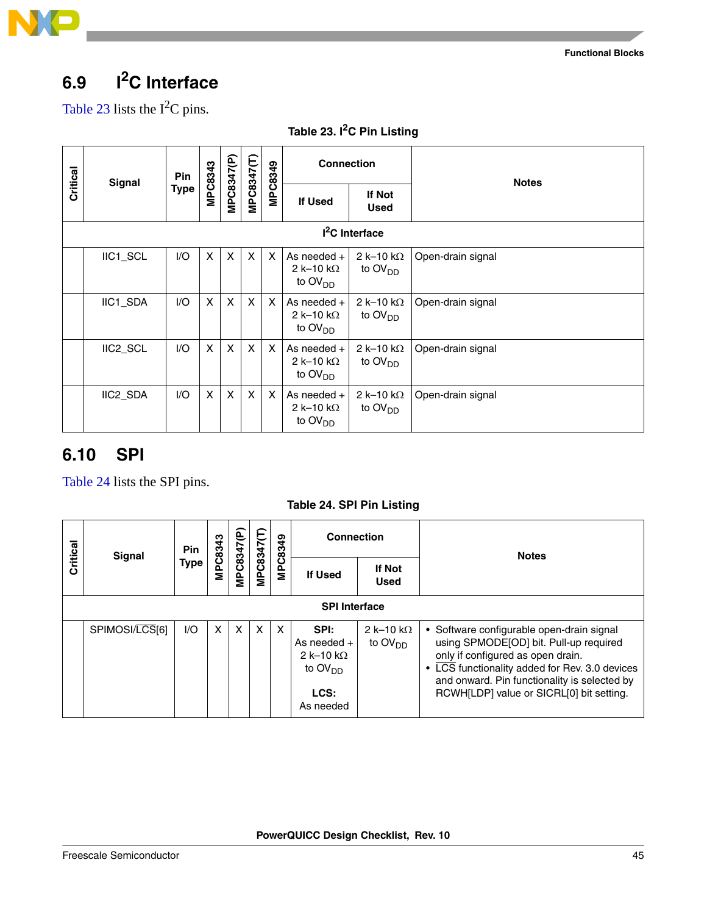## 6.9 I²C Interface

Table 23 lists the I²C pins.

**Table 23. I²C Pin Listing**

| Critical | Signal | Pin Type | MPC8343 | MPC8347(P) | MPC8347(T) | MPC8349 | Connection | | Notes |
|---|---|---|---|---|---|---|---|---|---|
| | | | | | | | If Used | If Not Used | |
| **I²C Interface** | | | | | | | | | |
| | IIC1_SCL | I/O | X | X | X | X | As needed + 2 k–10 kΩ to $OV_{DD}$ | 2 k–10 kΩ to $OV_{DD}$ | Open-drain signal |
| | IIC1_SDA | I/O | X | X | X | X | As needed + 2 k–10 kΩ to $OV_{DD}$ | 2 k–10 kΩ to $OV_{DD}$ | Open-drain signal |
| | IIC2_SCL | I/O | X | X | X | X | As needed + 2 k–10 kΩ to $OV_{DD}$ | 2 k–10 kΩ to $OV_{DD}$ | Open-drain signal |
| | IIC2_SDA | I/O | X | X | X | X | As needed + 2 k–10 kΩ to $OV_{DD}$ | 2 k–10 kΩ to $OV_{DD}$ | Open-drain signal |

## 6.10 SPI

Table 24 lists the SPI pins.

**Table 24. SPI Pin Listing**

| Critical | Signal | Pin Type | MPC8343 | MPC8347(P) | MPC8347(T) | MPC8349 | Connection | | Notes |
|---|---|---|---|---|---|---|---|---|---|
| | | | | | | | If Used | If Not Used | |
| **SPI Interface** | | | | | | | | | |
| | SPIMOSI/$\overline{\text{LCS}}$[6] | I/O | X | X | X | X | **SPI:** As needed + 2 k–10 kΩ to $OV_{DD}$<br><br>**LCS:** As needed | 2 k–10 kΩ to $OV_{DD}$ | • Software configurable open-drain signal using SPMODE[OD] bit. Pull-up required only if configured as open drain.<br>• $\overline{\text{LCS}}$ functionality added for Rev. 3.0 devices and onward. Pin functionality is selected by RCWH[LDP] value or SICRL[0] bit setting. |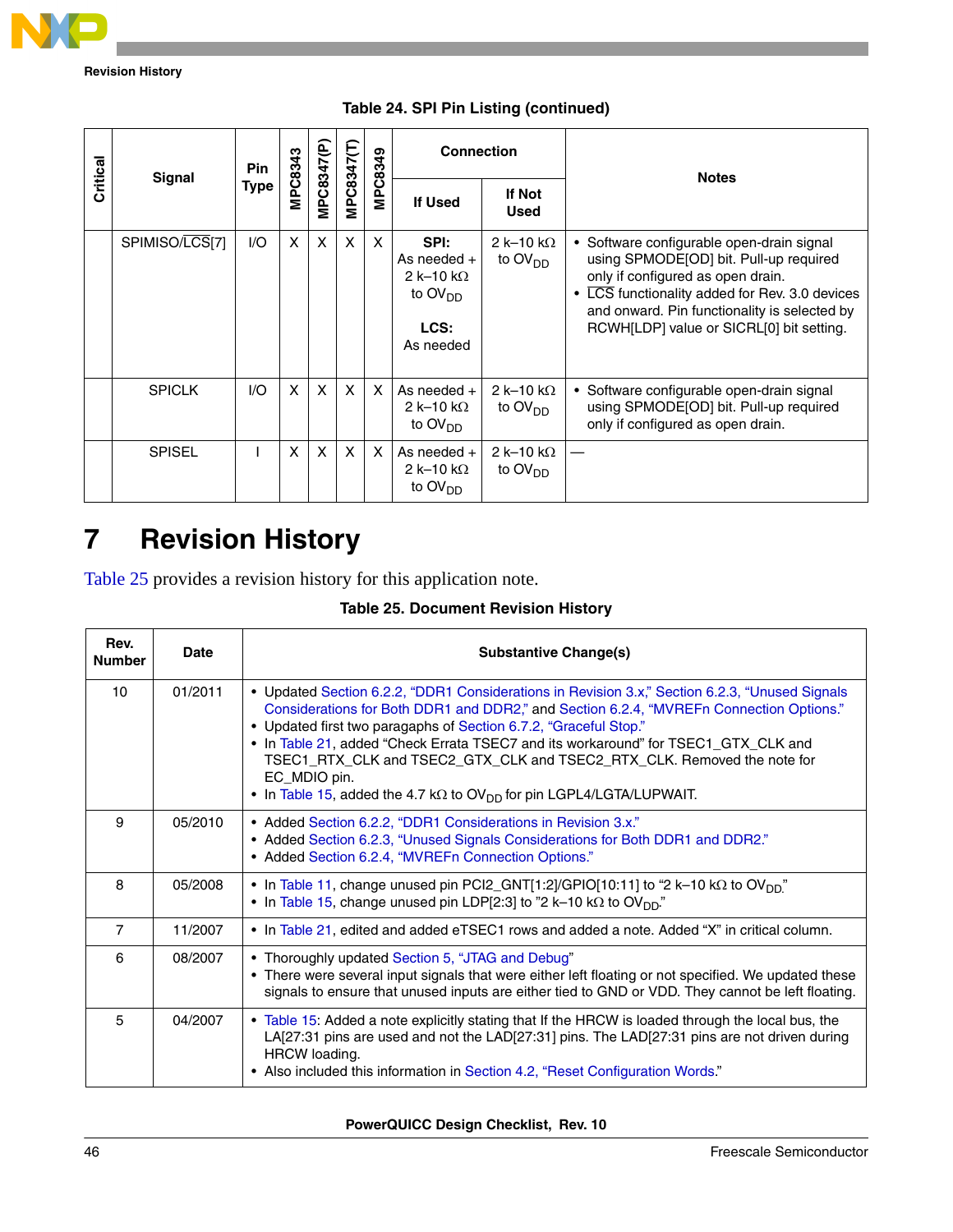**Table 24. SPI Pin Listing (continued)**

| Critical | Signal | Pin Type | MPC8343 | MPC8347(P) | MPC8347(T) | MPC8349 | Connection | | Notes |
|---|---|---|---|---|---|---|---|---|---|
| | | | | | | | If Used | If Not Used | |
| | SPIMISO/$\overline{LCS}$[7] | I/O | X | X | X | X | **SPI:** As needed + 2 k–10 kΩ to $OV_{DD}$ **LCS:** As needed | 2 k–10 kΩ to $OV_{DD}$ | • Software configurable open-drain signal using SPMODE[OD] bit. Pull-up required only if configured as open drain. • $\overline{LCS}$ functionality added for Rev. 3.0 devices and onward. Pin functionality is selected by RCWH[LDP] value or SICRL[0] bit setting. |
| | SPICLK | I/O | X | X | X | X | As needed + 2 k–10 kΩ to $OV_{DD}$ | 2 k–10 kΩ to $OV_{DD}$ | • Software configurable open-drain signal using SPMODE[OD] bit. Pull-up required only if configured as open drain. |
| | SPISEL | I | X | X | X | X | As needed + 2 k–10 kΩ to $OV_{DD}$ | 2 k–10 kΩ to $OV_{DD}$ | — |

# 7 Revision History

Table 25 provides a revision history for this application note.

**Table 25. Document Revision History**

| Rev. Number | Date | Substantive Change(s) |
|---|---|---|
| 10 | 01/2011 | • Updated Section 6.2.2, "DDR1 Considerations in Revision 3.x," Section 6.2.3, "Unused Signals Considerations for Both DDR1 and DDR2," and Section 6.2.4, "MVREFn Connection Options." • Updated first two paragaphs of Section 6.7.2, "Graceful Stop." • In Table 21, added "Check Errata TSEC7 and its workaround" for TSEC1_GTX_CLK and TSEC1_RTX_CLK and TSEC2_GTX_CLK and TSEC2_RTX_CLK. Removed the note for EC_MDIO pin. • In Table 15, added the 4.7 kΩ to $OV_{DD}$ for pin LGPL4/LGTA/LUPWAIT. |
| 9 | 05/2010 | • Added Section 6.2.2, "DDR1 Considerations in Revision 3.x." • Added Section 6.2.3, "Unused Signals Considerations for Both DDR1 and DDR2." • Added Section 6.2.4, "MVREFn Connection Options." |
| 8 | 05/2008 | • In Table 11, change unused pin PCI2_GNT[1:2]/GPIO[10:11] to "2 k–10 kΩ to $OV_{DD}$." • In Table 15, change unused pin LDP[2:3] to "2 k–10 kΩ to $OV_{DD}$." |
| 7 | 11/2007 | • In Table 21, edited and added eTSEC1 rows and added a note. Added "X" in critical column. |
| 6 | 08/2007 | • Thoroughly updated Section 5, "JTAG and Debug" • There were several input signals that were either left floating or not specified. We updated these signals to ensure that unused inputs are either tied to GND or VDD. They cannot be left floating. |
| 5 | 04/2007 | • Table 15: Added a note explicitly stating that If the HRCW is loaded through the local bus, the LA[27:31 pins are used and not the LAD[27:31] pins. The LAD[27:31 pins are not driven during HRCW loading. • Also included this information in Section 4.2, "Reset Configuration Words." |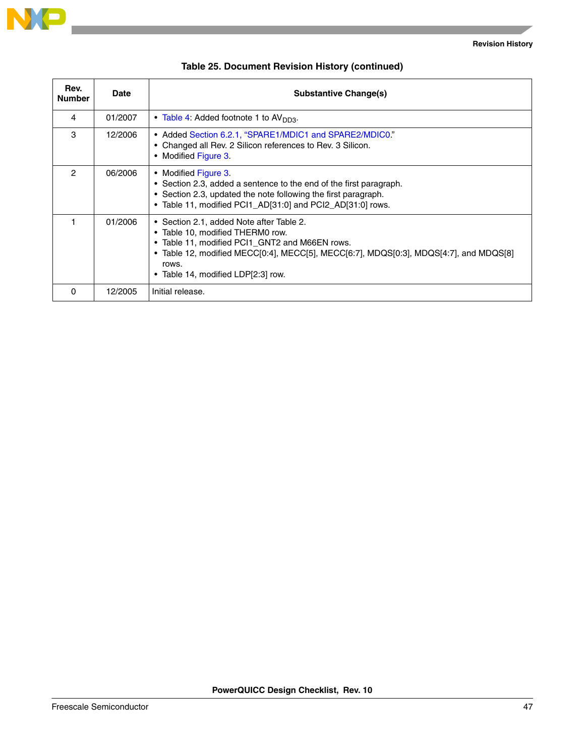**Table 25. Document Revision History (continued)**

| Rev. Number | Date | Substantive Change(s) |
|---|---|---|
| 4 | 01/2007 | • Table 4: Added footnote 1 to $AV_{DD3}$. |
| 3 | 12/2006 | • Added Section 6.2.1, "SPARE1/MDIC1 and SPARE2/MDIC0."<br>• Changed all Rev. 2 Silicon references to Rev. 3 Silicon.<br>• Modified Figure 3. |
| 2 | 06/2006 | • Modified Figure 3.<br>• Section 2.3, added a sentence to the end of the first paragraph.<br>• Section 2.3, updated the note following the first paragraph.<br>• Table 11, modified PCI1_AD[31:0] and PCI2_AD[31:0] rows. |
| 1 | 01/2006 | • Section 2.1, added Note after Table 2.<br>• Table 10, modified THERM0 row.<br>• Table 11, modified PCI1_GNT2 and M66EN rows.<br>• Table 12, modified MECC[0:4], MECC[5], MECC[6:7], MDQS[0:3], MDQS[4:7], and MDQS[8] rows.<br>• Table 14, modified LDP[2:3] row. |
| 0 | 12/2005 | Initial release. |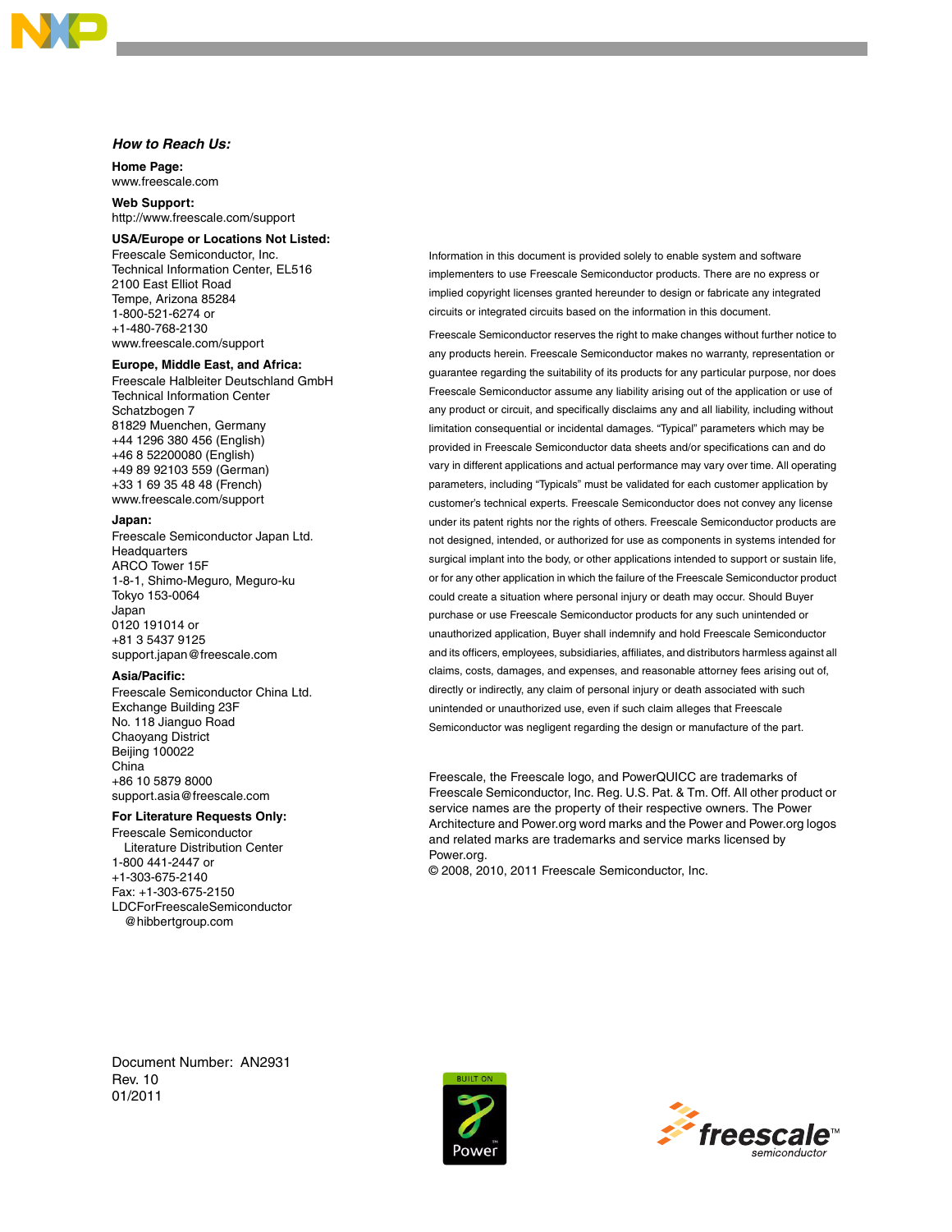*How to Reach Us:*

**Home Page:**
www.freescale.com

**Web Support:**
http://www.freescale.com/support

**USA/Europe or Locations Not Listed:**
Freescale Semiconductor, Inc.
Technical Information Center, EL516
2100 East Elliot Road
Tempe, Arizona 85284
1-800-521-6274 or
+1-480-768-2130
www.freescale.com/support

**Europe, Middle East, and Africa:**
Freescale Halbleiter Deutschland GmbH
Technical Information Center
Schatzbogen 7
81829 Muenchen, Germany
+44 1296 380 456 (English)
+46 8 52200080 (English)
+49 89 92103 559 (German)
+33 1 69 35 48 48 (French)
www.freescale.com/support

**Japan:**
Freescale Semiconductor Japan Ltd.
Headquarters
ARCO Tower 15F
1-8-1, Shimo-Meguro, Meguro-ku
Tokyo 153-0064
Japan
0120 191014 or
+81 3 5437 9125
support.japan@freescale.com

**Asia/Pacific:**
Freescale Semiconductor China Ltd.
Exchange Building 23F
No. 118 Jianguo Road
Chaoyang District
Beijing 100022
China
+86 10 5879 8000
support.asia@freescale.com

**For Literature Requests Only:**
Freescale Semiconductor
Literature Distribution Center
1-800 441-2447 or
+1-303-675-2140
Fax: +1-303-675-2150
LDCForFreescaleSemiconductor
@hibbertgroup.com

Information in this document is provided solely to enable system and software implementers to use Freescale Semiconductor products. There are no express or implied copyright licenses granted hereunder to design or fabricate any integrated circuits or integrated circuits based on the information in this document.

Freescale Semiconductor reserves the right to make changes without further notice to any products herein. Freescale Semiconductor makes no warranty, representation or guarantee regarding the suitability of its products for any particular purpose, nor does Freescale Semiconductor assume any liability arising out of the application or use of any product or circuit, and specifically disclaims any and all liability, including without limitation consequential or incidental damages. "Typical" parameters which may be provided in Freescale Semiconductor data sheets and/or specifications can and do vary in different applications and actual performance may vary over time. All operating parameters, including "Typicals" must be validated for each customer application by customer's technical experts. Freescale Semiconductor does not convey any license under its patent rights nor the rights of others. Freescale Semiconductor products are not designed, intended, or authorized for use as components in systems intended for surgical implant into the body, or other applications intended to support or sustain life, or for any other application in which the failure of the Freescale Semiconductor product could create a situation where personal injury or death may occur. Should Buyer purchase or use Freescale Semiconductor products for any such unintended or unauthorized application, Buyer shall indemnify and hold Freescale Semiconductor and its officers, employees, subsidiaries, affiliates, and distributors harmless against all claims, costs, damages, and expenses, and reasonable attorney fees arising out of, directly or indirectly, any claim of personal injury or death associated with such unintended or unauthorized use, even if such claim alleges that Freescale Semiconductor was negligent regarding the design or manufacture of the part.

Freescale, the Freescale logo, and PowerQUICC are trademarks of Freescale Semiconductor, Inc. Reg. U.S. Pat. & Tm. Off. All other product or service names are the property of their respective owners. The Power Architecture and Power.org word marks and the Power and Power.org logos and related marks are trademarks and service marks licensed by Power.org.
© 2008, 2010, 2011 Freescale Semiconductor, Inc.

Document Number: AN2931
Rev. 10
01/2011